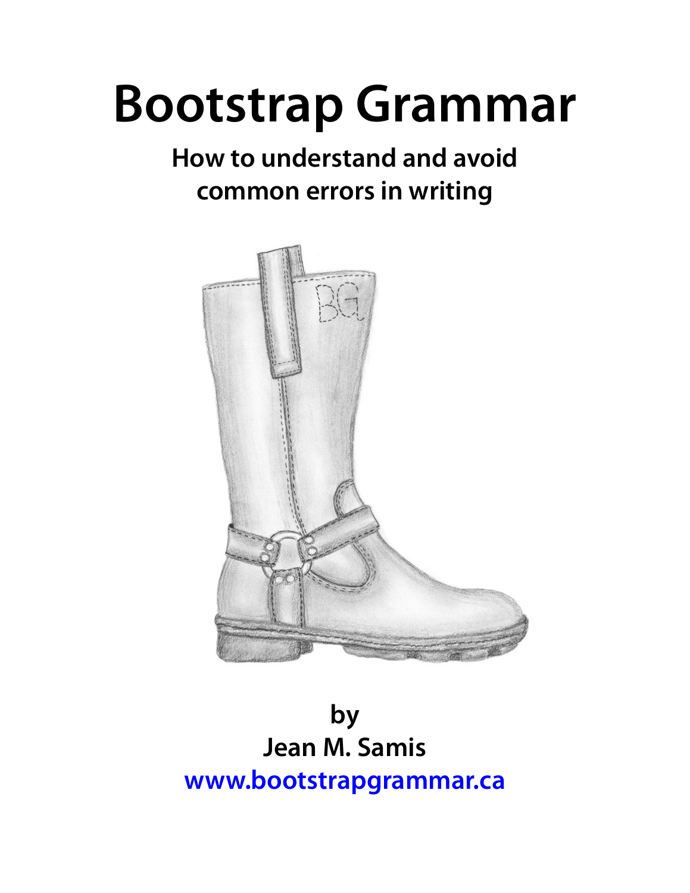# Bootstrap Grammar

## How to understand and avoid common errors in writing

by

Jean M. Samis

www.bootstrapgrammar.ca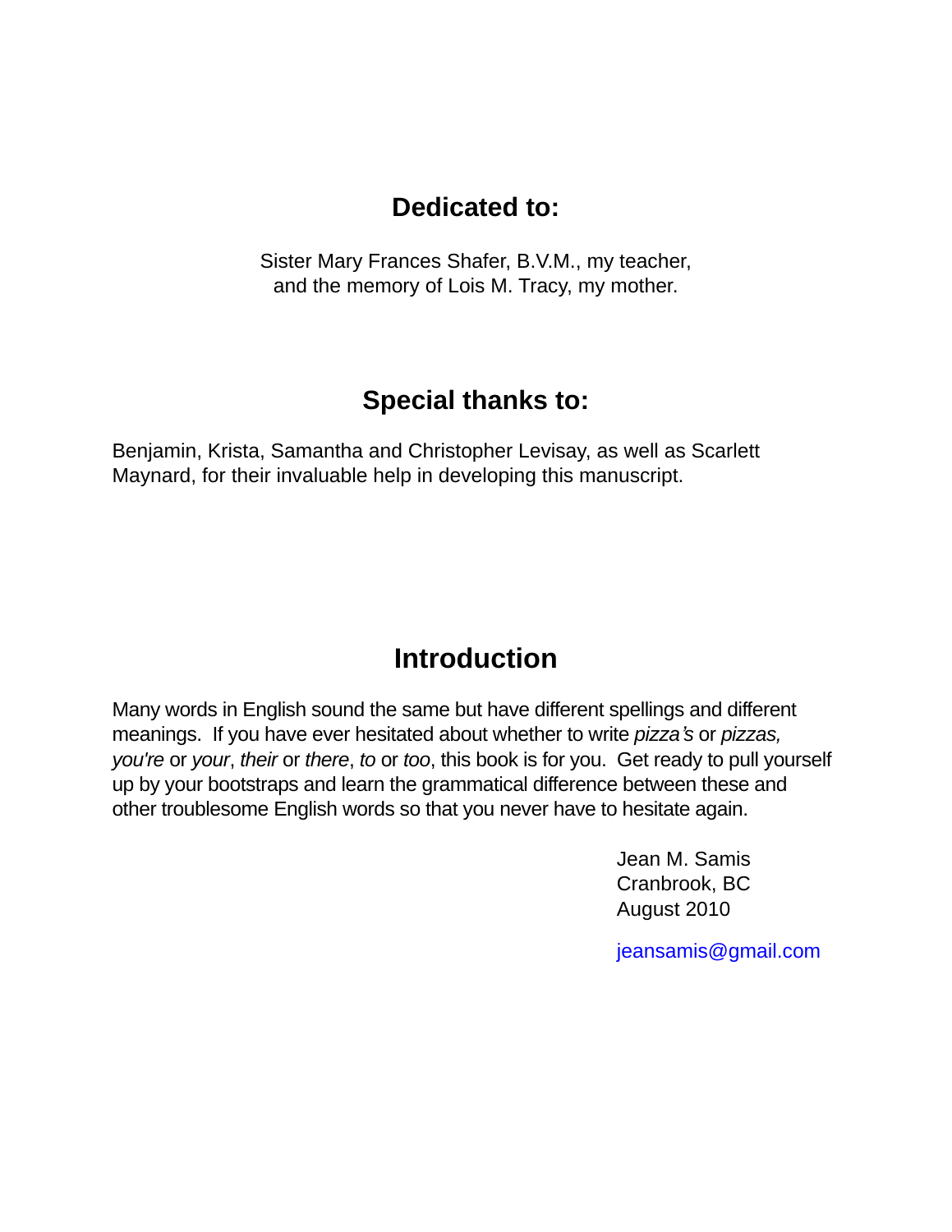## Dedicated to:

Sister Mary Frances Shafer, B.V.M., my teacher,
and the memory of Lois M. Tracy, my mother.

## Special thanks to:

Benjamin, Krista, Samantha and Christopher Levisay, as well as Scarlett Maynard, for their invaluable help in developing this manuscript.

## Introduction

Many words in English sound the same but have different spellings and different meanings. If you have ever hesitated about whether to write *pizza's* or *pizzas, you're* or *your*, *their* or *there*, *to* or *too*, this book is for you. Get ready to pull yourself up by your bootstraps and learn the grammatical difference between these and other troublesome English words so that you never have to hesitate again.

Jean M. Samis
Cranbrook, BC
August 2010

jeansamis@gmail.com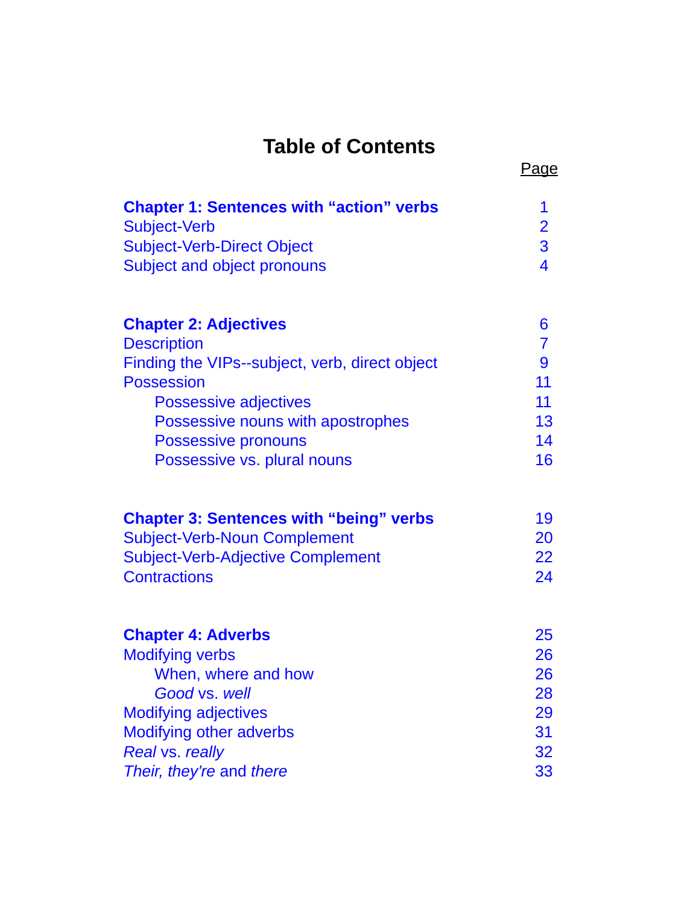# Table of Contents

| | Page |
|---|---|
| **Chapter 1: Sentences with "action" verbs** | 1 |
| Subject-Verb | 2 |
| Subject-Verb-Direct Object | 3 |
| Subject and object pronouns | 4 |
| | |
| **Chapter 2: Adjectives** | 6 |
| Description | 7 |
| Finding the VIPs--subject, verb, direct object | 9 |
| Possession | 11 |
| Possessive adjectives | 11 |
| Possessive nouns with apostrophes | 13 |
| Possessive pronouns | 14 |
| Possessive vs. plural nouns | 16 |
| | |
| **Chapter 3: Sentences with "being" verbs** | 19 |
| Subject-Verb-Noun Complement | 20 |
| Subject-Verb-Adjective Complement | 22 |
| Contractions | 24 |
| | |
| **Chapter 4: Adverbs** | 25 |
| Modifying verbs | 26 |
| When, where and how | 26 |
| *Good* vs. *well* | 28 |
| Modifying adjectives | 29 |
| Modifying other adverbs | 31 |
| *Real* vs. *really* | 32 |
| *Their, they're* and *there* | 33 |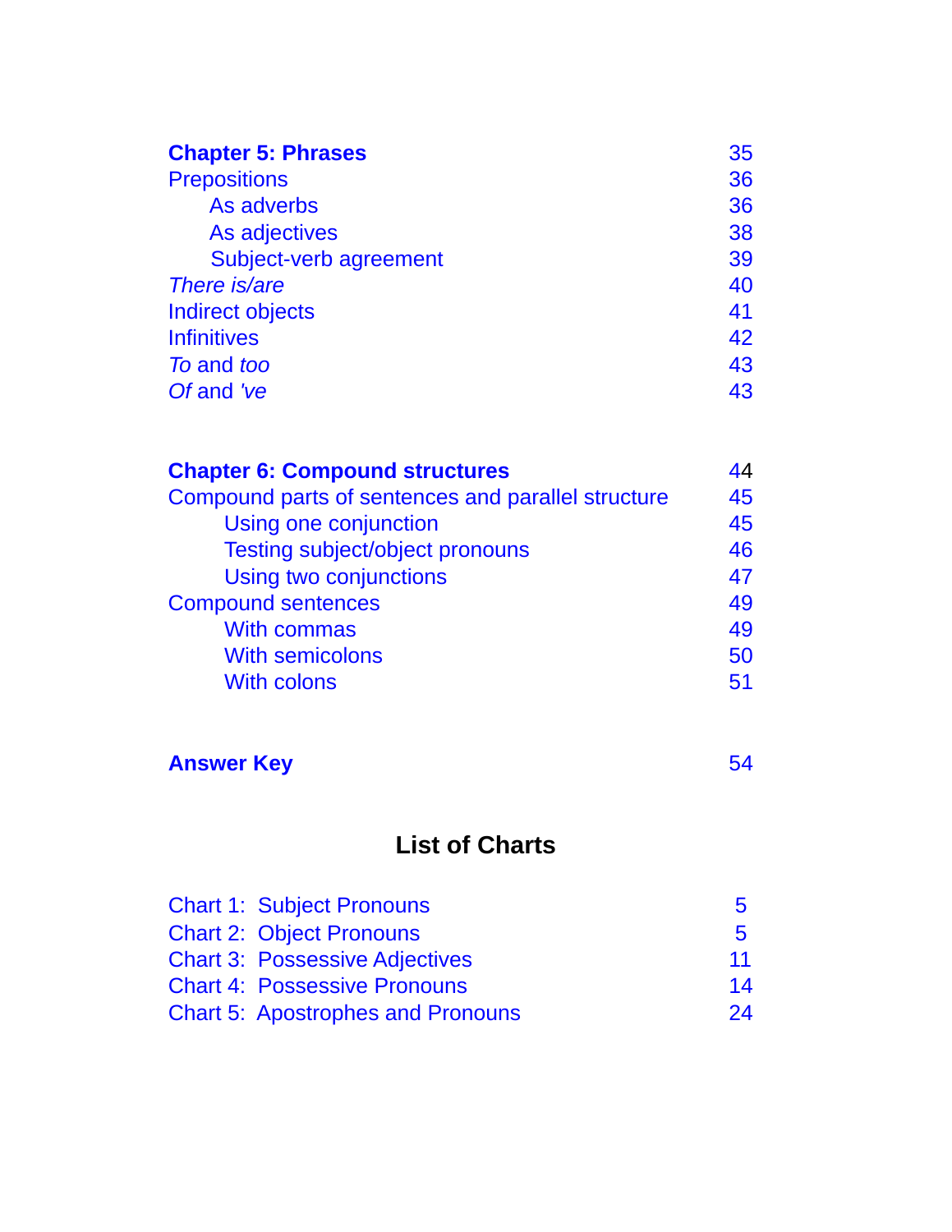| | |
|---|---|
| **Chapter 5: Phrases** | 35 |
| Prepositions | 36 |
| As adverbs | 36 |
| As adjectives | 38 |
| Subject-verb agreement | 39 |
| *There is/are* | 40 |
| Indirect objects | 41 |
| Infinitives | 42 |
| *To* and *too* | 43 |
| *Of* and *'ve* | 43 |

| | |
|---|---|
| **Chapter 6: Compound structures** | 44 |
| Compound parts of sentences and parallel structure | 45 |
| Using one conjunction | 45 |
| Testing subject/object pronouns | 46 |
| Using two conjunctions | 47 |
| Compound sentences | 49 |
| With commas | 49 |
| With semicolons | 50 |
| With colons | 51 |

| | |
|---|---|
| **Answer Key** | 54 |

## List of Charts

| | |
|---|---|
| Chart 1: Subject Pronouns | 5 |
| Chart 2: Object Pronouns | 5 |
| Chart 3: Possessive Adjectives | 11 |
| Chart 4: Possessive Pronouns | 14 |
| Chart 5: Apostrophes and Pronouns | 24 |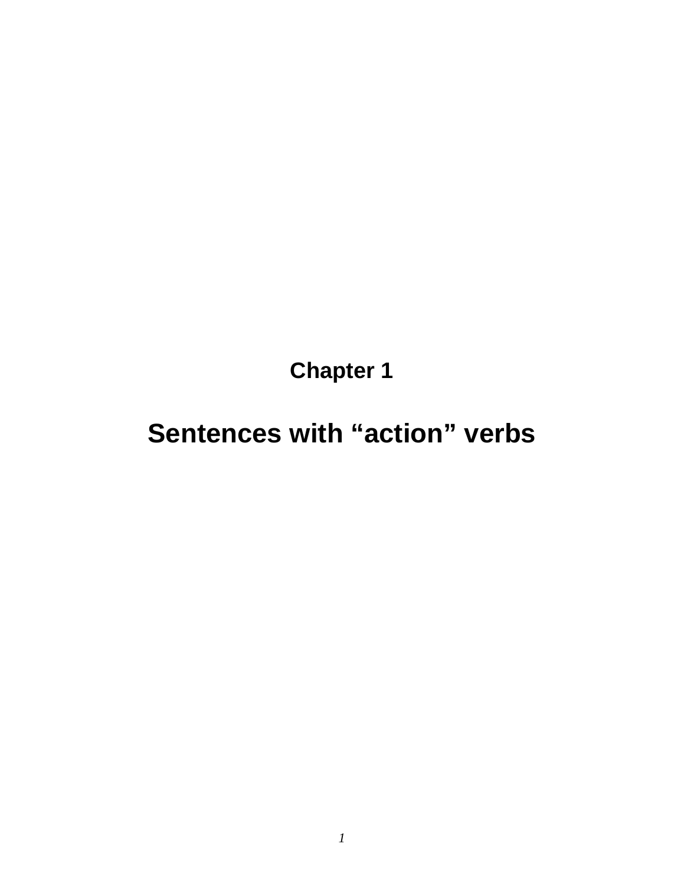# Chapter 1

# Sentences with “action” verbs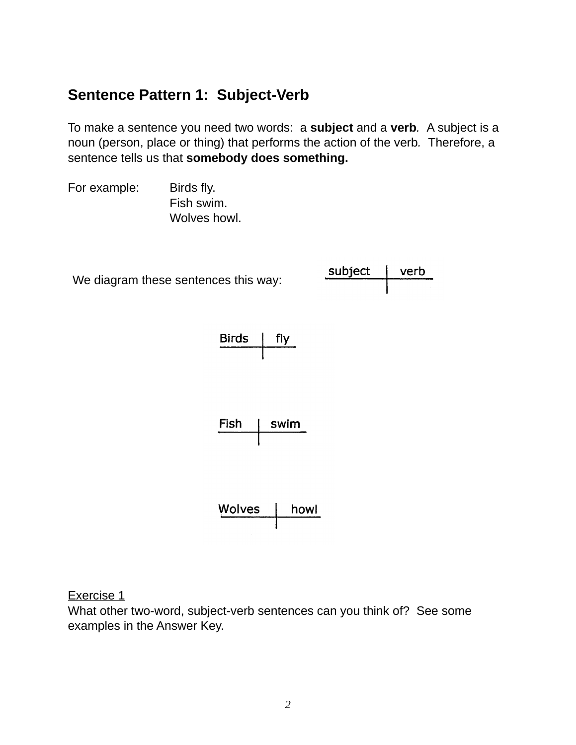## Sentence Pattern 1: Subject-Verb

To make a sentence you need two words: a **subject** and a **verb**. A subject is a noun (person, place or thing) that performs the action of the verb. Therefore, a sentence tells us that **somebody does something.**

For example: Birds fly.
Fish swim.
Wolves howl.

We diagram these sentences this way:

| subject | verb |
|---|---|

| Birds | fly |
|---|---|

| Fish | swim |
|---|---|

| Wolves | howl |
|---|---|

Exercise 1
What other two-word, subject-verb sentences can you think of? See some examples in the Answer Key.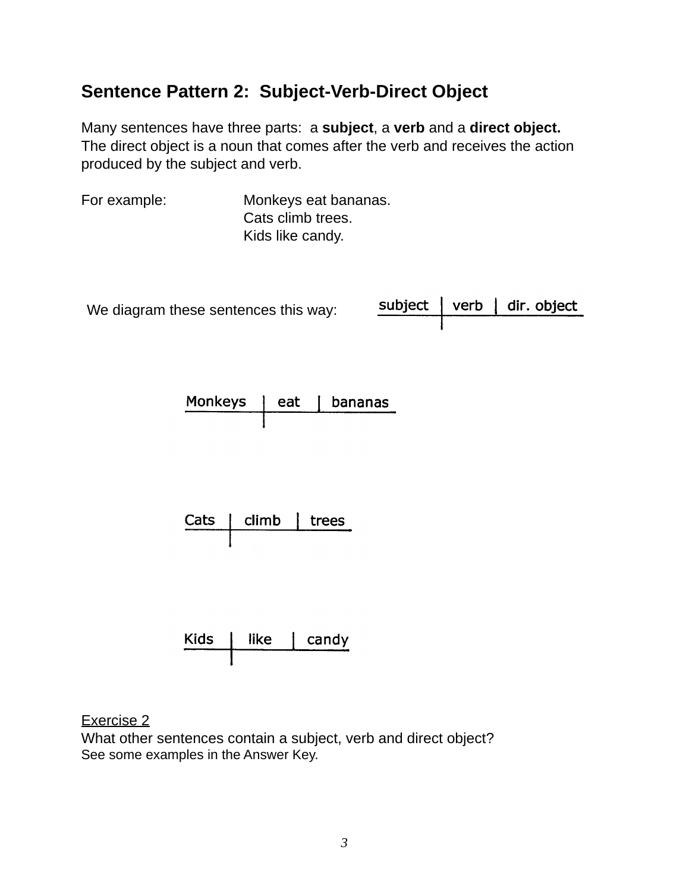## Sentence Pattern 2: Subject-Verb-Direct Object

Many sentences have three parts: a **subject**, a **verb** and a **direct object.** The direct object is a noun that comes after the verb and receives the action produced by the subject and verb.

For example: Monkeys eat bananas.
Cats climb trees.
Kids like candy.

We diagram these sentences this way:

| subject | verb | dir. object |
|---|---|---|

| Monkeys | eat | bananas |
|---|---|---|

| Cats | climb | trees |
|---|---|---|

| Kids | like | candy |
|---|---|---|

Exercise 2
What other sentences contain a subject, verb and direct object?
See some examples in the Answer Key.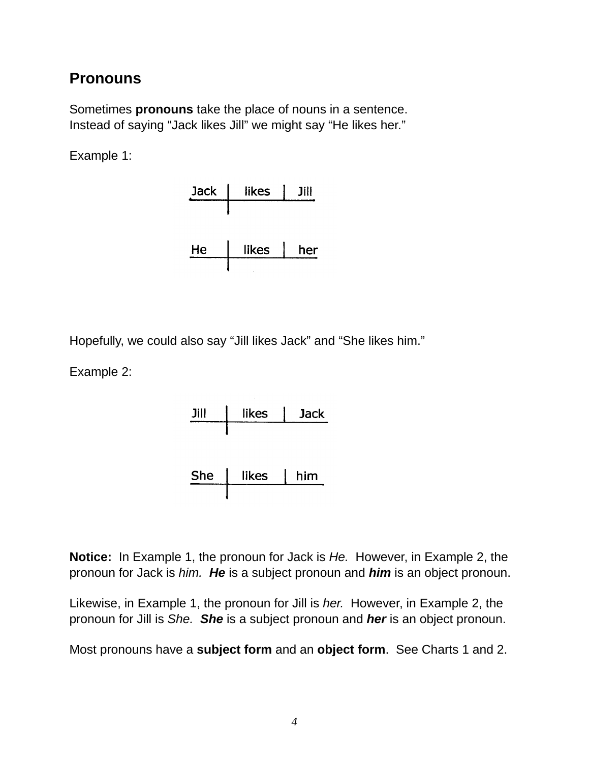## Pronouns

Sometimes **pronouns** take the place of nouns in a sentence.
Instead of saying "Jack likes Jill" we might say "He likes her."

Example 1:

```
Jack | likes | Jill
-----|-------------
     |

He   | likes | her
-----|-------------
     |
```

Hopefully, we could also say "Jill likes Jack" and "She likes him."

Example 2:

```
Jill | likes | Jack
-----|-------------
     |

She  | likes | him
-----|-------------
     |
```

**Notice:** In Example 1, the pronoun for Jack is *He.* However, in Example 2, the pronoun for Jack is *him.* ***He*** is a subject pronoun and ***him*** is an object pronoun.

Likewise, in Example 1, the pronoun for Jill is *her.* However, in Example 2, the pronoun for Jill is *She.* ***She*** is a subject pronoun and ***her*** is an object pronoun.

Most pronouns have a **subject form** and an **object form**. See Charts 1 and 2.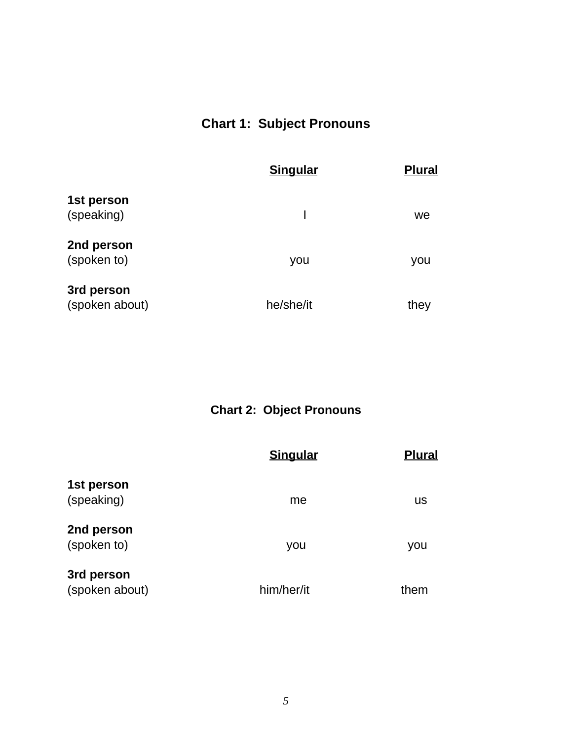## Chart 1: Subject Pronouns

| | **Singular** | **Plural** |
|---|---|---|
| **1st person** (speaking) | I | we |
| **2nd person** (spoken to) | you | you |
| **3rd person** (spoken about) | he/she/it | they |

## Chart 2: Object Pronouns

| | **Singular** | **Plural** |
|---|---|---|
| **1st person** (speaking) | me | us |
| **2nd person** (spoken to) | you | you |
| **3rd person** (spoken about) | him/her/it | them |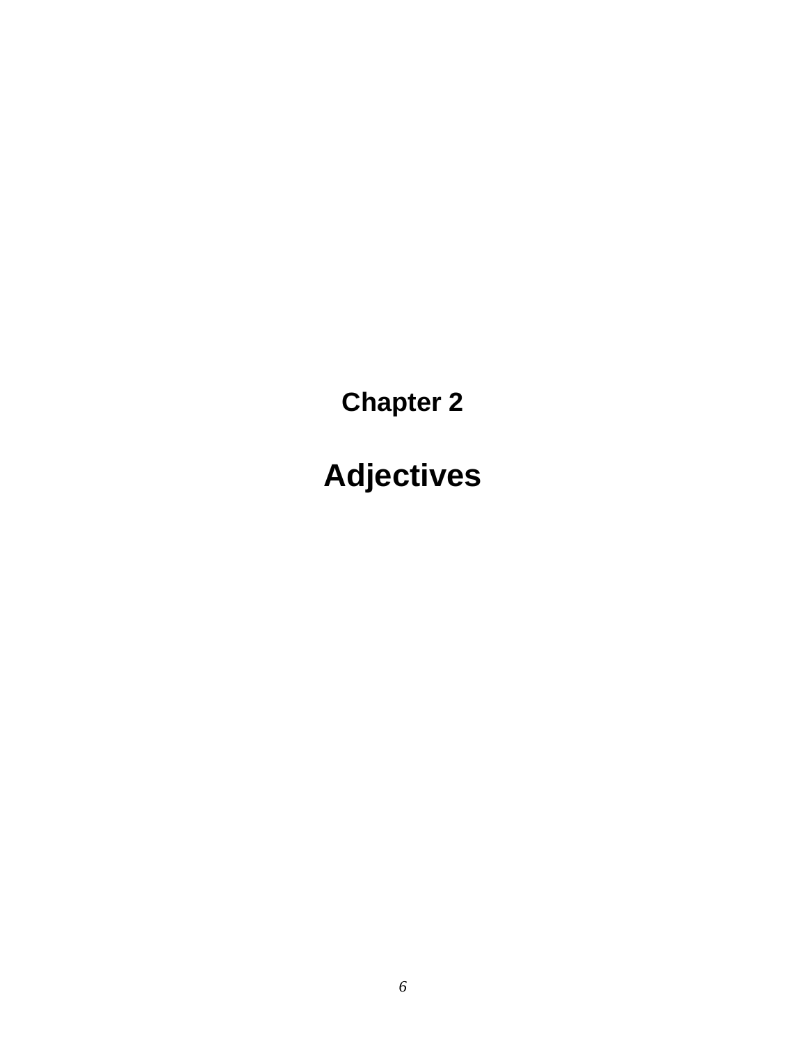# Chapter 2

# Adjectives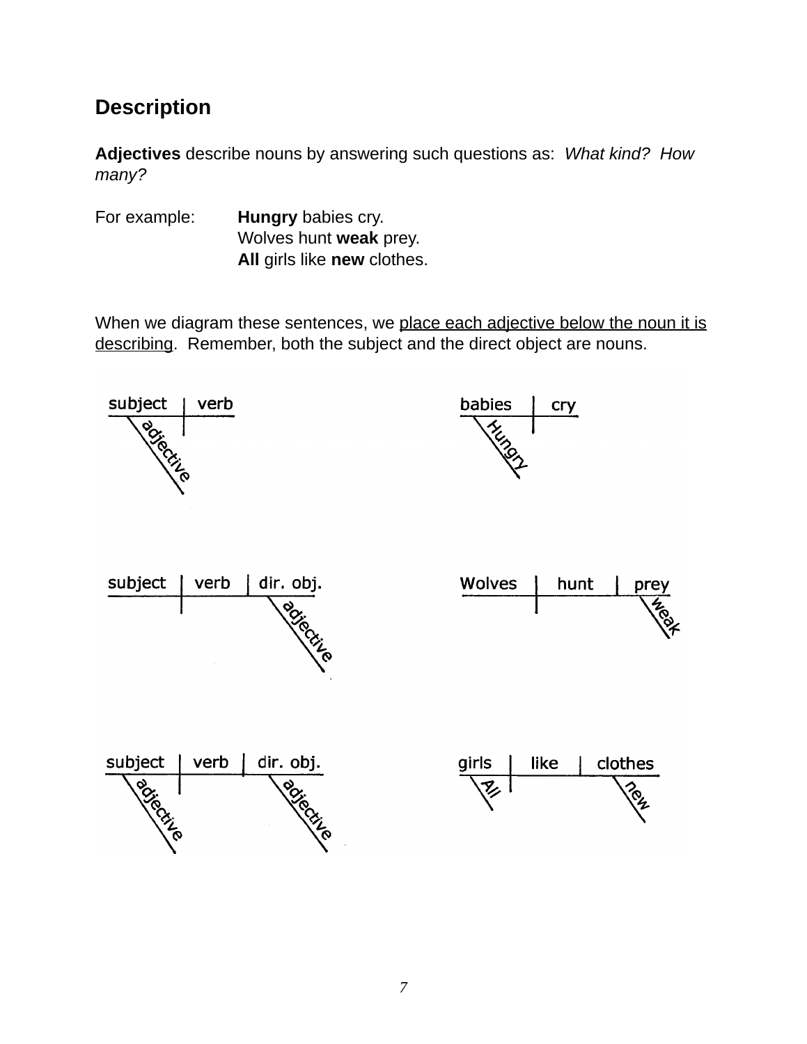## Description

**Adjectives** describe nouns by answering such questions as: *What kind? How many?*

For example:

**Hungry** babies cry.
Wolves hunt **weak** prey.
**All** girls like **new** clothes.

When we diagram these sentences, we place each adjective below the noun it is describing. Remember, both the subject and the direct object are nouns.

subject | verb
adjective

babies | cry
Hungry

subject | verb | dir. obj.
adjective

Wolves | hunt | prey
weak

subject | verb | dir. obj.
adjective adjective

girls | like | clothes
All new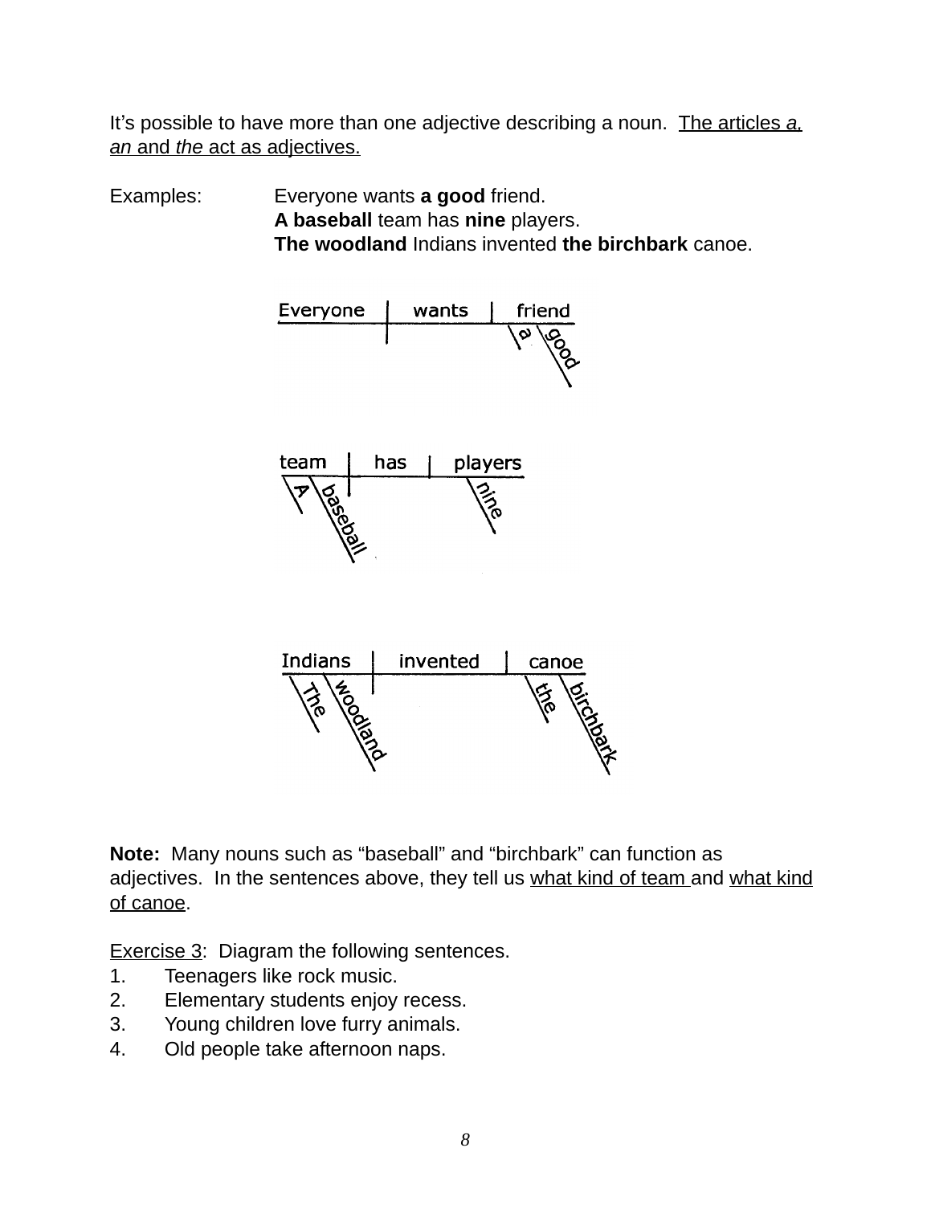It's possible to have more than one adjective describing a noun. <u>The articles *a, an* and *the* act as adjectives.</u>

Examples: Everyone wants **a good** friend.
**A baseball** team has **nine** players.
**The woodland** Indians invented **the birchbark** canoe.

**Note:** Many nouns such as "baseball" and "birchbark" can function as adjectives. In the sentences above, they tell us <u>what kind of team</u> and <u>what kind of canoe</u>.

<u>Exercise 3</u>: Diagram the following sentences.

1. Teenagers like rock music.
2. Elementary students enjoy recess.
3. Young children love furry animals.
4. Old people take afternoon naps.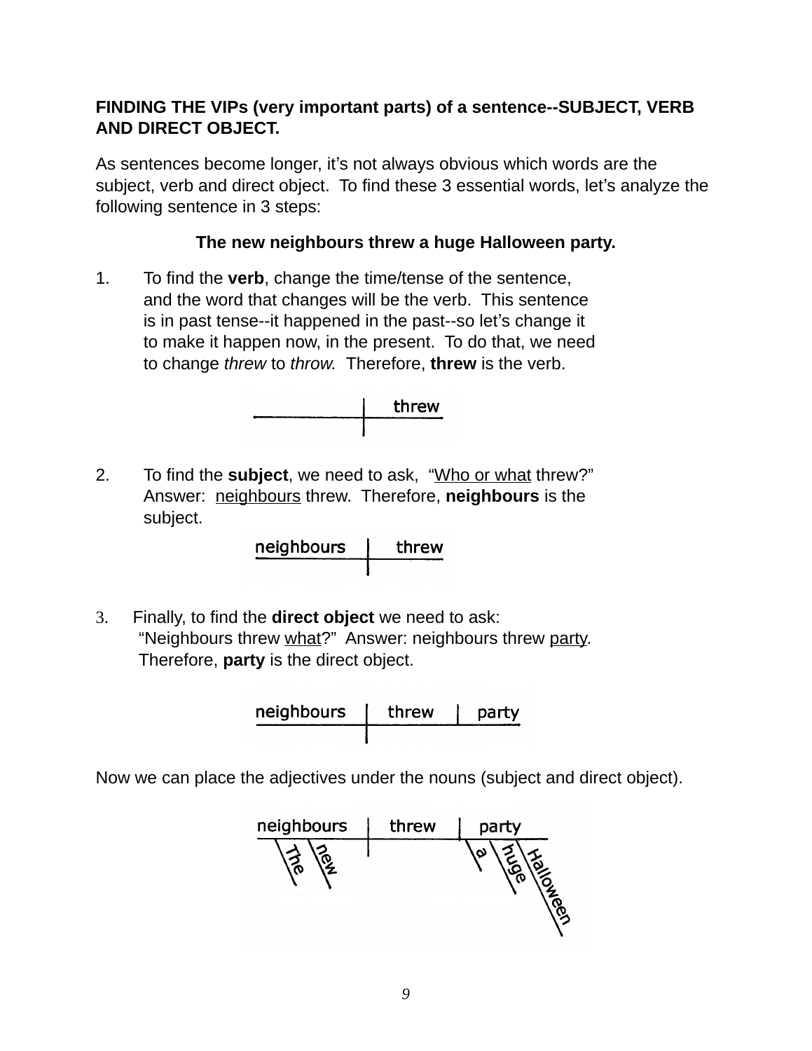**FINDING THE VIPs (very important parts) of a sentence--SUBJECT, VERB AND DIRECT OBJECT.**

As sentences become longer, it's not always obvious which words are the subject, verb and direct object. To find these 3 essential words, let's analyze the following sentence in 3 steps:

**The new neighbours threw a huge Halloween party.**

1. To find the **verb**, change the time/tense of the sentence, and the word that changes will be the verb. This sentence is in past tense--it happened in the past--so let's change it to make it happen now, in the present. To do that, we need to change *threw* to *throw.* Therefore, **threw** is the verb.

   threw

2. To find the **subject**, we need to ask, "Who or what threw?" Answer: neighbours threw. Therefore, **neighbours** is the subject.

   neighbours | threw

3. Finally, to find the **direct object** we need to ask: "Neighbours threw what?" Answer: neighbours threw party. Therefore, **party** is the direct object.

   neighbours | threw | party

Now we can place the adjectives under the nouns (subject and direct object).

neighbours | threw | party
(The, new under neighbours; a, huge, Halloween under party)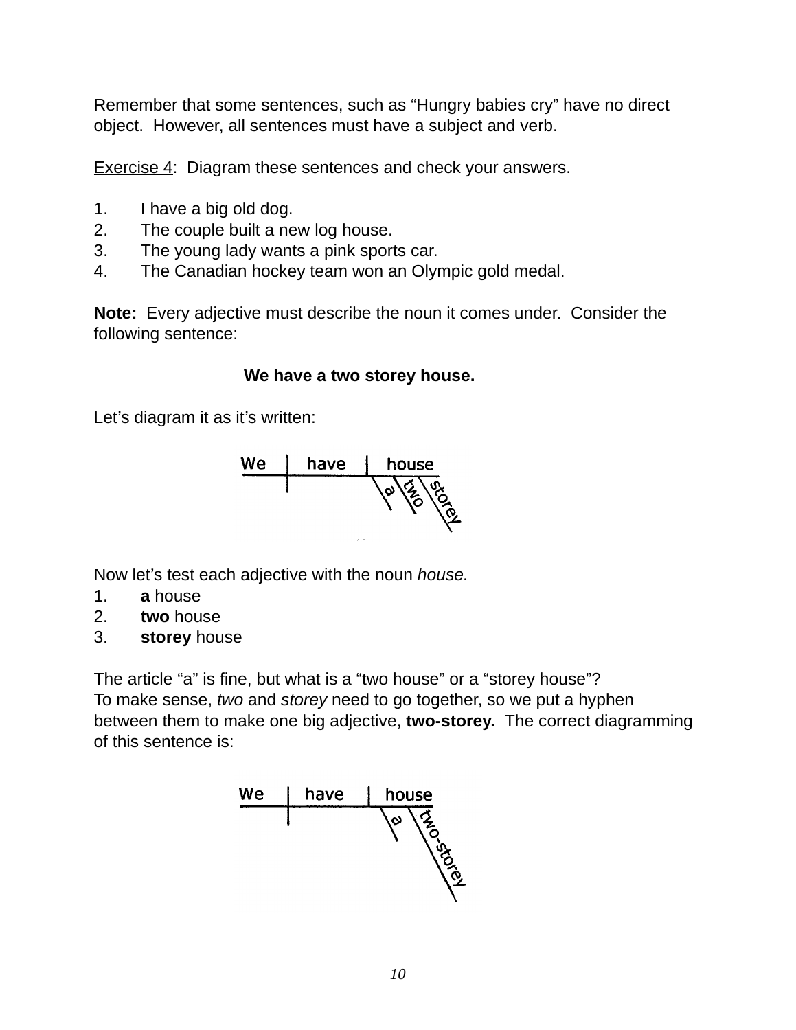Remember that some sentences, such as “Hungry babies cry” have no direct object. However, all sentences must have a subject and verb.

Exercise 4: Diagram these sentences and check your answers.

1. I have a big old dog.
2. The couple built a new log house.
3. The young lady wants a pink sports car.
4. The Canadian hockey team won an Olympic gold medal.

**Note:** Every adjective must describe the noun it comes under. Consider the following sentence:

**We have a two storey house.**

Let’s diagram it as it’s written:

```
We | have | house
---|------|------
              \a  \two  \storey
```

Now let’s test each adjective with the noun *house.*

1. **a** house
2. **two** house
3. **storey** house

The article “a” is fine, but what is a “two house” or a “storey house”?
To make sense, *two* and *storey* need to go together, so we put a hyphen between them to make one big adjective, **two-storey.** The correct diagramming of this sentence is:

```
We | have | house
---|------|------
              \a  \two-storey
```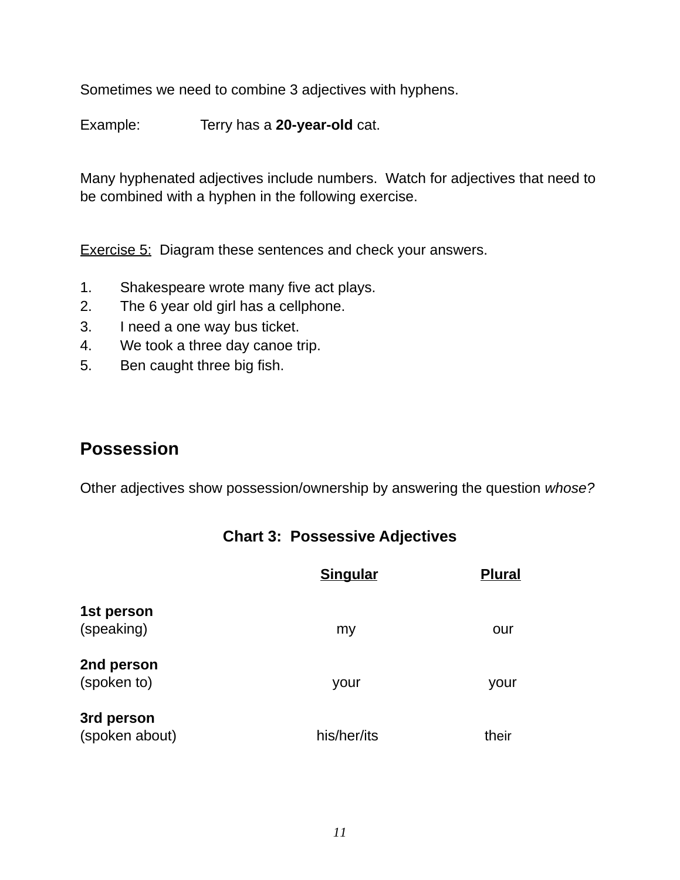Sometimes we need to combine 3 adjectives with hyphens.

Example: Terry has a **20-year-old** cat.

Many hyphenated adjectives include numbers. Watch for adjectives that need to be combined with a hyphen in the following exercise.

<u>Exercise 5:</u> Diagram these sentences and check your answers.

1. Shakespeare wrote many five act plays.
2. The 6 year old girl has a cellphone.
3. I need a one way bus ticket.
4. We took a three day canoe trip.
5. Ben caught three big fish.

## Possession

Other adjectives show possession/ownership by answering the question *whose?*

**Chart 3: Possessive Adjectives**

| | Singular | Plural |
|---|---|---|
| **1st person** (speaking) | my | our |
| **2nd person** (spoken to) | your | your |
| **3rd person** (spoken about) | his/her/its | their |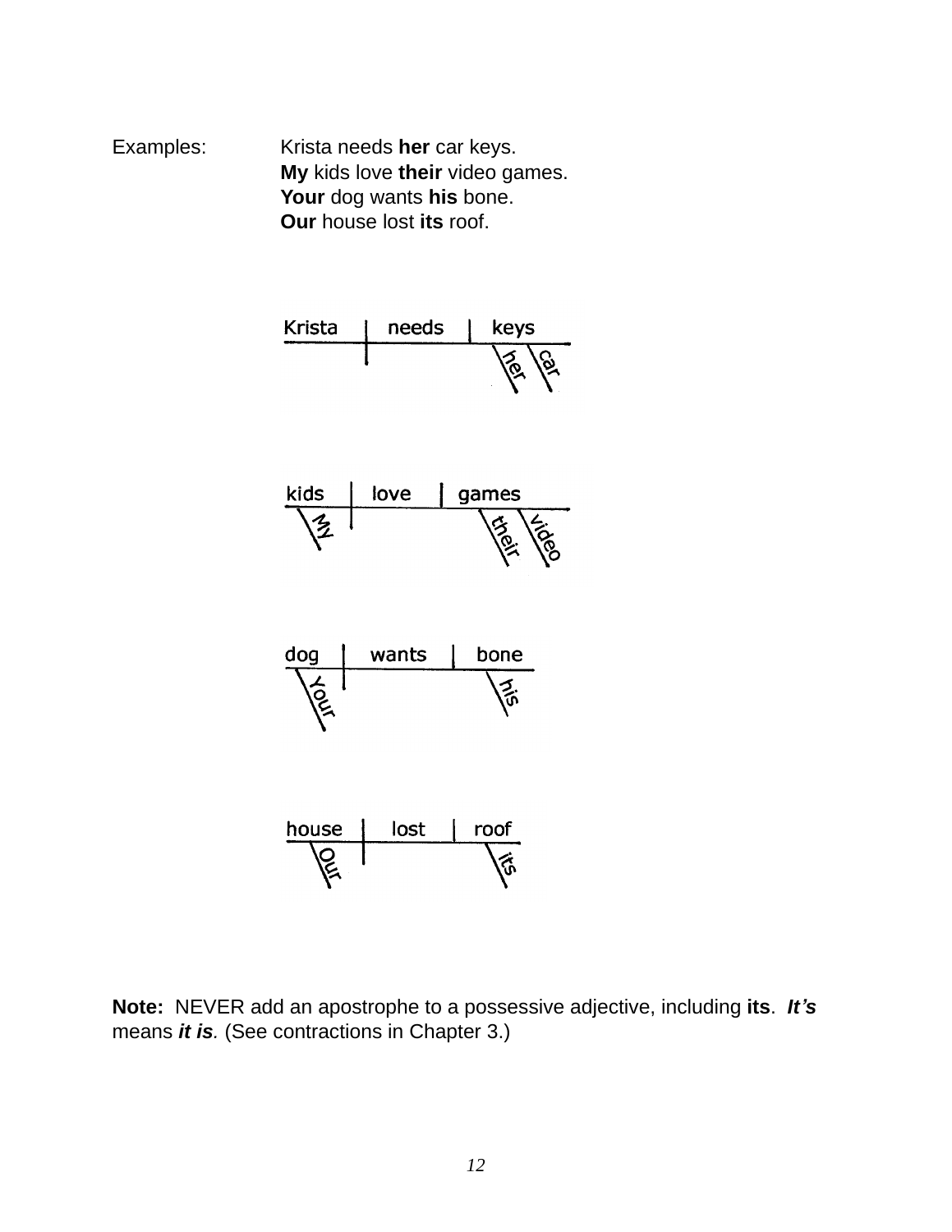Examples: Krista needs **her** car keys.
**My** kids love **their** video games.
**Your** dog wants **his** bone.
**Our** house lost **its** roof.

```
Krista | needs | keys
-------+-------+-----------
       |        \her \car

kids | love | games
-----+------+--------------
 \My          \their \video

dog | wants | bone
----+-------+-------
 \Your        \his

house | lost | roof
------+------+------
 \Our          \its
```

**Note:** NEVER add an apostrophe to a possessive adjective, including **its**. ***It's*** means ***it is***. (See contractions in Chapter 3.)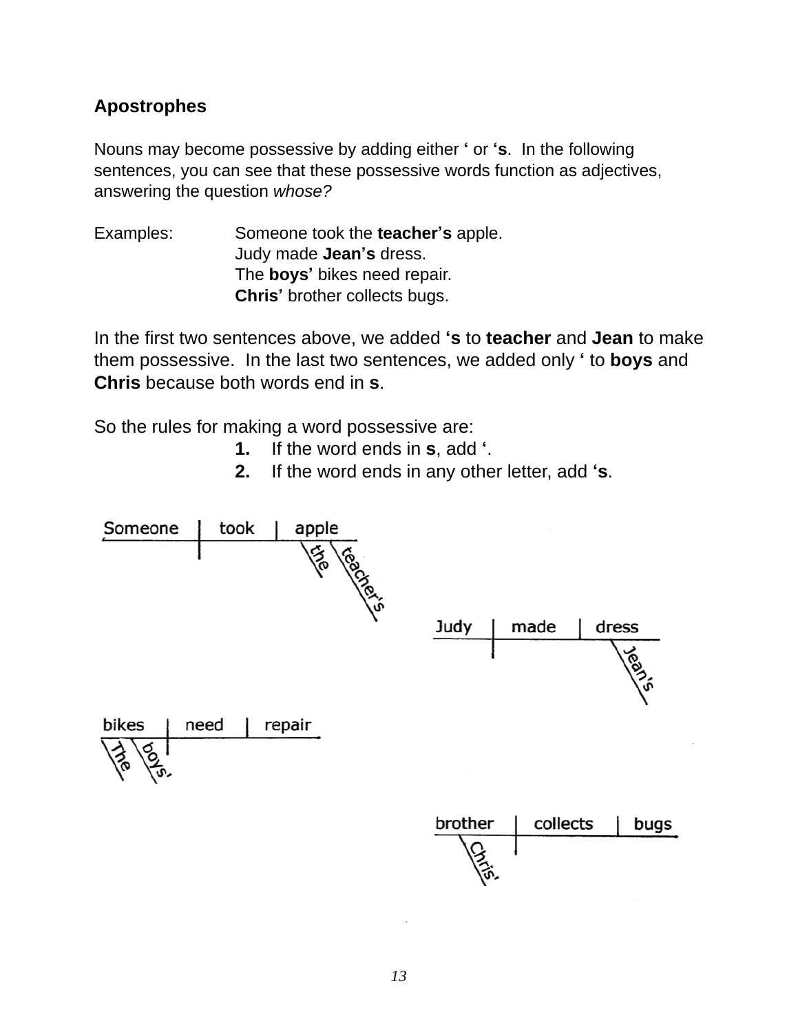## Apostrophes

Nouns may become possessive by adding either **'** or **'s**. In the following sentences, you can see that these possessive words function as adjectives, answering the question *whose?*

Examples: Someone took the **teacher's** apple.
Judy made **Jean's** dress.
The **boys'** bikes need repair.
**Chris'** brother collects bugs.

In the first two sentences above, we added **'s** to **teacher** and **Jean** to make them possessive. In the last two sentences, we added only **'** to **boys** and **Chris** because both words end in **s**.

So the rules for making a word possessive are:

1. If the word ends in **s**, add **'**.
2. If the word ends in any other letter, add **'s**.

```
Someone | took | apple
                  \the \teacher's

Judy | made | dress
               \Jean's

bikes | need | repair
 \The \boys'

brother | collects | bugs
 \Chris'
```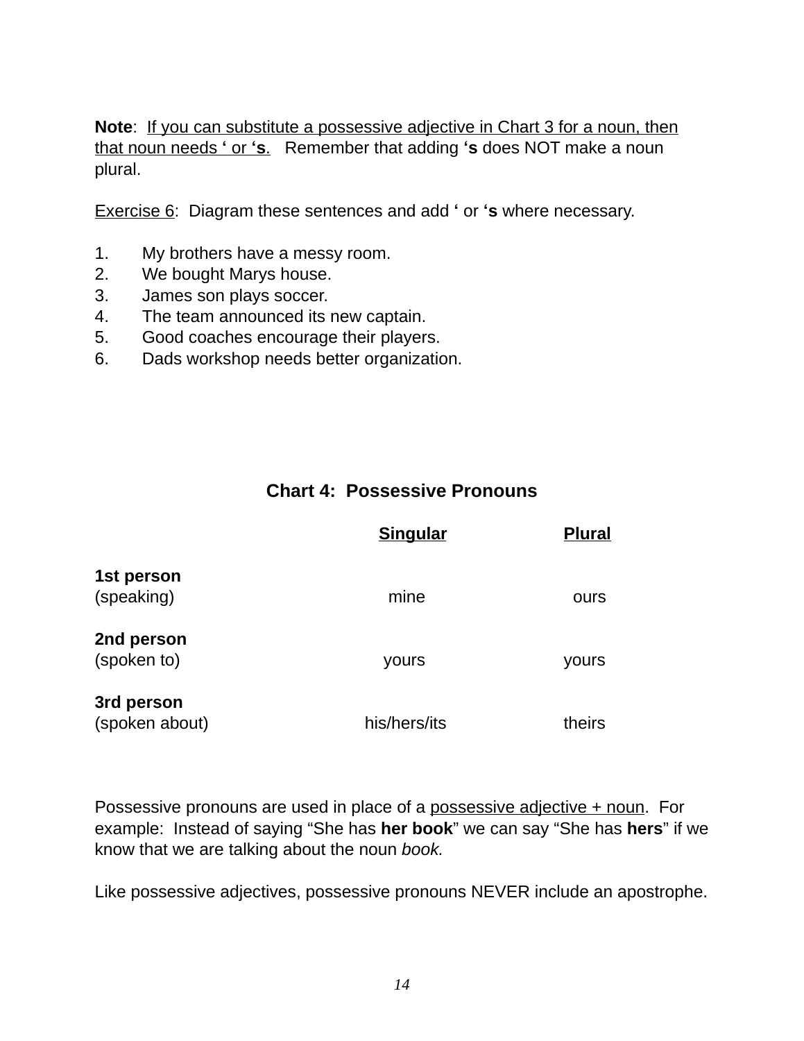**Note**: <u>If you can substitute a possessive adjective in Chart 3 for a noun, then that noun needs **'** or **'s**.</u> Remember that adding **'s** does NOT make a noun plural.

<u>Exercise 6</u>: Diagram these sentences and add **'** or **'s** where necessary.

1. My brothers have a messy room.
2. We bought Marys house.
3. James son plays soccer.
4. The team announced its new captain.
5. Good coaches encourage their players.
6. Dads workshop needs better organization.

## Chart 4: Possessive Pronouns

| | **Singular** | **Plural** |
|---|---|---|
| **1st person** (speaking) | mine | ours |
| **2nd person** (spoken to) | yours | yours |
| **3rd person** (spoken about) | his/hers/its | theirs |

Possessive pronouns are used in place of a <u>possessive adjective + noun</u>. For example: Instead of saying "She has **her book**" we can say "She has **hers**" if we know that we are talking about the noun *book.*

Like possessive adjectives, possessive pronouns NEVER include an apostrophe.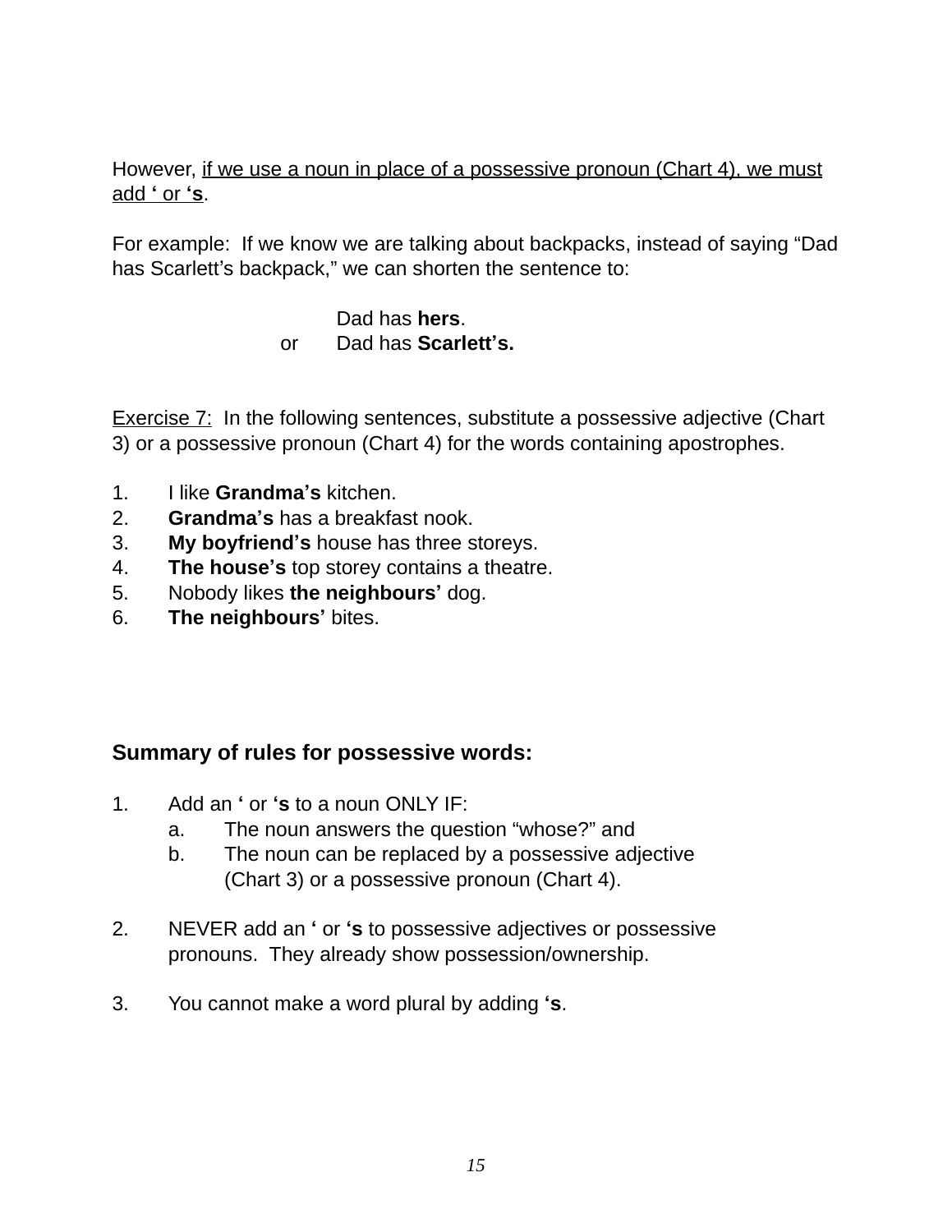However, <u>if we use a noun in place of a possessive pronoun (Chart 4), we must add **‘** or **‘s**</u>.

For example: If we know we are talking about backpacks, instead of saying “Dad has Scarlett’s backpack,” we can shorten the sentence to:

Dad has **hers**.
or Dad has **Scarlett’s.**

<u>Exercise 7:</u> In the following sentences, substitute a possessive adjective (Chart 3) or a possessive pronoun (Chart 4) for the words containing apostrophes.

1. I like **Grandma’s** kitchen.
2. **Grandma’s** has a breakfast nook.
3. **My boyfriend’s** house has three storeys.
4. **The house’s** top storey contains a theatre.
5. Nobody likes **the neighbours’** dog.
6. **The neighbours’** bites.

### Summary of rules for possessive words:

1. Add an **‘** or **‘s** to a noun ONLY IF:
   a. The noun answers the question “whose?” and
   b. The noun can be replaced by a possessive adjective (Chart 3) or a possessive pronoun (Chart 4).

2. NEVER add an **‘** or **‘s** to possessive adjectives or possessive pronouns. They already show possession/ownership.

3. You cannot make a word plural by adding **‘s**.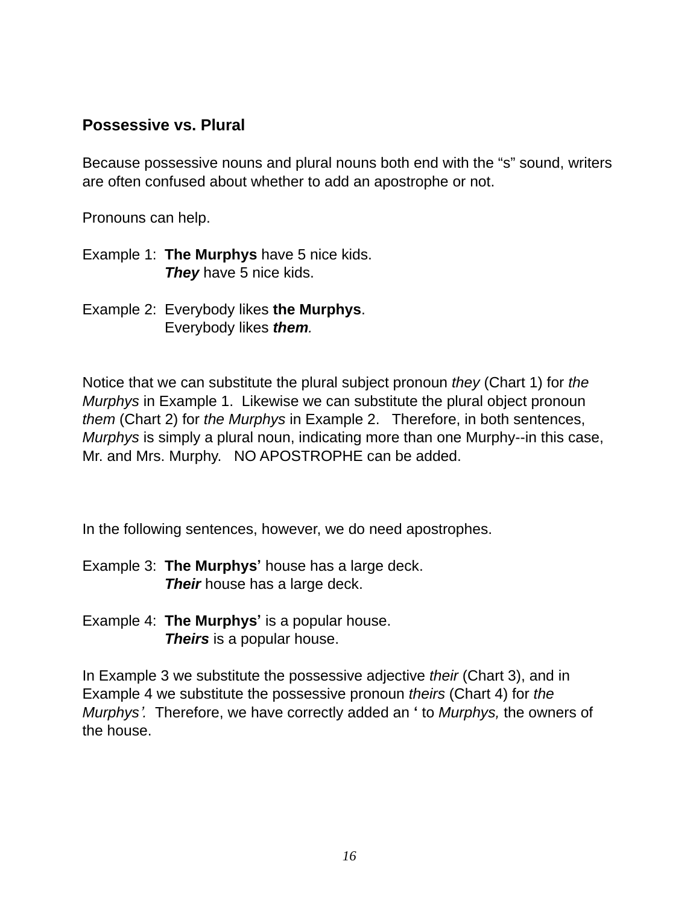## Possessive vs. Plural

Because possessive nouns and plural nouns both end with the "s" sound, writers are often confused about whether to add an apostrophe or not.

Pronouns can help.

Example 1: **The Murphys** have 5 nice kids.
***They*** have 5 nice kids.

Example 2: Everybody likes **the Murphys**.
Everybody likes ***them****.*

Notice that we can substitute the plural subject pronoun *they* (Chart 1) for *the Murphys* in Example 1. Likewise we can substitute the plural object pronoun *them* (Chart 2) for *the Murphys* in Example 2. Therefore, in both sentences, *Murphys* is simply a plural noun, indicating more than one Murphy--in this case, Mr. and Mrs. Murphy. NO APOSTROPHE can be added.

In the following sentences, however, we do need apostrophes.

Example 3: **The Murphys'** house has a large deck.
***Their*** house has a large deck.

Example 4: **The Murphys'** is a popular house.
***Theirs*** is a popular house.

In Example 3 we substitute the possessive adjective *their* (Chart 3), and in Example 4 we substitute the possessive pronoun *theirs* (Chart 4) for *the Murphys'.* Therefore, we have correctly added an **'** to *Murphys,* the owners of the house.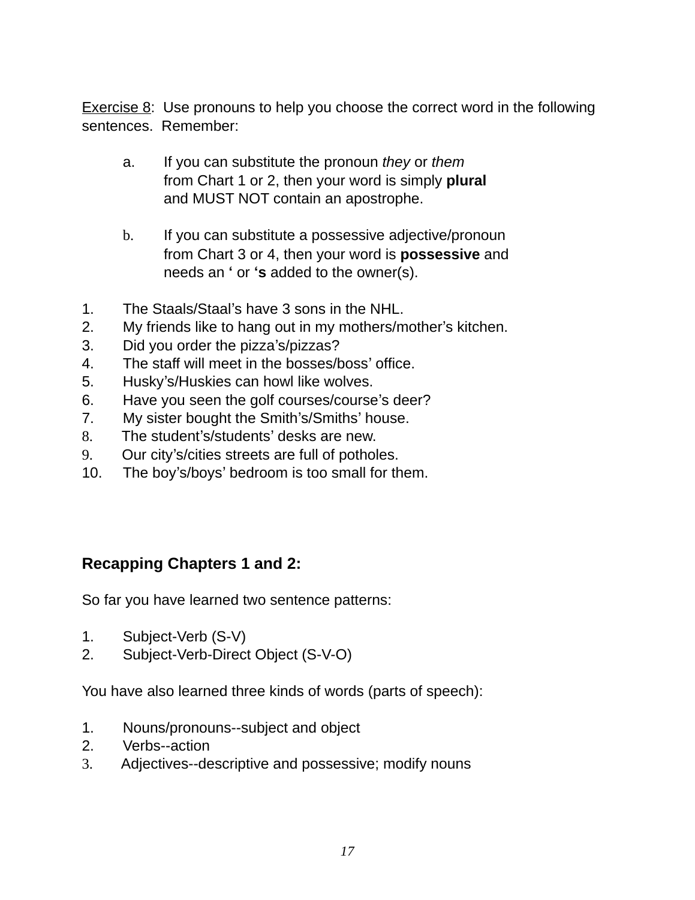<u>Exercise 8</u>: Use pronouns to help you choose the correct word in the following sentences. Remember:

a. If you can substitute the pronoun *they* or *them* from Chart 1 or 2, then your word is simply **plural** and MUST NOT contain an apostrophe.

b. If you can substitute a possessive adjective/pronoun from Chart 3 or 4, then your word is **possessive** and needs an **'** or **'s** added to the owner(s).

1. The Staals/Staal's have 3 sons in the NHL.
2. My friends like to hang out in my mothers/mother's kitchen.
3. Did you order the pizza's/pizzas?
4. The staff will meet in the bosses/boss' office.
5. Husky's/Huskies can howl like wolves.
6. Have you seen the golf courses/course's deer?
7. My sister bought the Smith's/Smiths' house.
8. The student's/students' desks are new.
9. Our city's/cities streets are full of potholes.
10. The boy's/boys' bedroom is too small for them.

## Recapping Chapters 1 and 2:

So far you have learned two sentence patterns:

1. Subject-Verb (S-V)
2. Subject-Verb-Direct Object (S-V-O)

You have also learned three kinds of words (parts of speech):

1. Nouns/pronouns--subject and object
2. Verbs--action
3. Adjectives--descriptive and possessive; modify nouns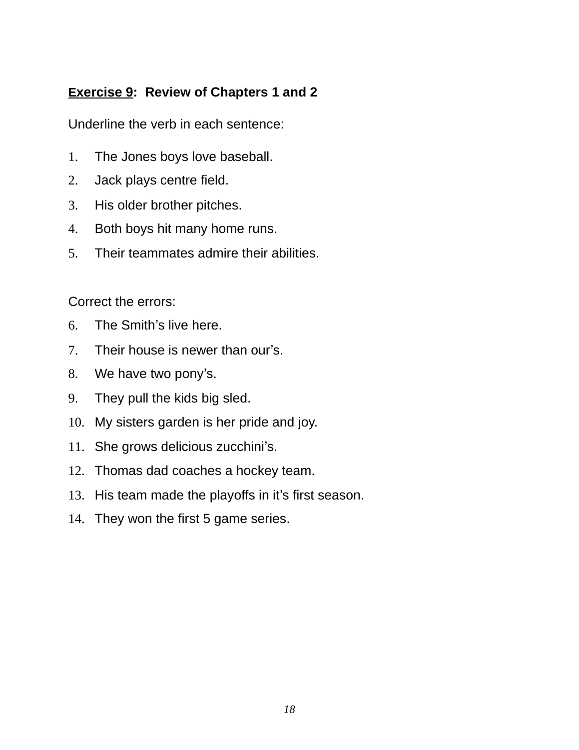**<u>Exercise 9</u>: Review of Chapters 1 and 2**

Underline the verb in each sentence:

1. The Jones boys love baseball.
2. Jack plays centre field.
3. His older brother pitches.
4. Both boys hit many home runs.
5. Their teammates admire their abilities.

Correct the errors:

6. The Smith’s live here.
7. Their house is newer than our’s.
8. We have two pony’s.
9. They pull the kids big sled.
10. My sisters garden is her pride and joy.
11. She grows delicious zucchini’s.
12. Thomas dad coaches a hockey team.
13. His team made the playoffs in it’s first season.
14. They won the first 5 game series.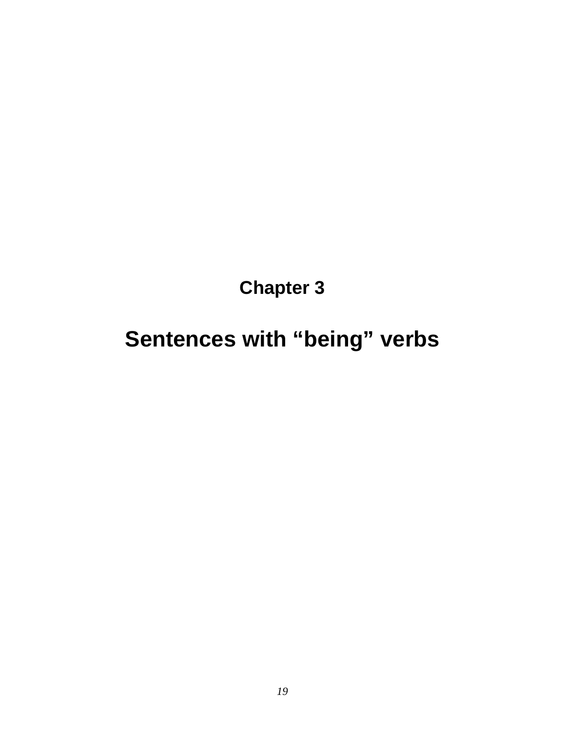## Chapter 3

# Sentences with “being” verbs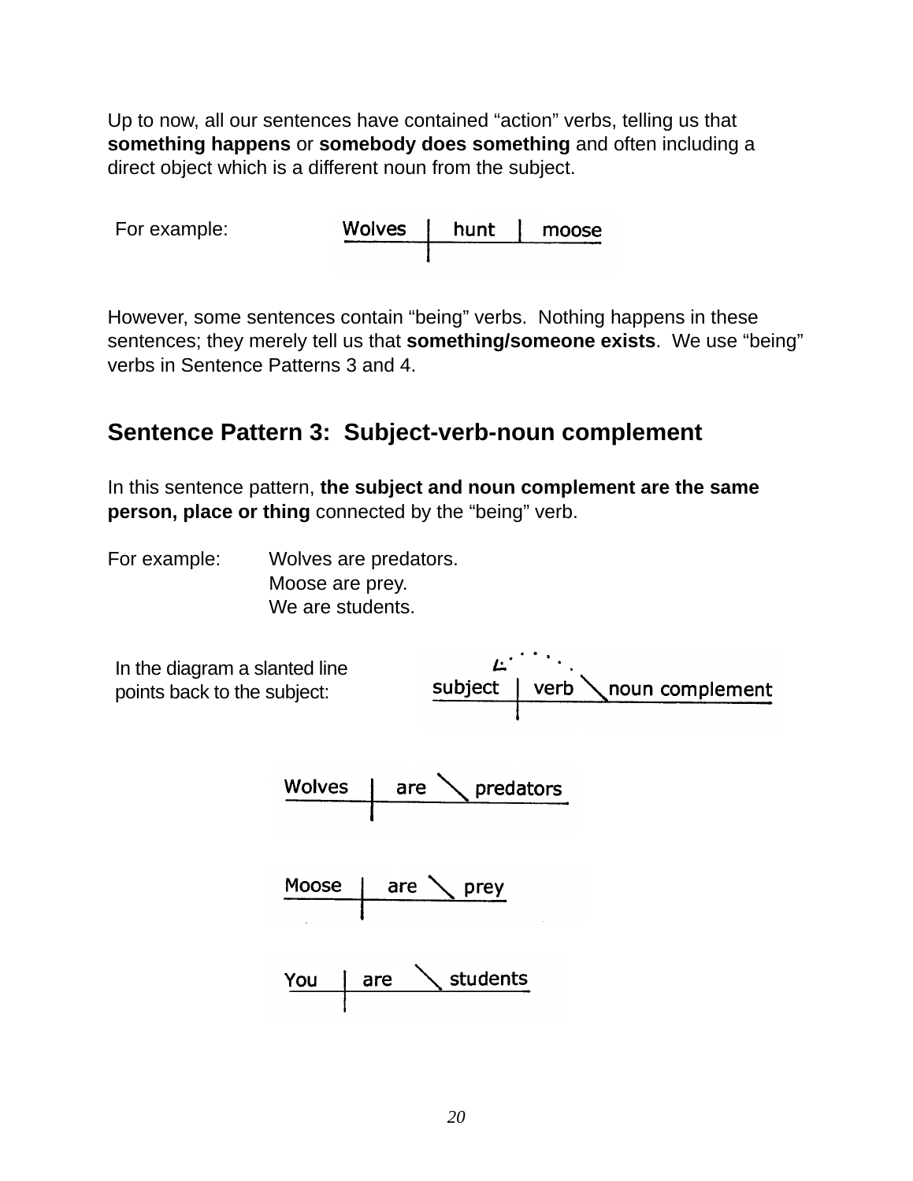Up to now, all our sentences have contained "action" verbs, telling us that **something happens** or **somebody does something** and often including a direct object which is a different noun from the subject.

For example:

```
Wolves | hunt | moose
-------+--------------
       |
```

However, some sentences contain "being" verbs. Nothing happens in these sentences; they merely tell us that **something/someone exists**. We use "being" verbs in Sentence Patterns 3 and 4.

## Sentence Pattern 3: Subject-verb-noun complement

In this sentence pattern, **the subject and noun complement are the same person, place or thing** connected by the "being" verb.

For example: Wolves are predators.
Moose are prey.
We are students.

In the diagram a slanted line points back to the subject:

```
subject | verb \ noun complement
--------+-----------------------
        |
```

```
Wolves | are \ predators
-------+----------------
       |
```

```
Moose | are \ prey
------+-----------
      |
```

```
You | are \ students
----+---------------
    |
```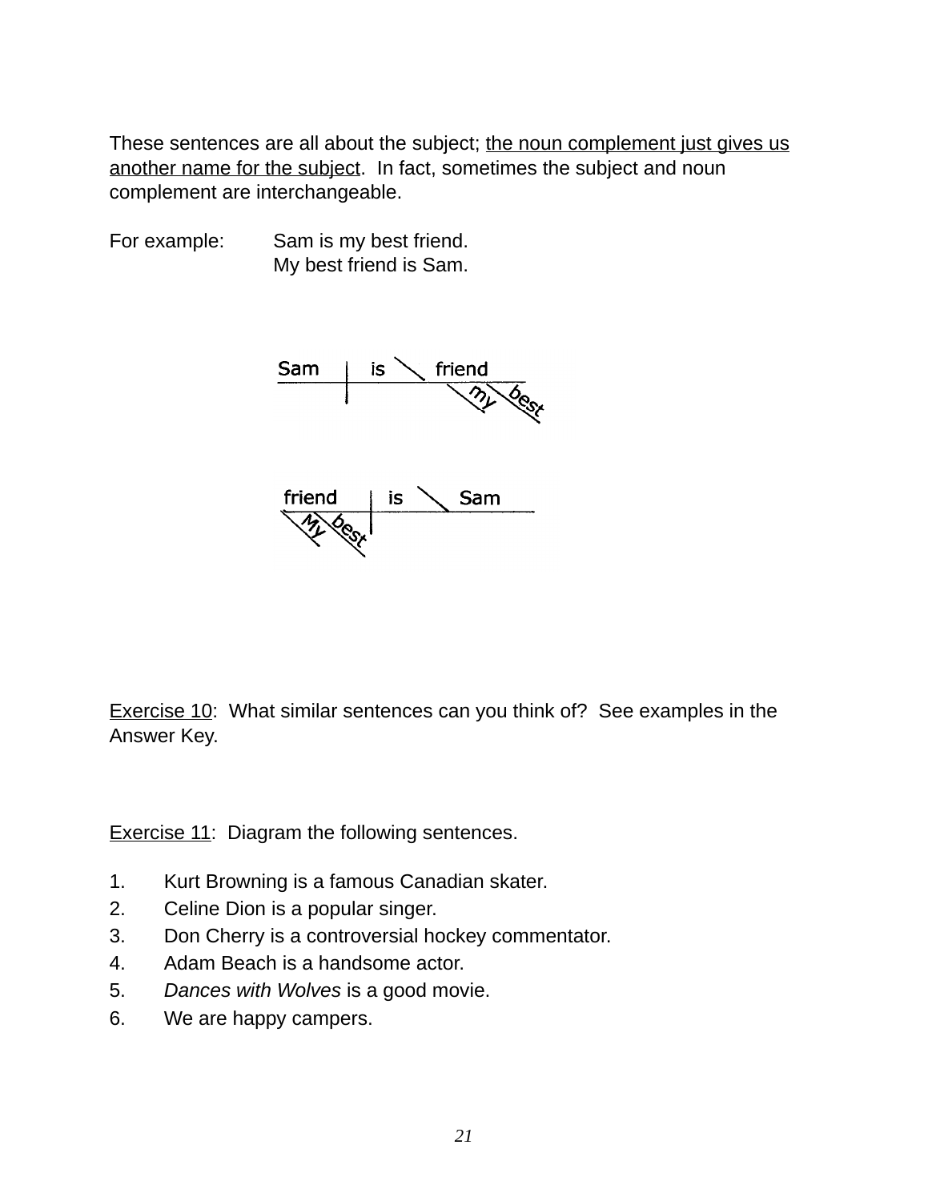These sentences are all about the subject; <u>the noun complement just gives us another name for the subject</u>. In fact, sometimes the subject and noun complement are interchangeable.

For example: Sam is my best friend.
My best friend is Sam.

<u>Exercise 10</u>: What similar sentences can you think of? See examples in the Answer Key.

<u>Exercise 11</u>: Diagram the following sentences.

1. Kurt Browning is a famous Canadian skater.
2. Celine Dion is a popular singer.
3. Don Cherry is a controversial hockey commentator.
4. Adam Beach is a handsome actor.
5. *Dances with Wolves* is a good movie.
6. We are happy campers.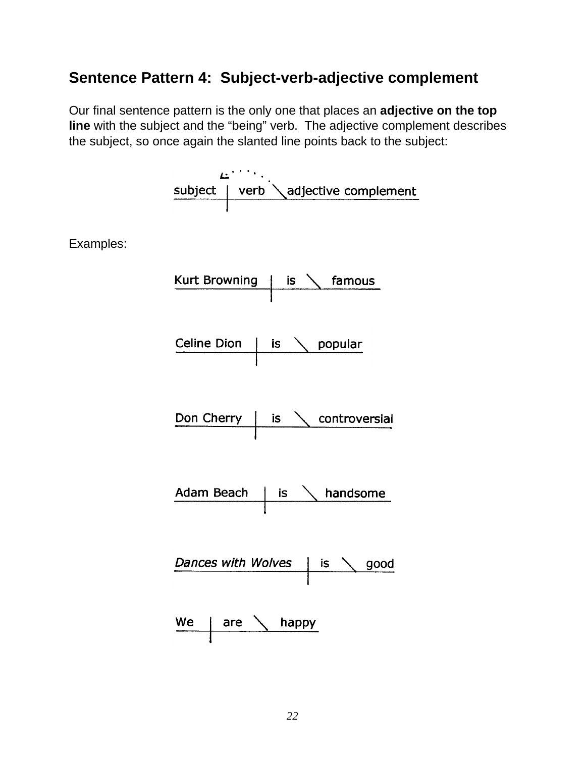## Sentence Pattern 4: Subject-verb-adjective complement

Our final sentence pattern is the only one that places an **adjective on the top line** with the subject and the "being" verb. The adjective complement describes the subject, so once again the slanted line points back to the subject:

subject | verb \ adjective complement

Examples:

Kurt Browning | is \ famous

Celine Dion | is \ popular

Don Cherry | is \ controversial

Adam Beach | is \ handsome

*Dances with Wolves* | is \ good

We | are \ happy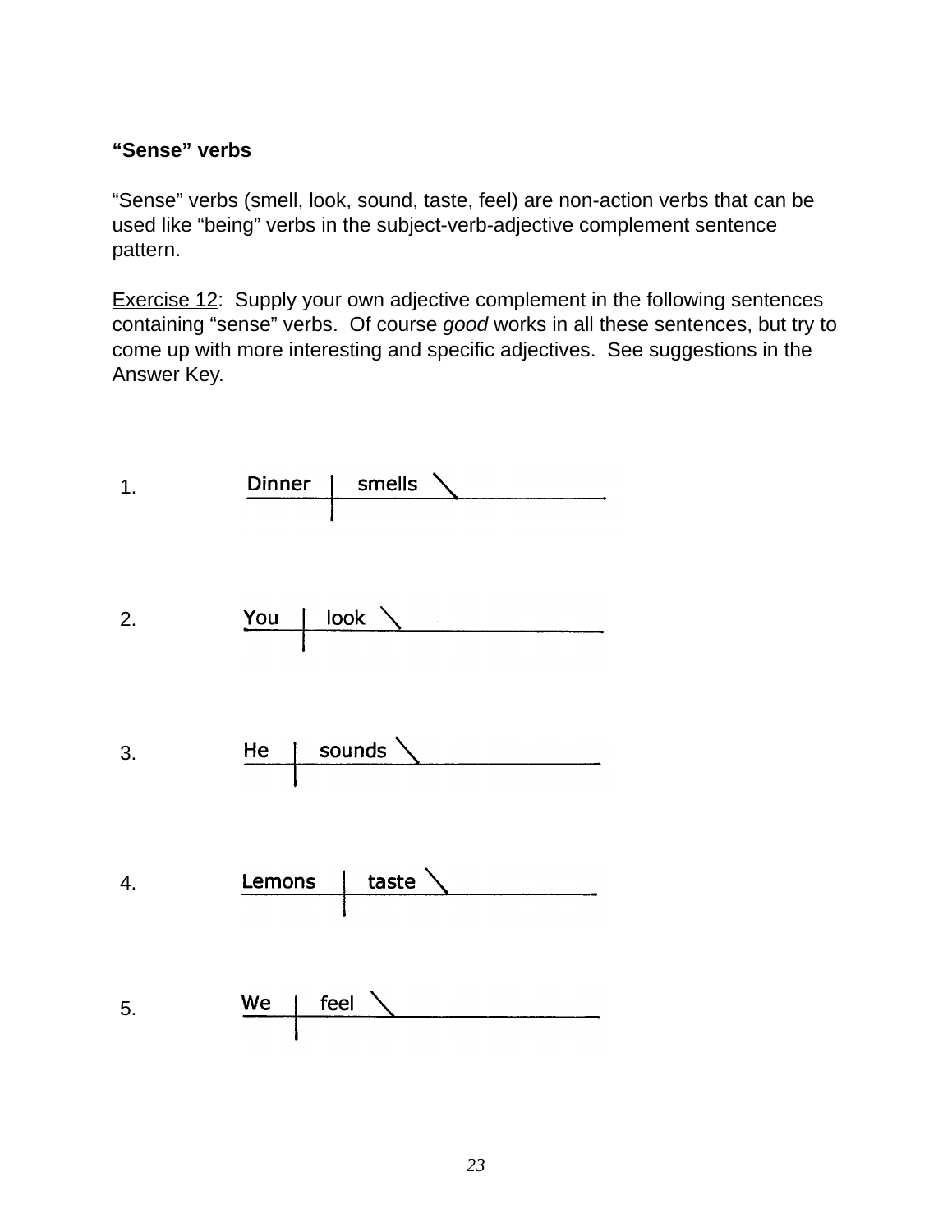**“Sense” verbs**

“Sense” verbs (smell, look, sound, taste, feel) are non-action verbs that can be used like “being” verbs in the subject-verb-adjective complement sentence pattern.

Exercise 12: Supply your own adjective complement in the following sentences containing “sense” verbs. Of course *good* works in all these sentences, but try to come up with more interesting and specific adjectives. See suggestions in the Answer Key.

1. Dinner | smells \ ____________

2. You | look \ ____________

3. He | sounds \ ____________

4. Lemons | taste \ ____________

5. We | feel \ ____________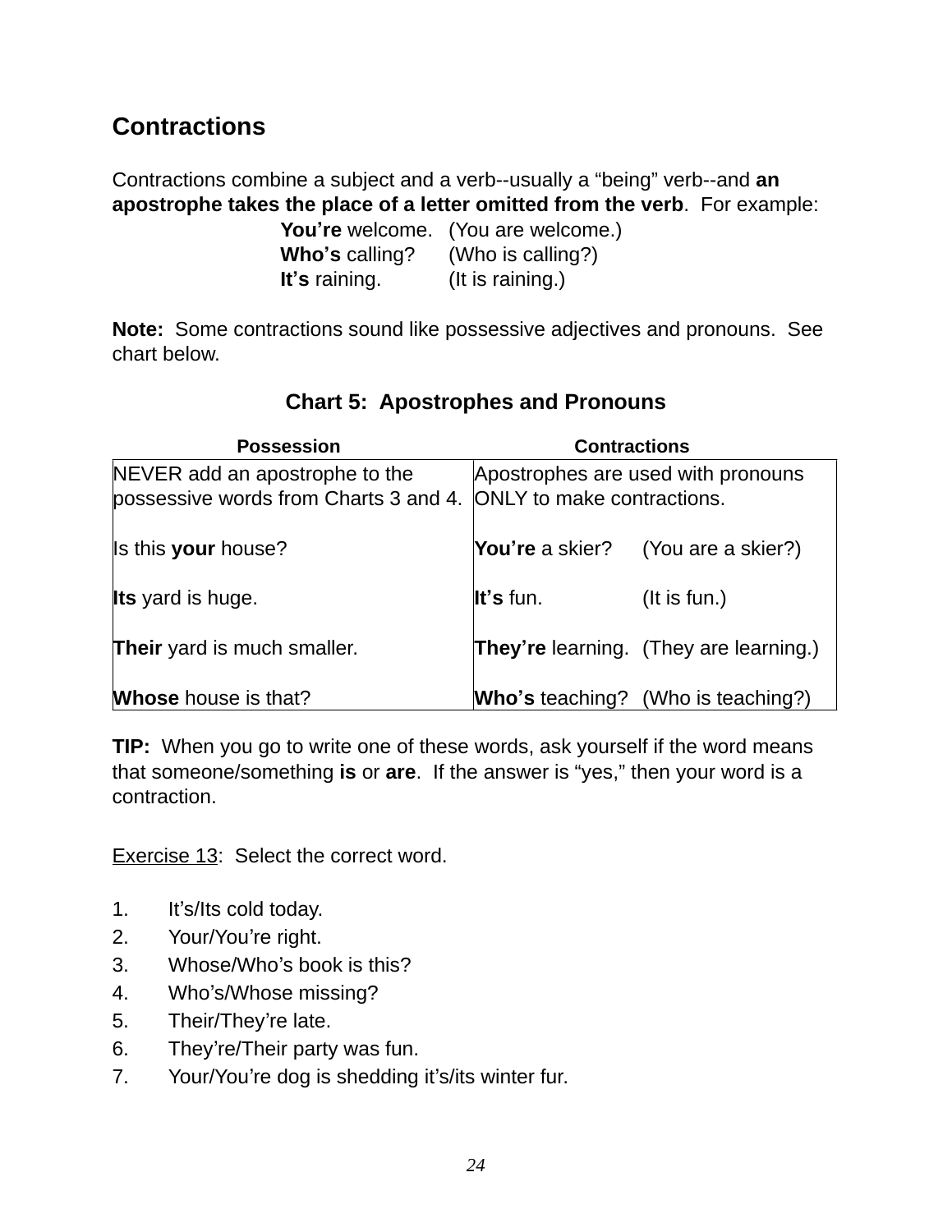## Contractions

Contractions combine a subject and a verb--usually a "being" verb--and **an apostrophe takes the place of a letter omitted from the verb**. For example:

| | |
|---|---|
| **You're** welcome. | (You are welcome.) |
| **Who's** calling? | (Who is calling?) |
| **It's** raining. | (It is raining.) |

**Note:** Some contractions sound like possessive adjectives and pronouns. See chart below.

### Chart 5: Apostrophes and Pronouns

| Possession | Contractions | |
|---|---|---|
| NEVER add an apostrophe to the possessive words from Charts 3 and 4. | Apostrophes are used with pronouns ONLY to make contractions. | |
| Is this **your** house? | **You're** a skier? | (You are a skier?) |
| **Its** yard is huge. | **It's** fun. | (It is fun.) |
| **Their** yard is much smaller. | **They're** learning. | (They are learning.) |
| **Whose** house is that? | **Who's** teaching? | (Who is teaching?) |

**TIP:** When you go to write one of these words, ask yourself if the word means that someone/something **is** or **are**. If the answer is "yes," then your word is a contraction.

Exercise 13: Select the correct word.

1. It's/Its cold today.
2. Your/You're right.
3. Whose/Who's book is this?
4. Who's/Whose missing?
5. Their/They're late.
6. They're/Their party was fun.
7. Your/You're dog is shedding it's/its winter fur.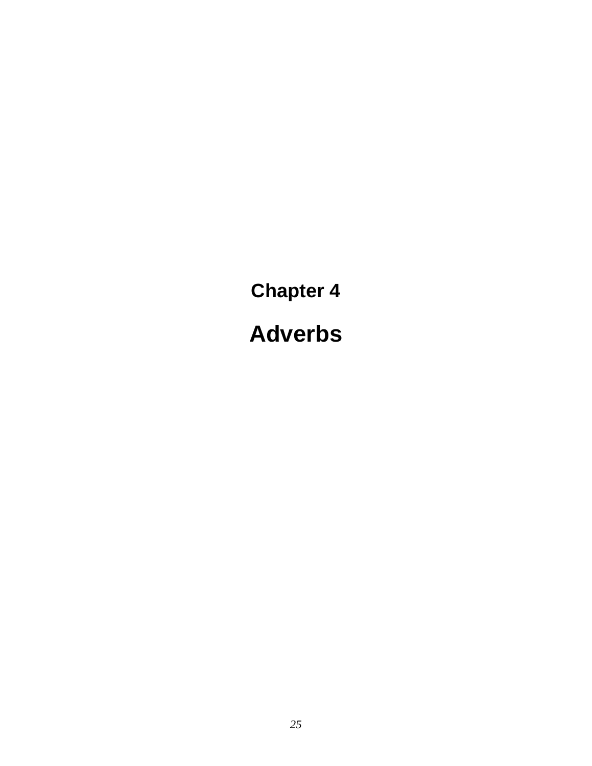# Chapter 4

# Adverbs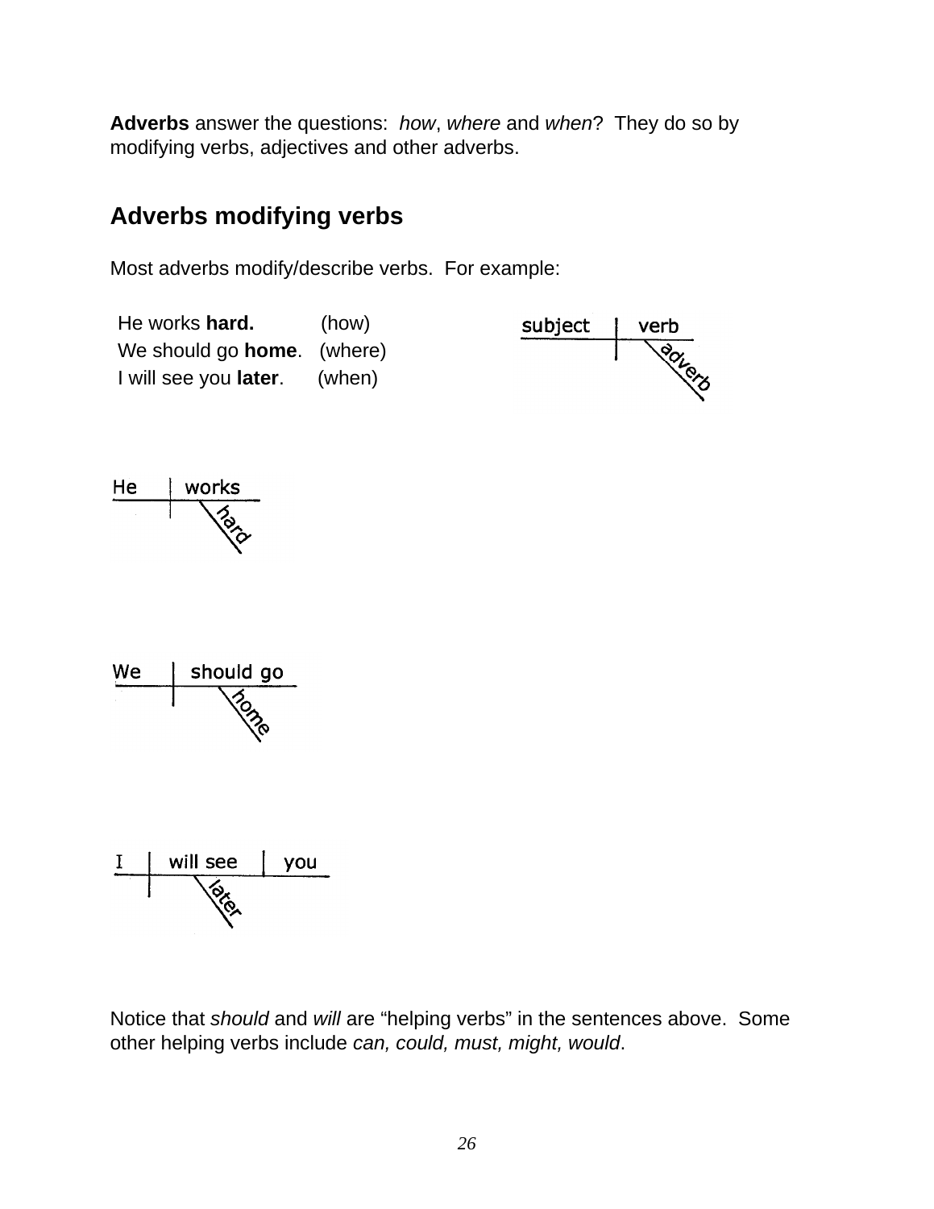**Adverbs** answer the questions: *how*, *where* and *when*? They do so by modifying verbs, adjectives and other adverbs.

## Adverbs modifying verbs

Most adverbs modify/describe verbs. For example:

He works **hard.** (how)
We should go **home**. (where)
I will see you **later**. (when)

subject | verb
adverb

He | works
hard

We | should go
home

I | will see | you
later

Notice that *should* and *will* are "helping verbs" in the sentences above. Some other helping verbs include *can, could, must, might, would*.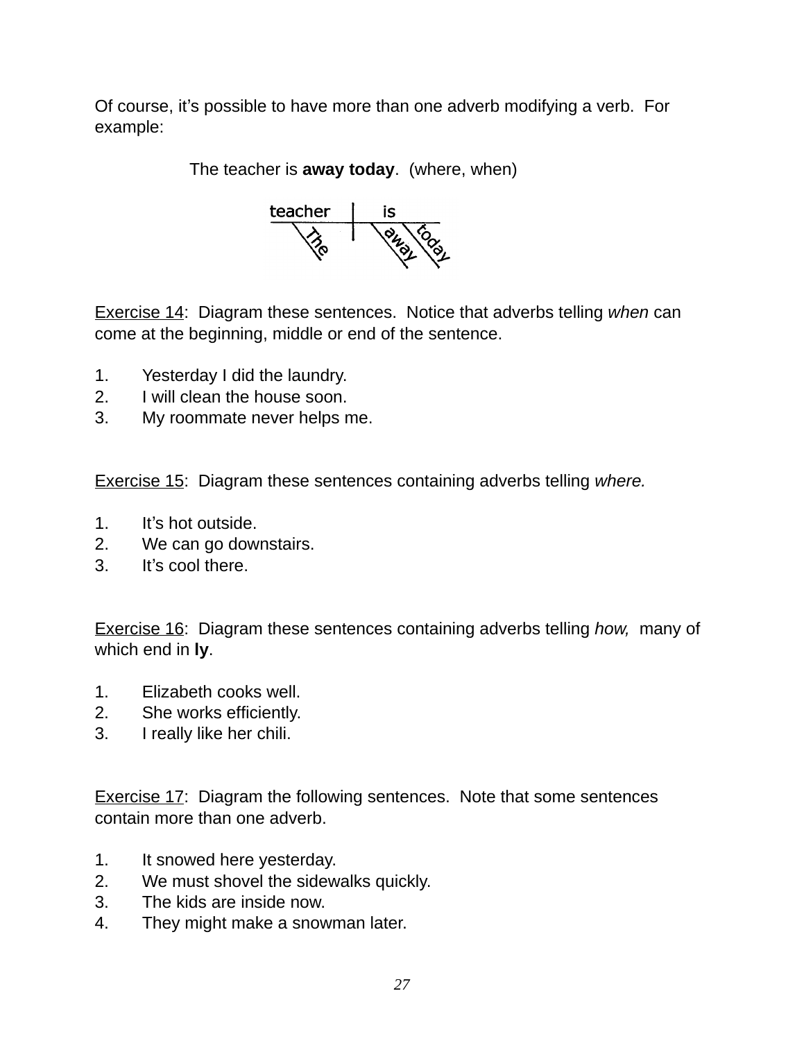Of course, it's possible to have more than one adverb modifying a verb. For example:

The teacher is **away today**. (where, when)

Exercise 14: Diagram these sentences. Notice that adverbs telling *when* can come at the beginning, middle or end of the sentence.

1. Yesterday I did the laundry.
2. I will clean the house soon.
3. My roommate never helps me.

Exercise 15: Diagram these sentences containing adverbs telling *where.*

1. It's hot outside.
2. We can go downstairs.
3. It's cool there.

Exercise 16: Diagram these sentences containing adverbs telling *how,* many of which end in **ly**.

1. Elizabeth cooks well.
2. She works efficiently.
3. I really like her chili.

Exercise 17: Diagram the following sentences. Note that some sentences contain more than one adverb.

1. It snowed here yesterday.
2. We must shovel the sidewalks quickly.
3. The kids are inside now.
4. They might make a snowman later.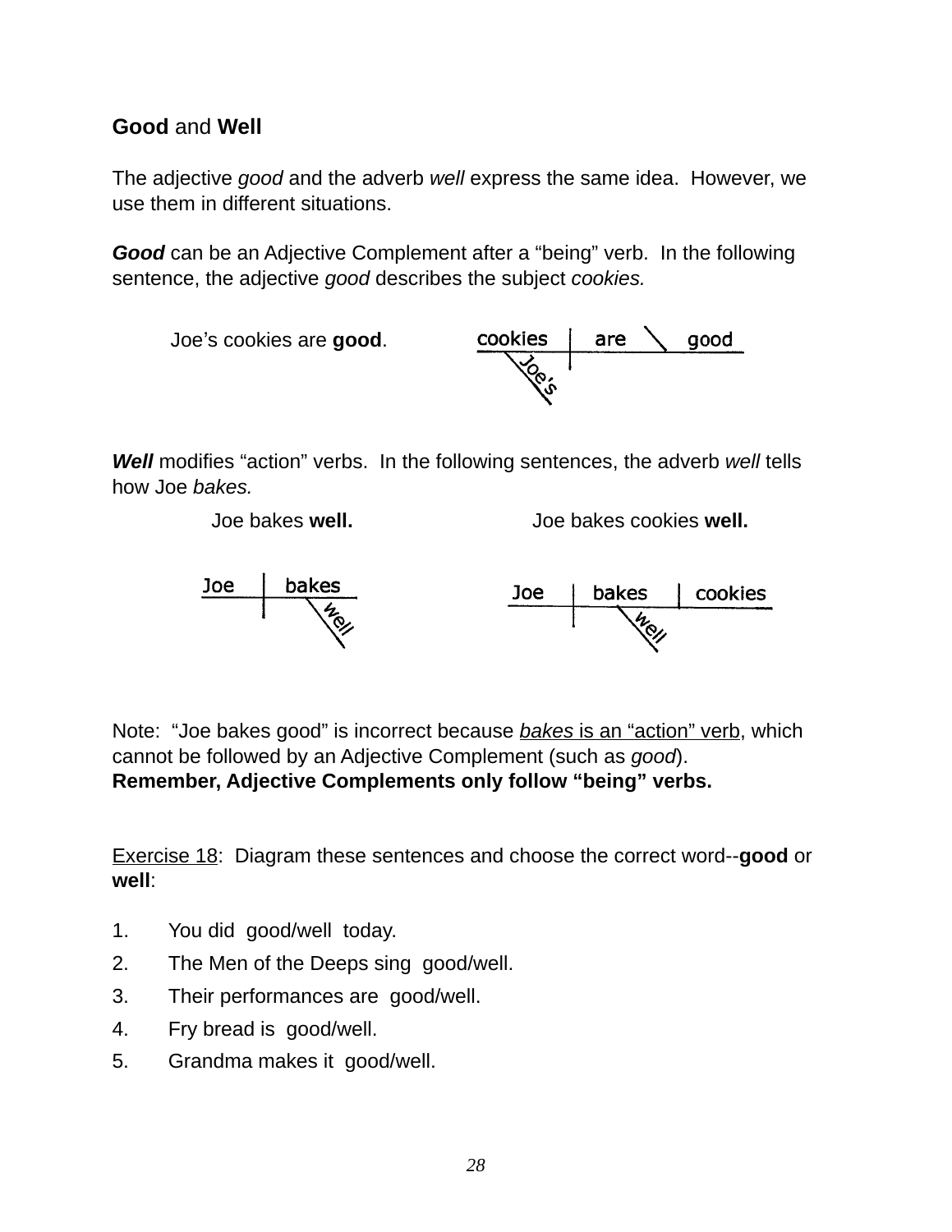## **Good** and **Well**

The adjective *good* and the adverb *well* express the same idea. However, we use them in different situations.

***Good*** can be an Adjective Complement after a "being" verb. In the following sentence, the adjective *good* describes the subject *cookies.*

Joe's cookies are **good**.

cookies | are \ good
Joe's

***Well*** modifies "action" verbs. In the following sentences, the adverb *well* tells how Joe *bakes.*

Joe bakes **well.**

Joe | bakes
well

Joe bakes cookies **well.**

Joe | bakes | cookies
well

Note: "Joe bakes good" is incorrect because bakes is an "action" verb, which cannot be followed by an Adjective Complement (such as *good*).
**Remember, Adjective Complements only follow "being" verbs.**

Exercise 18: Diagram these sentences and choose the correct word--**good** or **well**:

1. You did good/well today.
2. The Men of the Deeps sing good/well.
3. Their performances are good/well.
4. Fry bread is good/well.
5. Grandma makes it good/well.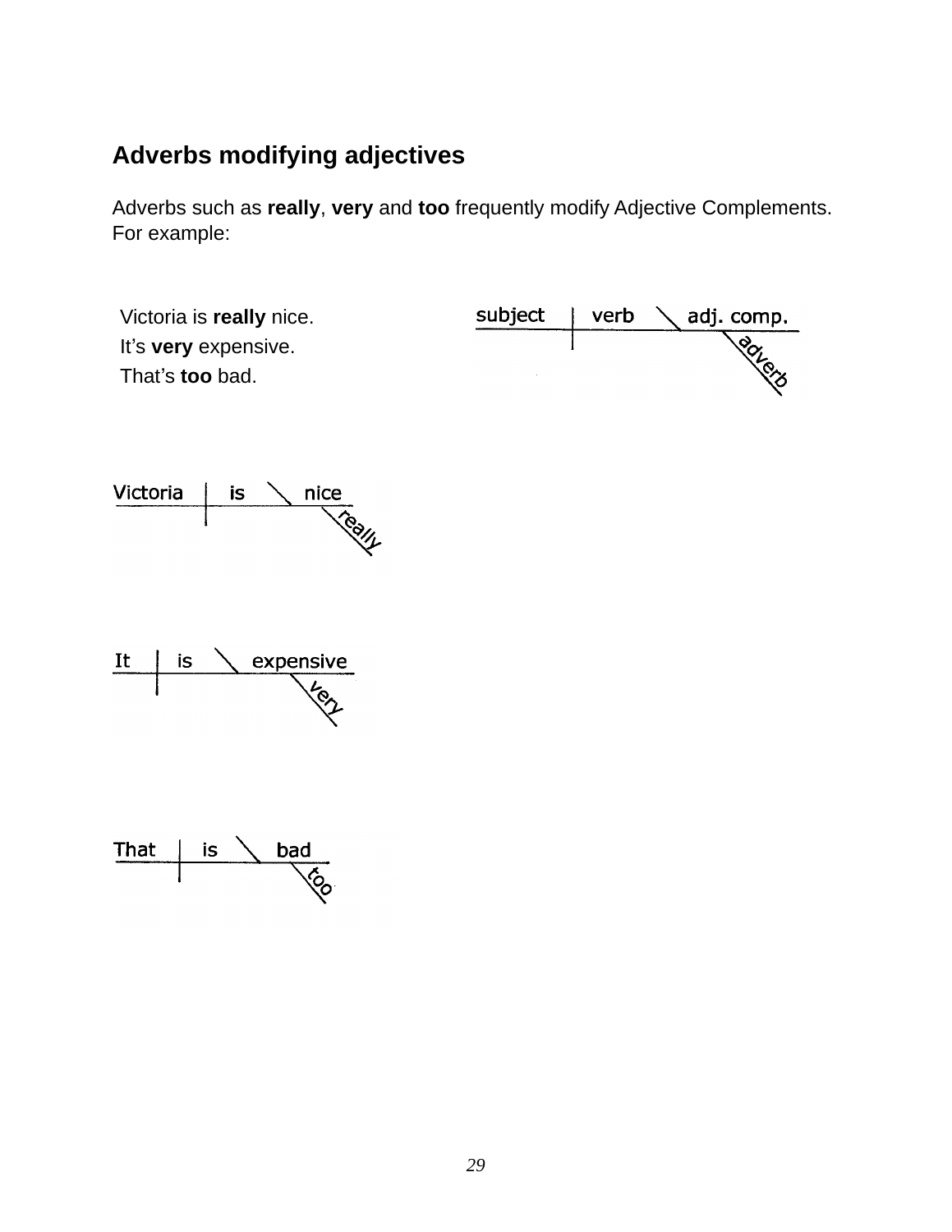## Adverbs modifying adjectives

Adverbs such as **really**, **very** and **too** frequently modify Adjective Complements. For example:

Victoria is **really** nice.
It's **very** expensive.
That's **too** bad.

subject | verb \ adj. comp.
adverb

Victoria | is \ nice
really

It | is \ expensive
very

That | is \ bad
too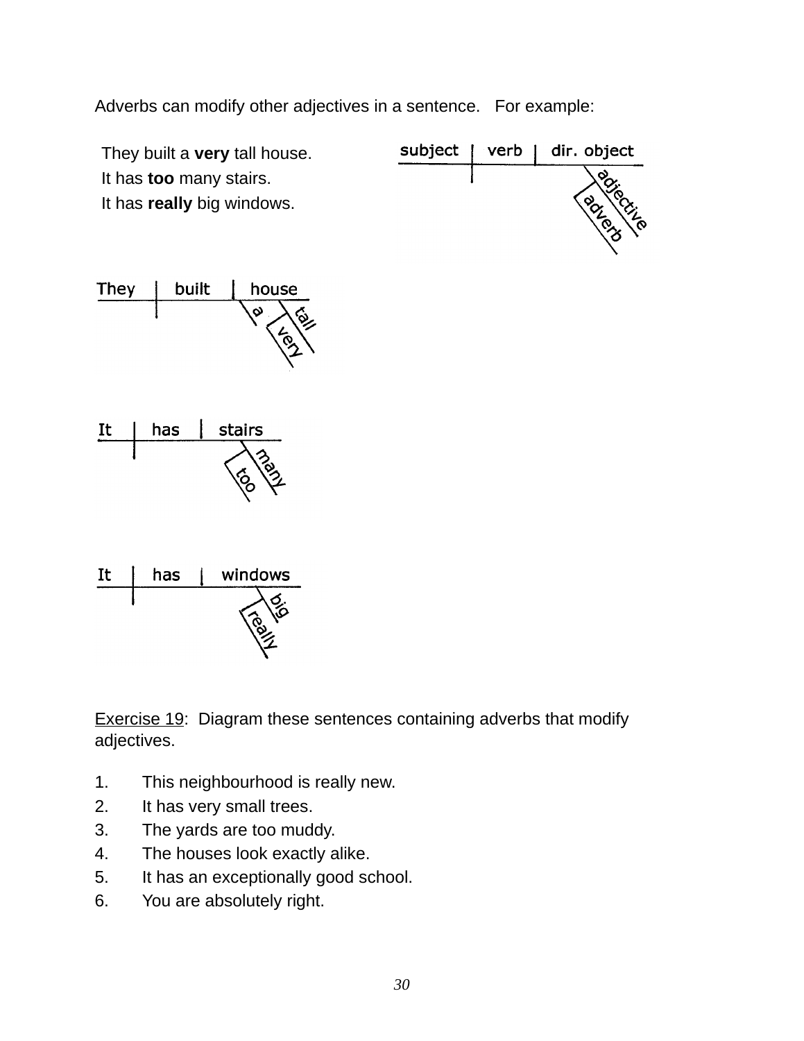Adverbs can modify other adjectives in a sentence. For example:

They built a **very** tall house.
It has **too** many stairs.
It has **really** big windows.

<u>Exercise 19</u>: Diagram these sentences containing adverbs that modify adjectives.

1. This neighbourhood is really new.
2. It has very small trees.
3. The yards are too muddy.
4. The houses look exactly alike.
5. It has an exceptionally good school.
6. You are absolutely right.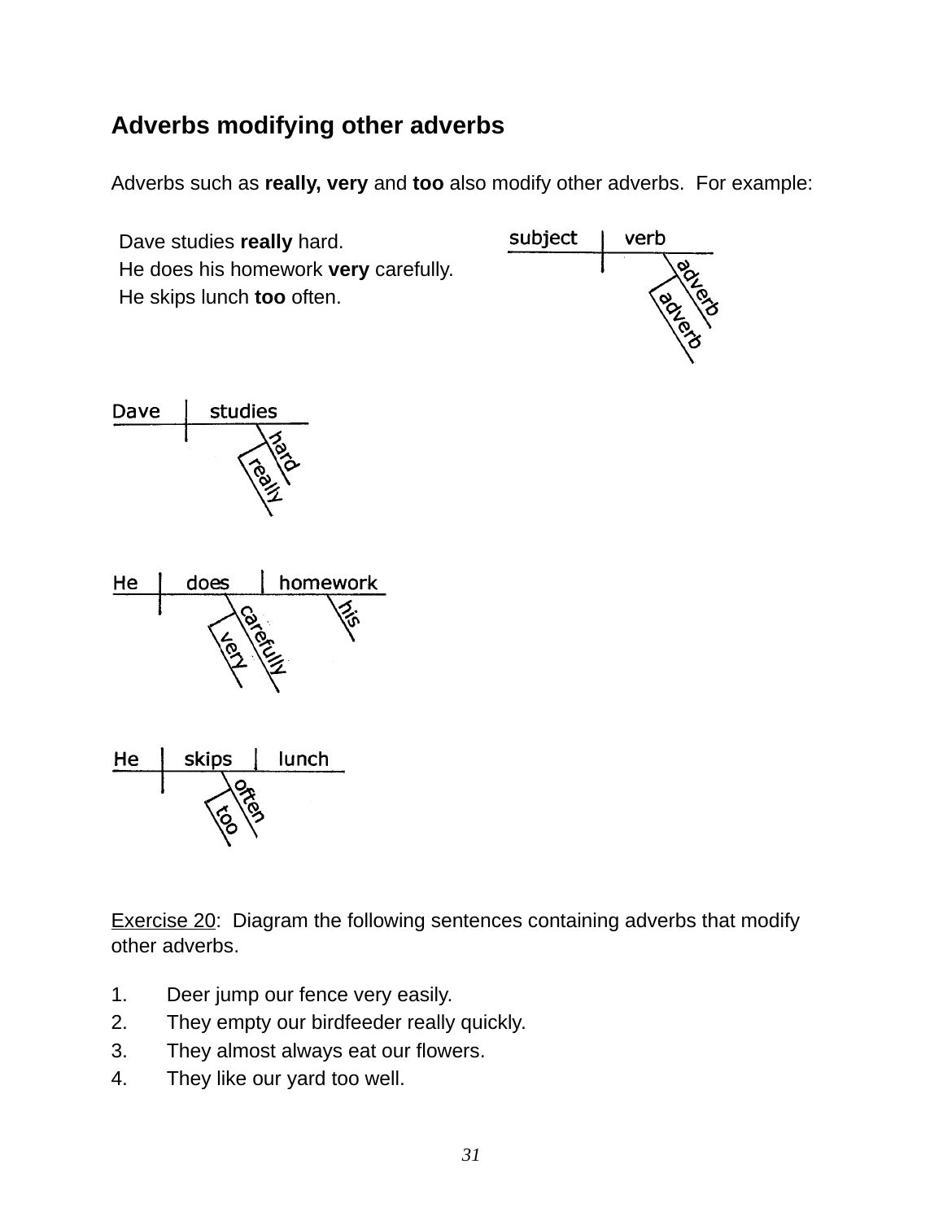## Adverbs modifying other adverbs

Adverbs such as **really, very** and **too** also modify other adverbs. For example:

Dave studies **really** hard.
He does his homework **very** carefully.
He skips lunch **too** often.

Exercise 20: Diagram the following sentences containing adverbs that modify other adverbs.

1. Deer jump our fence very easily.
2. They empty our birdfeeder really quickly.
3. They almost always eat our flowers.
4. They like our yard too well.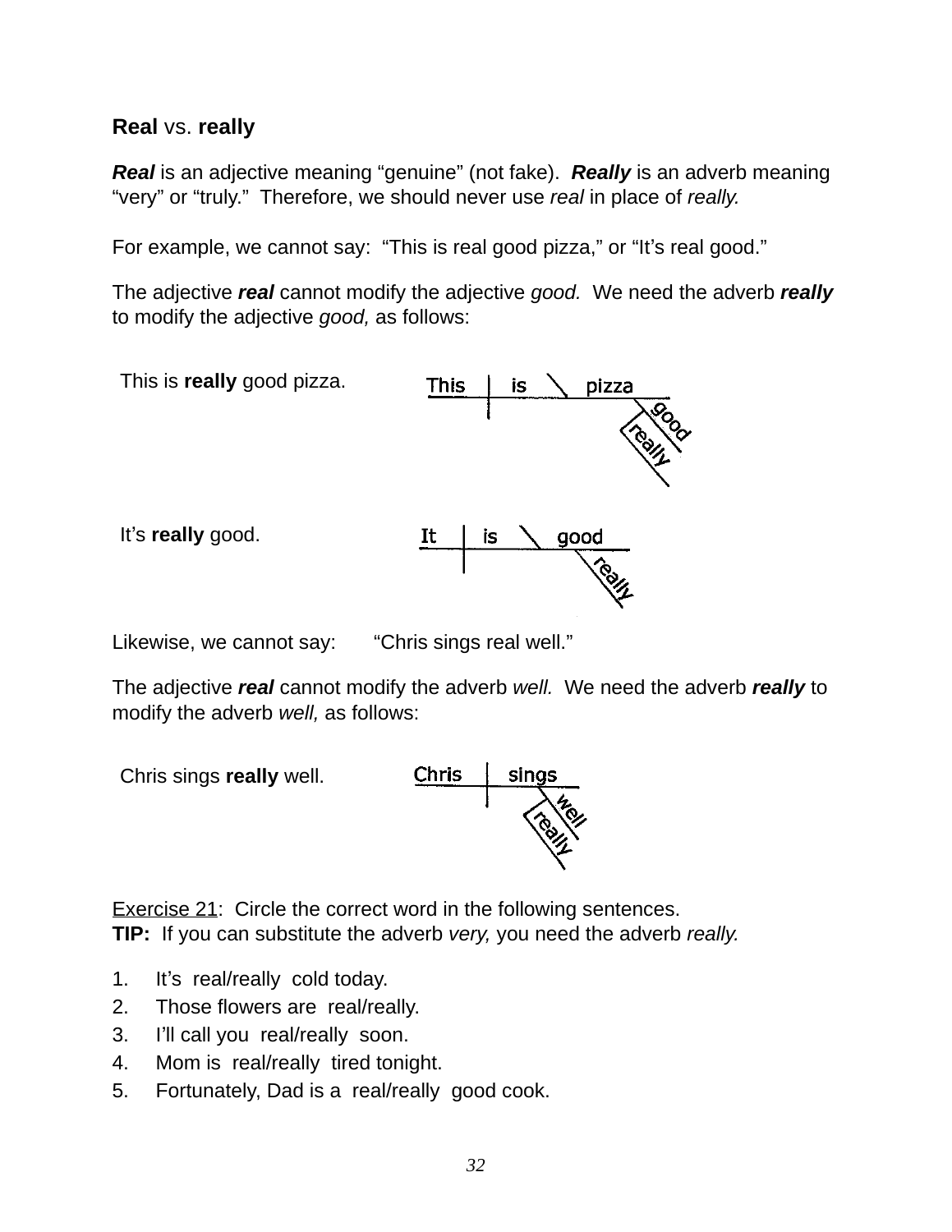## **Real** vs. **really**

***Real*** is an adjective meaning "genuine" (not fake). ***Really*** is an adverb meaning "very" or "truly." Therefore, we should never use *real* in place of *really.*

For example, we cannot say: "This is real good pizza," or "It's real good."

The adjective ***real*** cannot modify the adjective *good.* We need the adverb ***really*** to modify the adjective *good,* as follows:

This is **really** good pizza.

It's **really** good.

Likewise, we cannot say: "Chris sings real well."

The adjective ***real*** cannot modify the adverb *well.* We need the adverb ***really*** to modify the adverb *well,* as follows:

Chris sings **really** well.

Exercise 21: Circle the correct word in the following sentences.
**TIP:** If you can substitute the adverb *very,* you need the adverb *really.*

1. It's real/really cold today.
2. Those flowers are real/really.
3. I'll call you real/really soon.
4. Mom is real/really tired tonight.
5. Fortunately, Dad is a real/really good cook.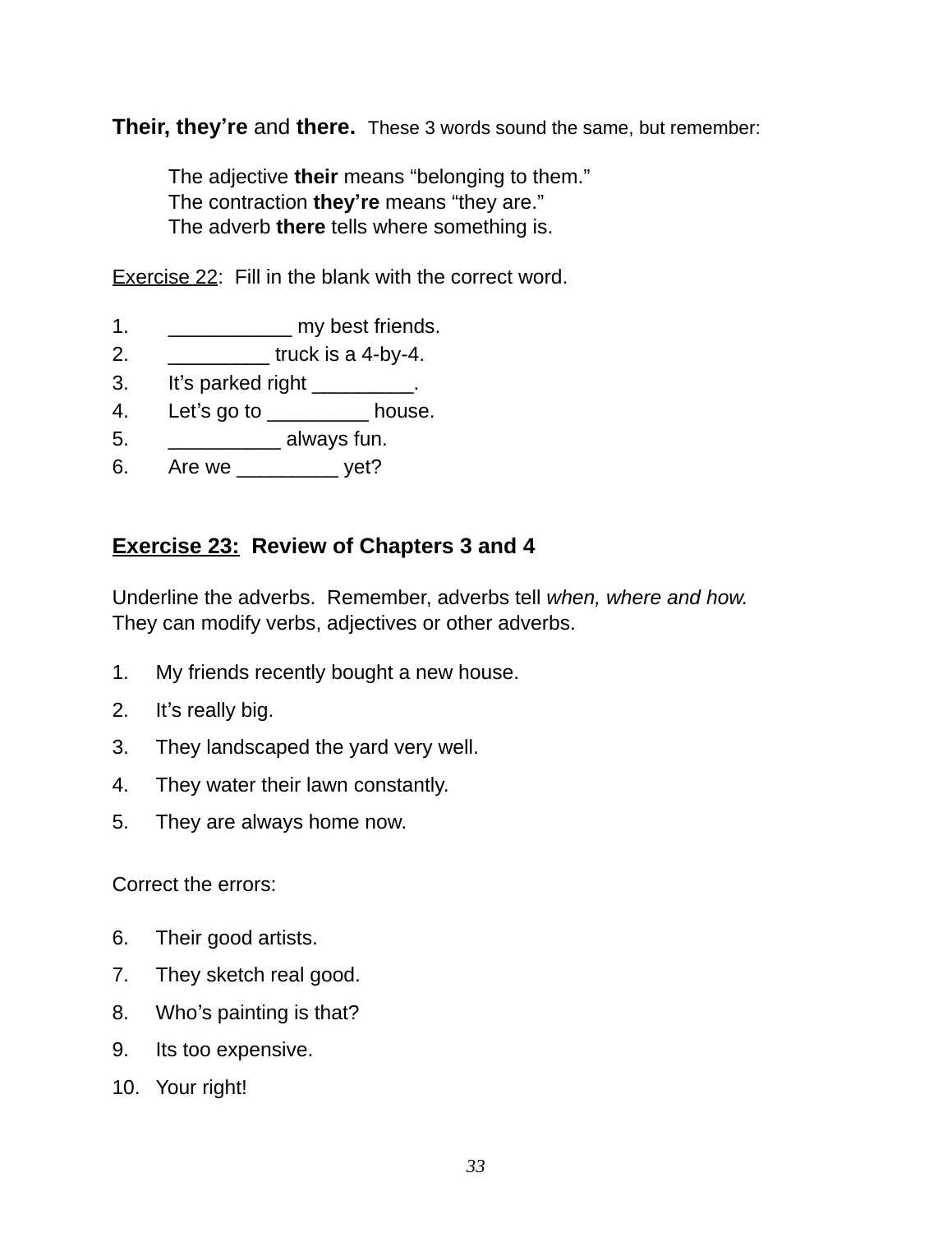**Their, they're** and **there.** These 3 words sound the same, but remember:

The adjective **their** means "belonging to them."
The contraction **they're** means "they are."
The adverb **there** tells where something is.

<u>Exercise 22</u>: Fill in the blank with the correct word.

1. ___________ my best friends.
2. _________ truck is a 4-by-4.
3. It's parked right _________.
4. Let's go to _________ house.
5. __________ always fun.
6. Are we _________ yet?

**<u>Exercise 23:</u> Review of Chapters 3 and 4**

Underline the adverbs. Remember, adverbs tell *when, where and how.* They can modify verbs, adjectives or other adverbs.

1. My friends recently bought a new house.
2. It's really big.
3. They landscaped the yard very well.
4. They water their lawn constantly.
5. They are always home now.

Correct the errors:

6. Their good artists.
7. They sketch real good.
8. Who's painting is that?
9. Its too expensive.
10. Your right!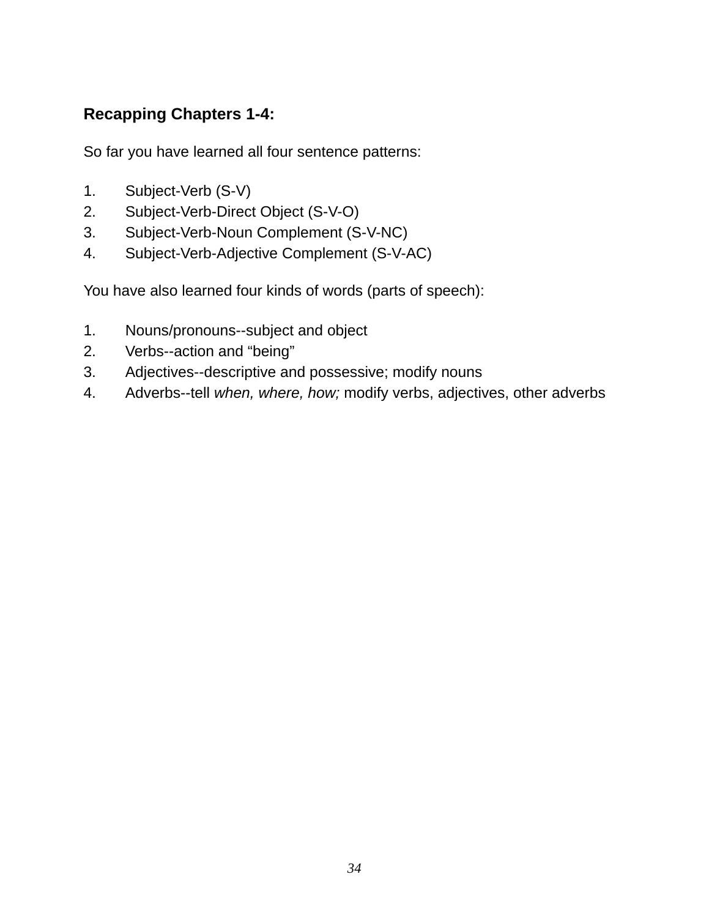**Recapping Chapters 1-4:**

So far you have learned all four sentence patterns:

1. Subject-Verb (S-V)
2. Subject-Verb-Direct Object (S-V-O)
3. Subject-Verb-Noun Complement (S-V-NC)
4. Subject-Verb-Adjective Complement (S-V-AC)

You have also learned four kinds of words (parts of speech):

1. Nouns/pronouns--subject and object
2. Verbs--action and “being”
3. Adjectives--descriptive and possessive; modify nouns
4. Adverbs--tell *when, where, how;* modify verbs, adjectives, other adverbs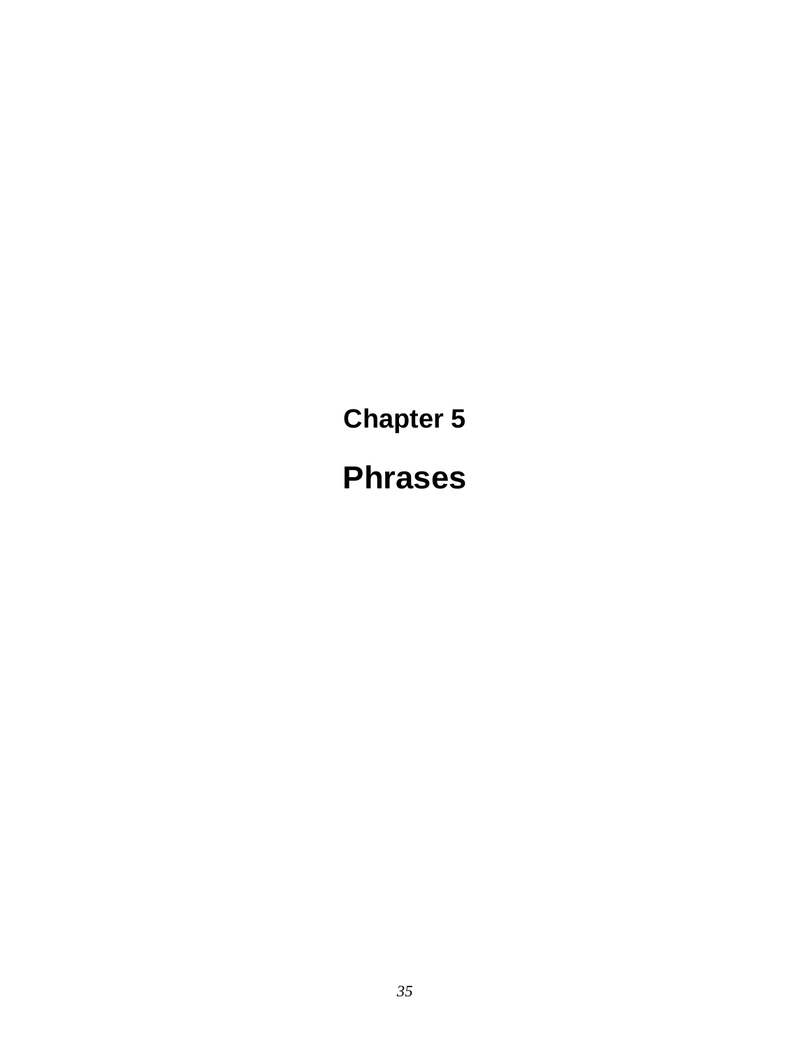# Chapter 5

# Phrases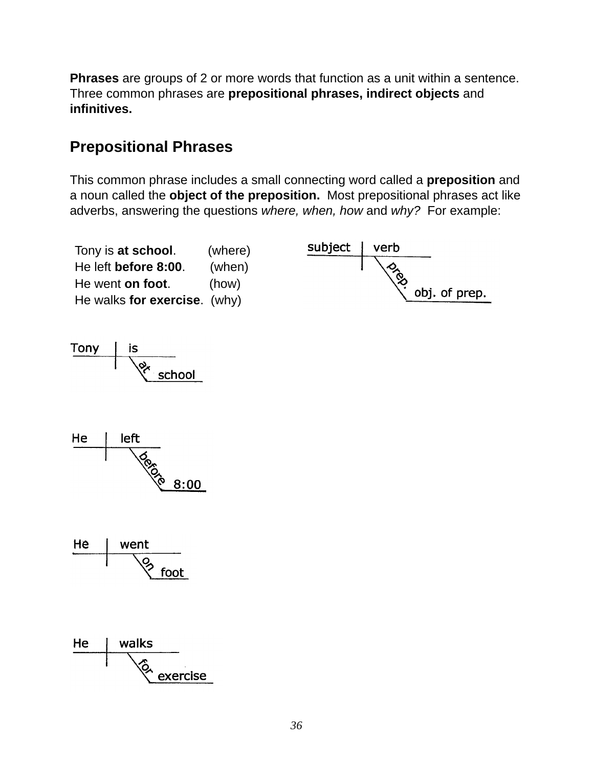**Phrases** are groups of 2 or more words that function as a unit within a sentence. Three common phrases are **prepositional phrases, indirect objects** and **infinitives.**

## Prepositional Phrases

This common phrase includes a small connecting word called a **preposition** and a noun called the **object of the preposition.** Most prepositional phrases act like adverbs, answering the questions *where, when, how* and *why?* For example:

Tony is **at school**. (where)
He left **before 8:00**. (when)
He went **on foot**. (how)
He walks **for exercise**. (why)

```
subject | verb
--------+--------
        | \
        |  \prep.
        |   \____obj. of prep.____
```

```
Tony | is
-----+------
     | \
     |  \at
     |   \____school____
```

```
He | left
---+------
   | \
   |  \before
   |   \____8:00____
```

```
He | went
---+------
   | \
   |  \on
   |   \____foot____
```

```
He | walks
---+------
   | \
   |  \for
   |   \____exercise____
```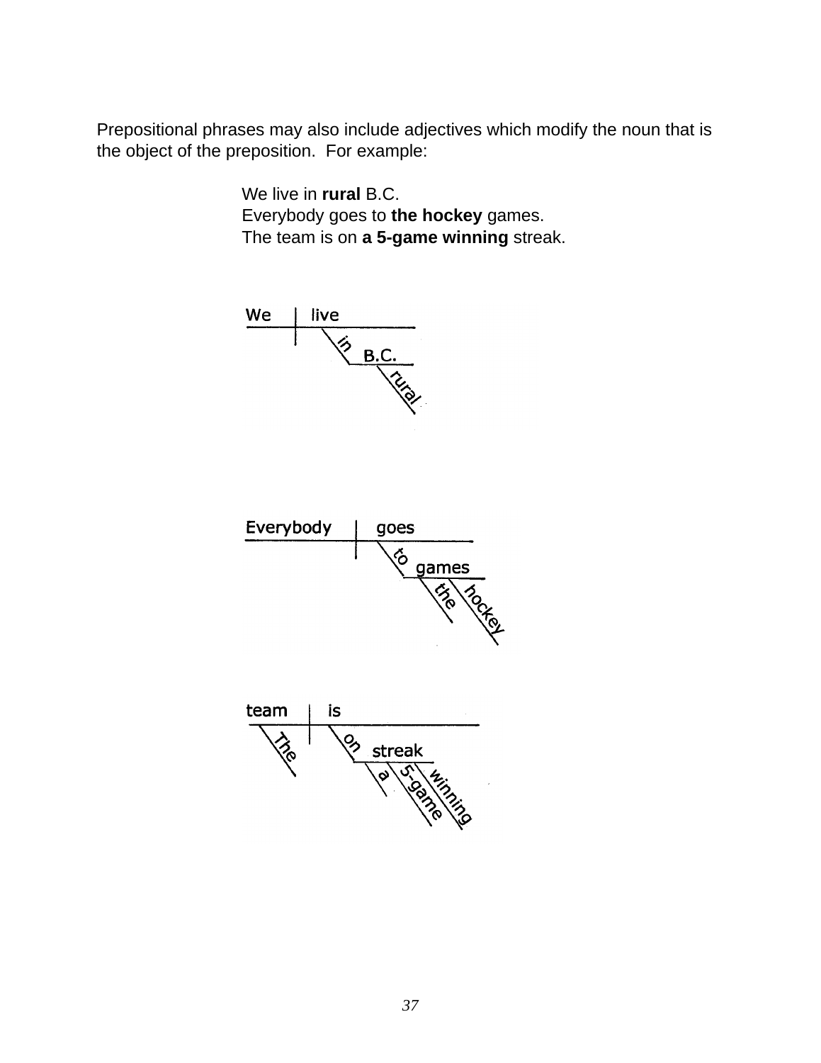Prepositional phrases may also include adjectives which modify the noun that is the object of the preposition. For example:

We live in **rural** B.C.
Everybody goes to **the hockey** games.
The team is on **a 5-game winning** streak.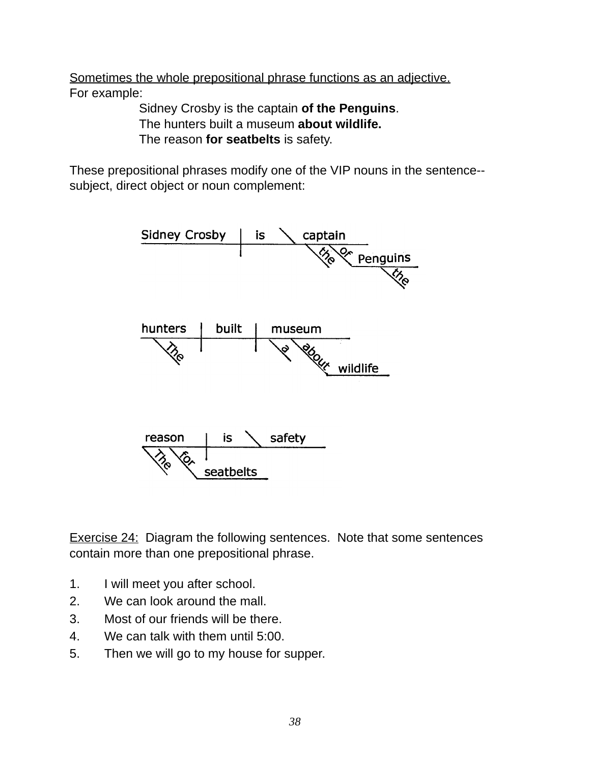Sometimes the whole prepositional phrase functions as an adjective.
For example:

Sidney Crosby is the captain **of the Penguins**.
The hunters built a museum **about wildlife.**
The reason **for seatbelts** is safety.

These prepositional phrases modify one of the VIP nouns in the sentence--subject, direct object or noun complement:

Exercise 24: Diagram the following sentences. Note that some sentences contain more than one prepositional phrase.

1. I will meet you after school.
2. We can look around the mall.
3. Most of our friends will be there.
4. We can talk with them until 5:00.
5. Then we will go to my house for supper.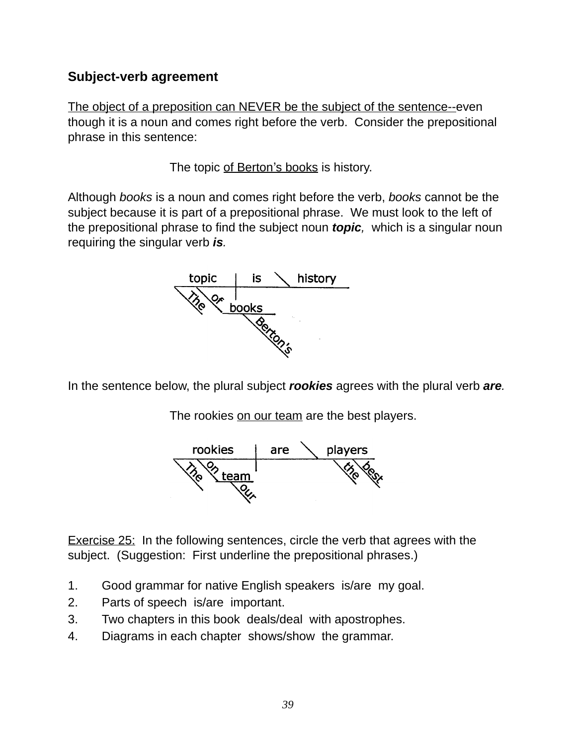### Subject-verb agreement

The object of a preposition can NEVER be the subject of the sentence--even though it is a noun and comes right before the verb. Consider the prepositional phrase in this sentence:

The topic of Berton's books is history.

Although *books* is a noun and comes right before the verb, *books* cannot be the subject because it is part of a prepositional phrase. We must look to the left of the prepositional phrase to find the subject noun ***topic,*** which is a singular noun requiring the singular verb ***is****.*

In the sentence below, the plural subject ***rookies*** agrees with the plural verb ***are****.*

The rookies on our team are the best players.

Exercise 25: In the following sentences, circle the verb that agrees with the subject. (Suggestion: First underline the prepositional phrases.)

1. Good grammar for native English speakers is/are my goal.
2. Parts of speech is/are important.
3. Two chapters in this book deals/deal with apostrophes.
4. Diagrams in each chapter shows/show the grammar.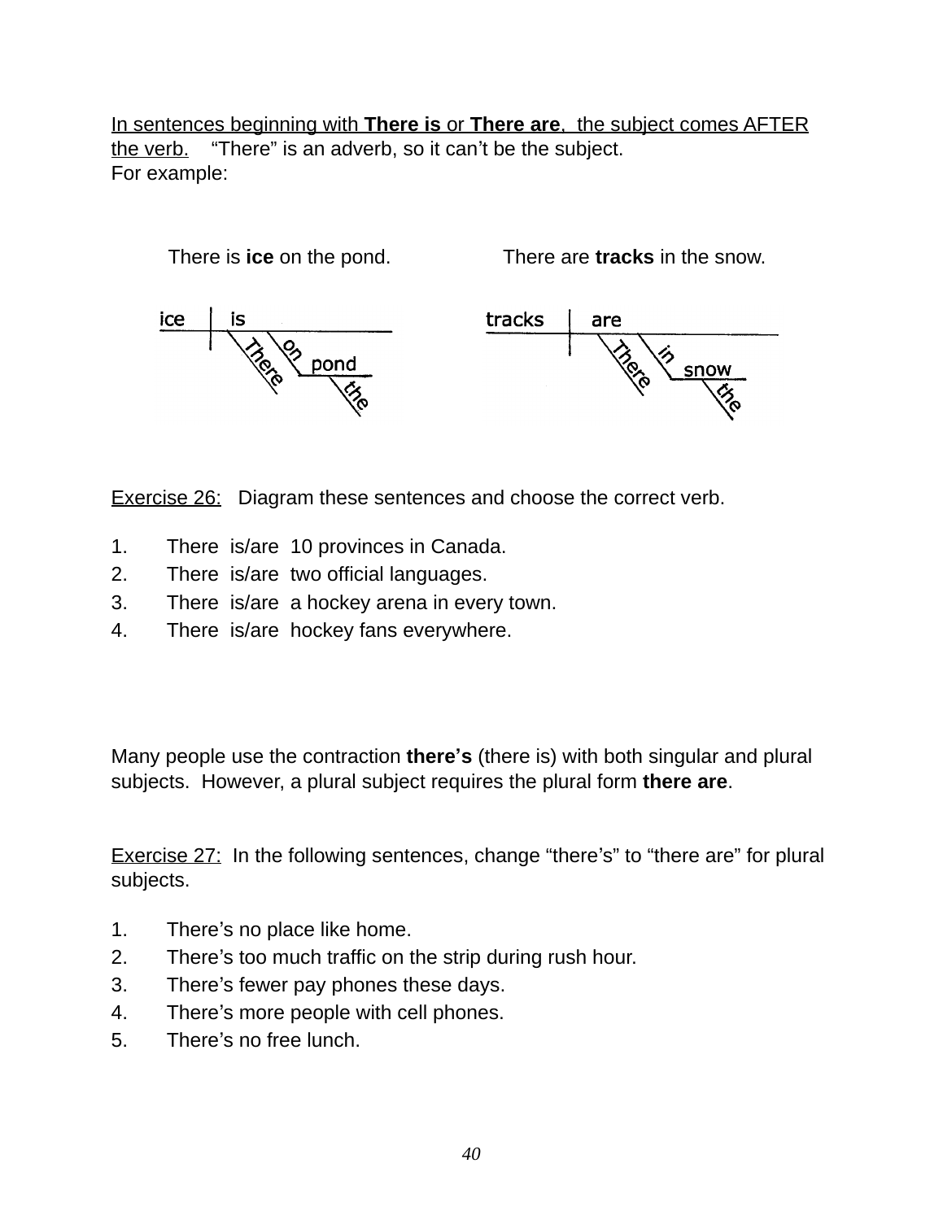<u>In sentences beginning with **There is** or **There are**, the subject comes AFTER the verb.</u> "There" is an adverb, so it can't be the subject.
For example:

There is **ice** on the pond. There are **tracks** in the snow.

Exercise 26: Diagram these sentences and choose the correct verb.

1. There is/are 10 provinces in Canada.
2. There is/are two official languages.
3. There is/are a hockey arena in every town.
4. There is/are hockey fans everywhere.

Many people use the contraction **there's** (there is) with both singular and plural subjects. However, a plural subject requires the plural form **there are**.

Exercise 27: In the following sentences, change "there's" to "there are" for plural subjects.

1. There's no place like home.
2. There's too much traffic on the strip during rush hour.
3. There's fewer pay phones these days.
4. There's more people with cell phones.
5. There's no free lunch.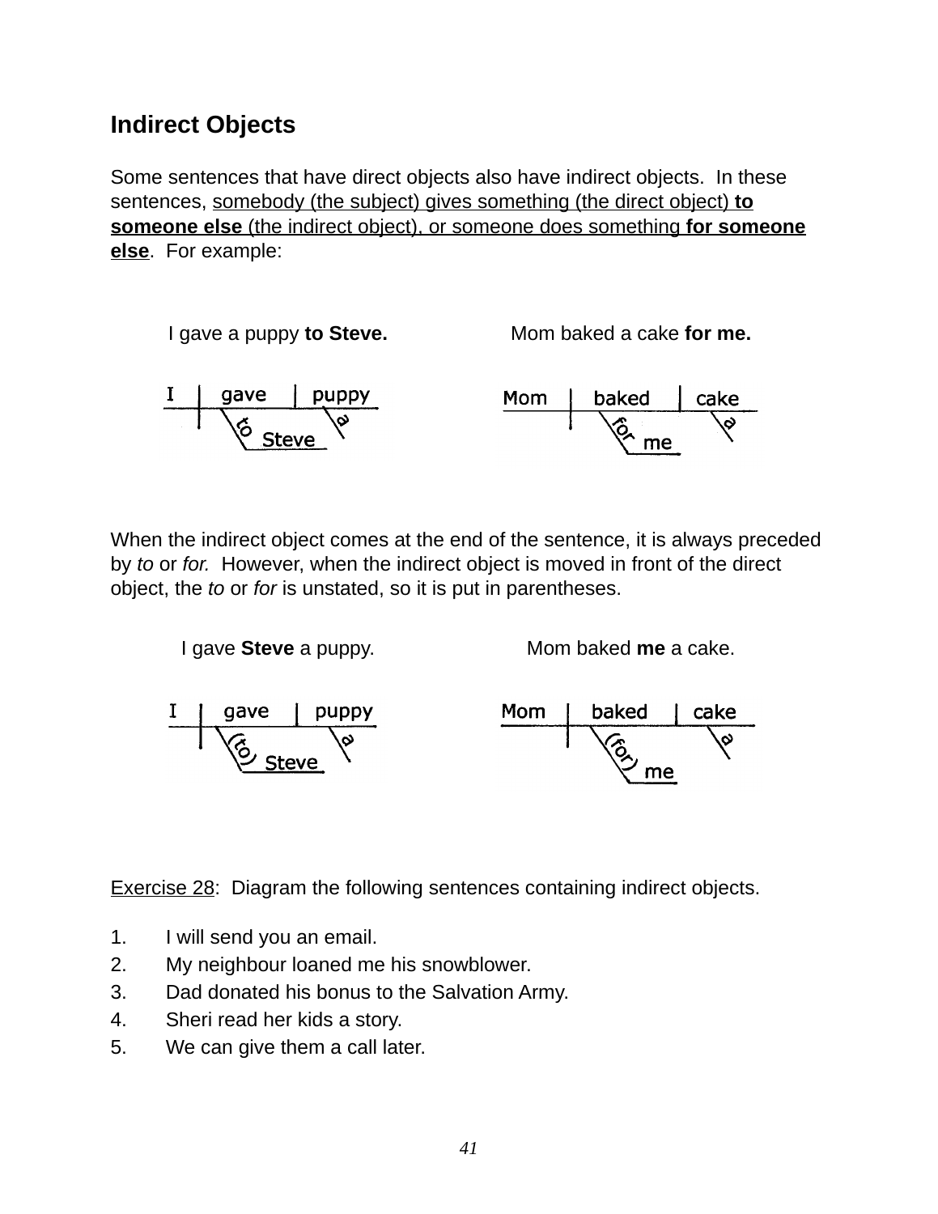## Indirect Objects

Some sentences that have direct objects also have indirect objects. In these sentences, somebody (the subject) gives something (the direct object) **to someone else** (the indirect object), or someone does something **for someone else**. For example:

I gave a puppy **to Steve.**

Mom baked a cake **for me.**

When the indirect object comes at the end of the sentence, it is always preceded by *to* or *for.* However, when the indirect object is moved in front of the direct object, the *to* or *for* is unstated, so it is put in parentheses.

I gave **Steve** a puppy.

Mom baked **me** a cake.

Exercise 28: Diagram the following sentences containing indirect objects.

1. I will send you an email.
2. My neighbour loaned me his snowblower.
3. Dad donated his bonus to the Salvation Army.
4. Sheri read her kids a story.
5. We can give them a call later.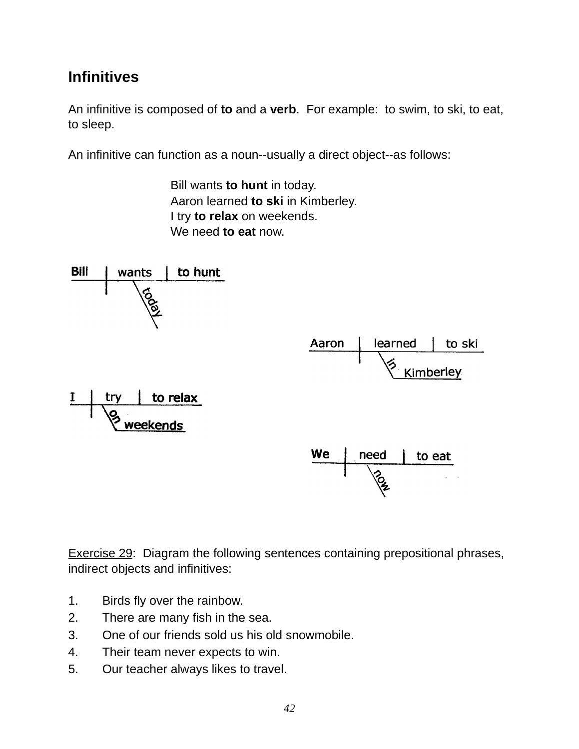## Infinitives

An infinitive is composed of **to** and a **verb**. For example: to swim, to ski, to eat, to sleep.

An infinitive can function as a noun--usually a direct object--as follows:

> Bill wants **to hunt** in today.
> Aaron learned **to ski** in Kimberley.
> I try **to relax** on weekends.
> We need **to eat** now.

Exercise 29: Diagram the following sentences containing prepositional phrases, indirect objects and infinitives:

1. Birds fly over the rainbow.
2. There are many fish in the sea.
3. One of our friends sold us his old snowmobile.
4. Their team never expects to win.
5. Our teacher always likes to travel.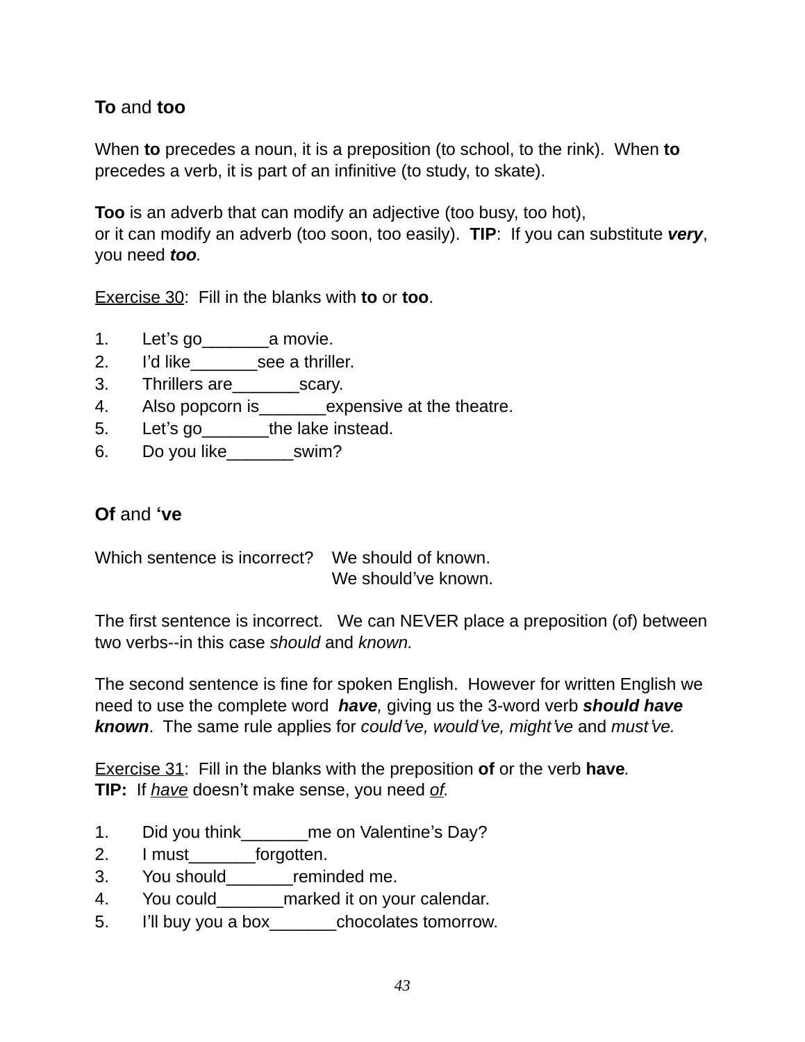**To** and **too**

When **to** precedes a noun, it is a preposition (to school, to the rink). When **to** precedes a verb, it is part of an infinitive (to study, to skate).

**Too** is an adverb that can modify an adjective (too busy, too hot), or it can modify an adverb (too soon, too easily). **TIP**: If you can substitute ***very***, you need ***too***.

<u>Exercise 30</u>: Fill in the blanks with **to** or **too**.

1. Let's go_______a movie.
2. I'd like_______see a thriller.
3. Thrillers are_______scary.
4. Also popcorn is_______expensive at the theatre.
5. Let's go_______the lake instead.
6. Do you like_______swim?

**Of** and **'ve**

Which sentence is incorrect? We should of known.
We should've known.

The first sentence is incorrect. We can NEVER place a preposition (of) between two verbs--in this case *should* and *known.*

The second sentence is fine for spoken English. However for written English we need to use the complete word ***have,*** giving us the 3-word verb ***should have known***. The same rule applies for *could've, would've, might've* and *must've.*

<u>Exercise 31</u>: Fill in the blanks with the preposition **of** or the verb **have**.
**TIP:** If *<u>have</u>* doesn't make sense, you need *<u>of.</u>*

1. Did you think_______me on Valentine's Day?
2. I must_______forgotten.
3. You should_______reminded me.
4. You could_______marked it on your calendar.
5. I'll buy you a box_______chocolates tomorrow.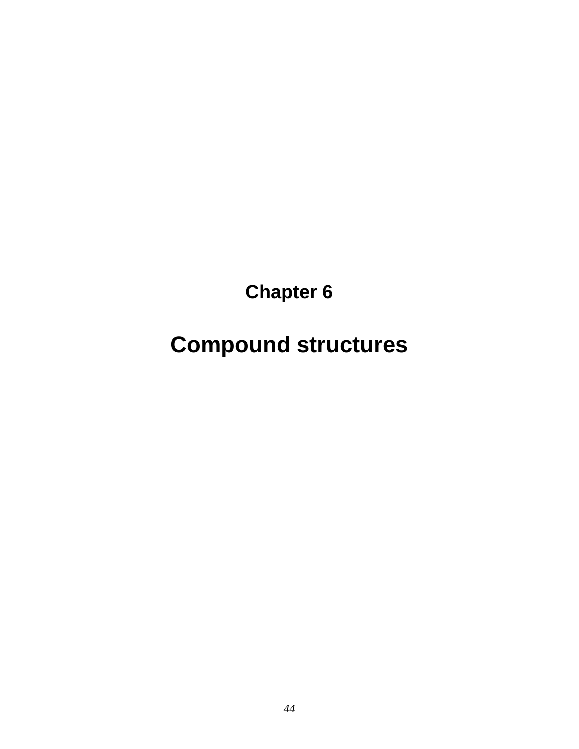## Chapter 6

# Compound structures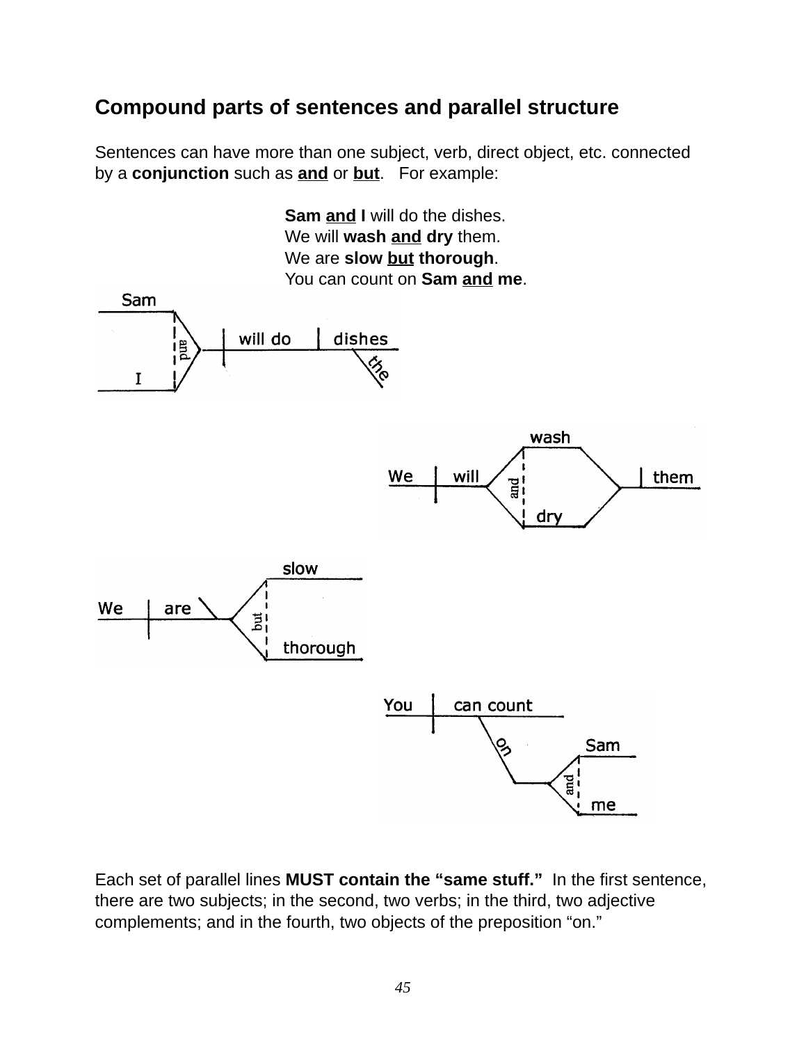## Compound parts of sentences and parallel structure

Sentences can have more than one subject, verb, direct object, etc. connected by a **conjunction** such as **and** or **but**. For example:

> **Sam and I** will do the dishes.
> We will **wash and dry** them.
> We are **slow but thorough**.
> You can count on **Sam and me**.

Each set of parallel lines **MUST contain the "same stuff."** In the first sentence, there are two subjects; in the second, two verbs; in the third, two adjective complements; and in the fourth, two objects of the preposition "on."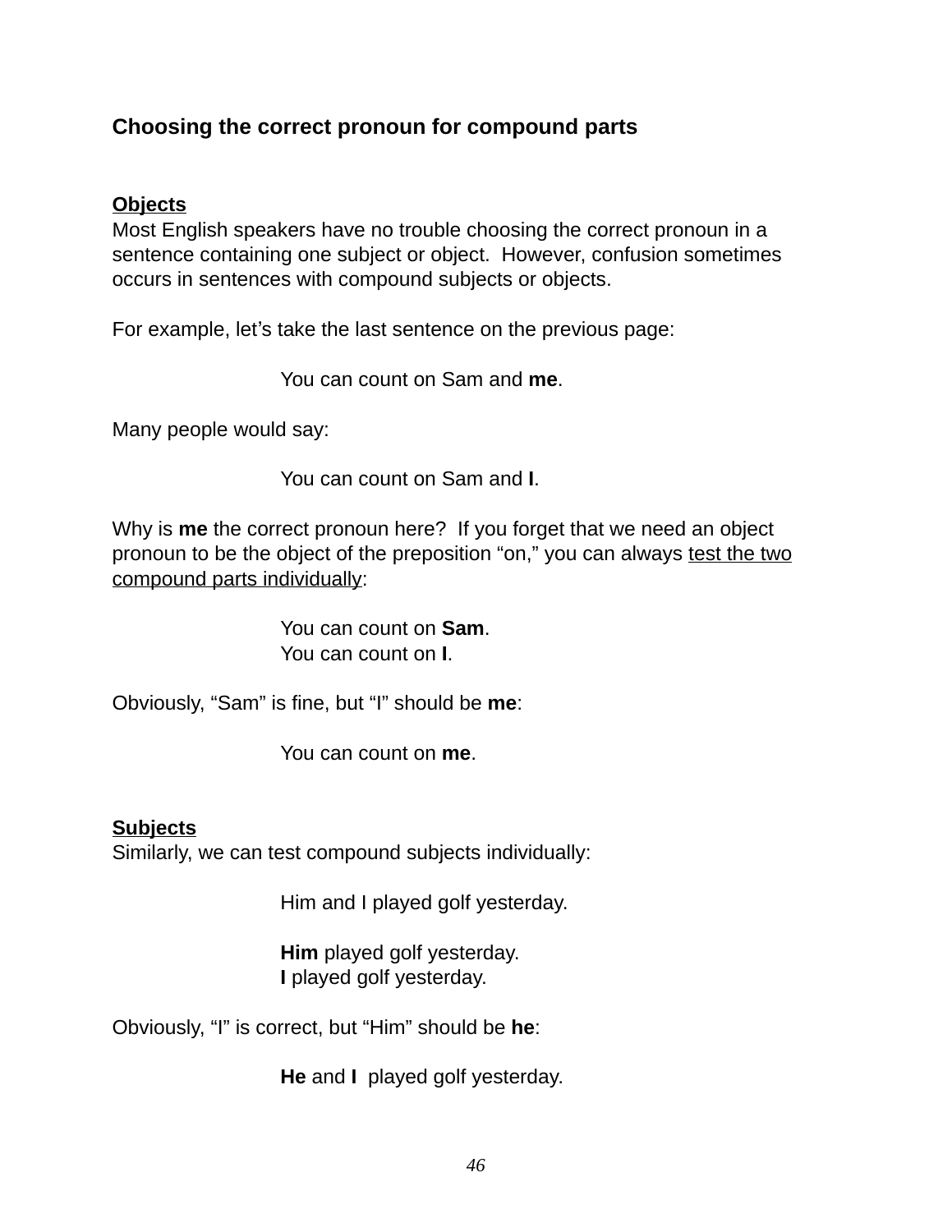## Choosing the correct pronoun for compound parts

**Objects**

Most English speakers have no trouble choosing the correct pronoun in a sentence containing one subject or object. However, confusion sometimes occurs in sentences with compound subjects or objects.

For example, let's take the last sentence on the previous page:

> You can count on Sam and **me**.

Many people would say:

> You can count on Sam and **I**.

Why is **me** the correct pronoun here? If you forget that we need an object pronoun to be the object of the preposition "on," you can always <u>test the two compound parts individually</u>:

> You can count on **Sam**.
> You can count on **I**.

Obviously, "Sam" is fine, but "I" should be **me**:

> You can count on **me**.

**Subjects**

Similarly, we can test compound subjects individually:

> Him and I played golf yesterday.
>
> **Him** played golf yesterday.
> **I** played golf yesterday.

Obviously, "I" is correct, but "Him" should be **he**:

> **He** and **I** played golf yesterday.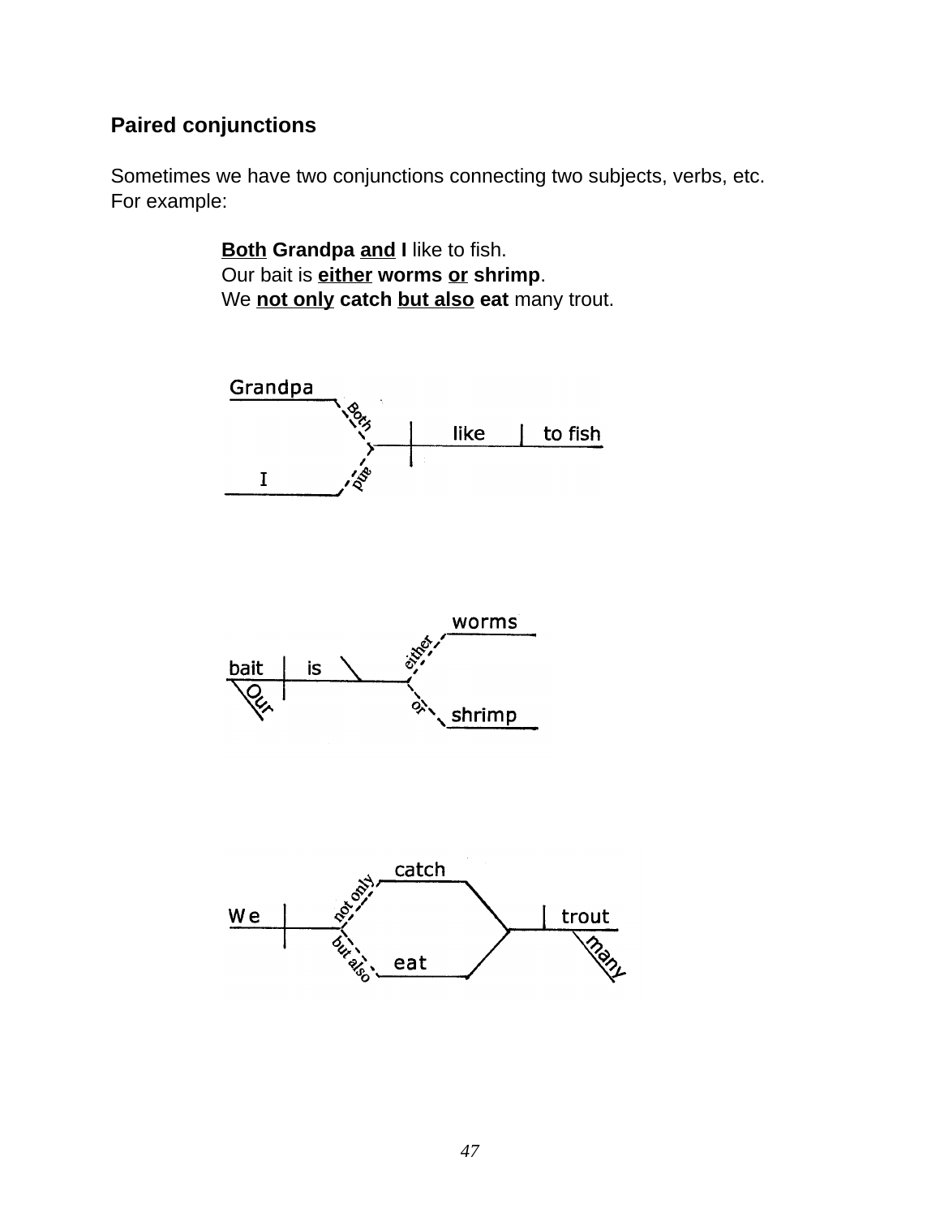**Paired conjunctions**

Sometimes we have two conjunctions connecting two subjects, verbs, etc. For example:

> **<u>Both</u> Grandpa <u>and</u> I** like to fish.
> Our bait is **<u>either</u> worms <u>or</u> shrimp**.
> We **<u>not only</u> catch <u>but also</u> eat** many trout.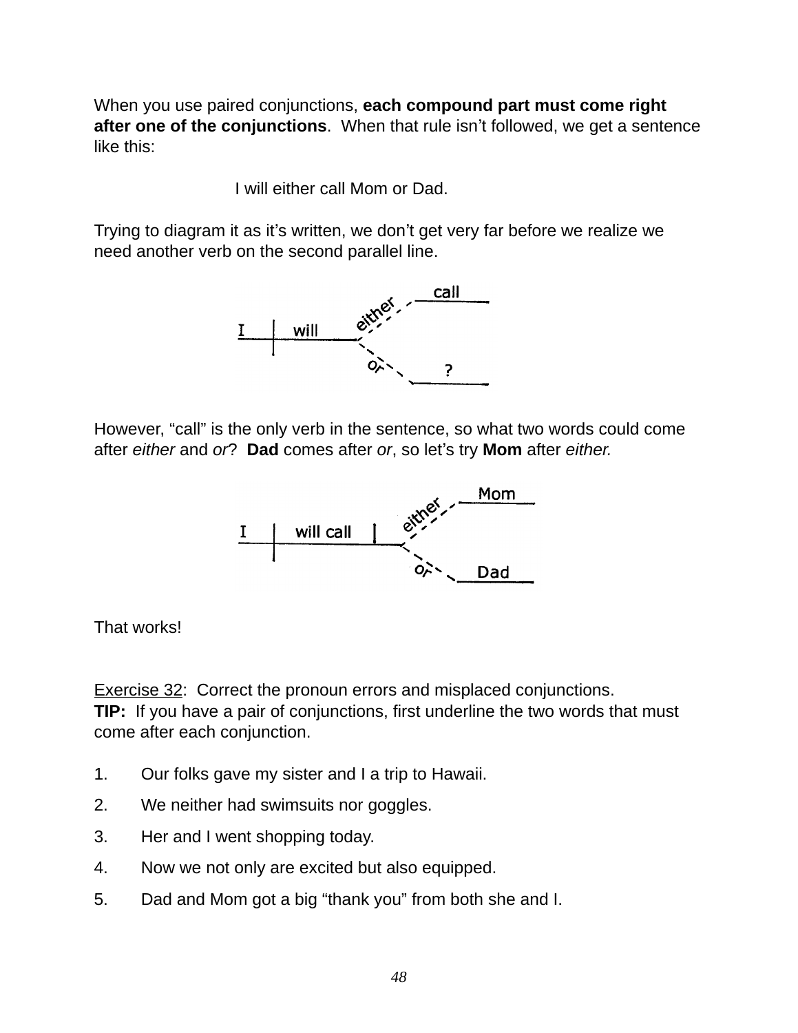When you use paired conjunctions, **each compound part must come right after one of the conjunctions**. When that rule isn't followed, we get a sentence like this:

I will either call Mom or Dad.

Trying to diagram it as it's written, we don't get very far before we realize we need another verb on the second parallel line.

However, "call" is the only verb in the sentence, so what two words could come after *either* and *or*? **Dad** comes after *or*, so let's try **Mom** after *either.*

That works!

Exercise 32: Correct the pronoun errors and misplaced conjunctions.
**TIP:** If you have a pair of conjunctions, first underline the two words that must come after each conjunction.

1. Our folks gave my sister and I a trip to Hawaii.
2. We neither had swimsuits nor goggles.
3. Her and I went shopping today.
4. Now we not only are excited but also equipped.
5. Dad and Mom got a big "thank you" from both she and I.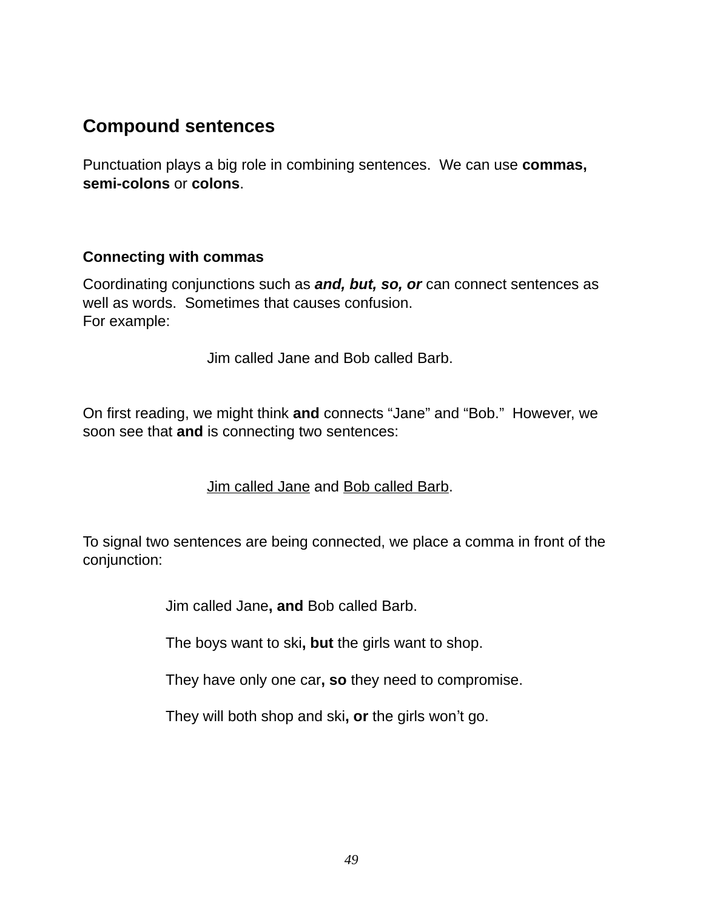## Compound sentences

Punctuation plays a big role in combining sentences. We can use **commas, semi-colons** or **colons**.

### Connecting with commas

Coordinating conjunctions such as ***and, but, so, or*** can connect sentences as well as words. Sometimes that causes confusion.
For example:

> Jim called Jane and Bob called Barb.

On first reading, we might think **and** connects "Jane" and "Bob." However, we soon see that **and** is connecting two sentences:

> <u>Jim called Jane</u> and <u>Bob called Barb</u>.

To signal two sentences are being connected, we place a comma in front of the conjunction:

> Jim called Jane**, and** Bob called Barb.
>
> The boys want to ski**, but** the girls want to shop.
>
> They have only one car**, so** they need to compromise.
>
> They will both shop and ski**, or** the girls won't go.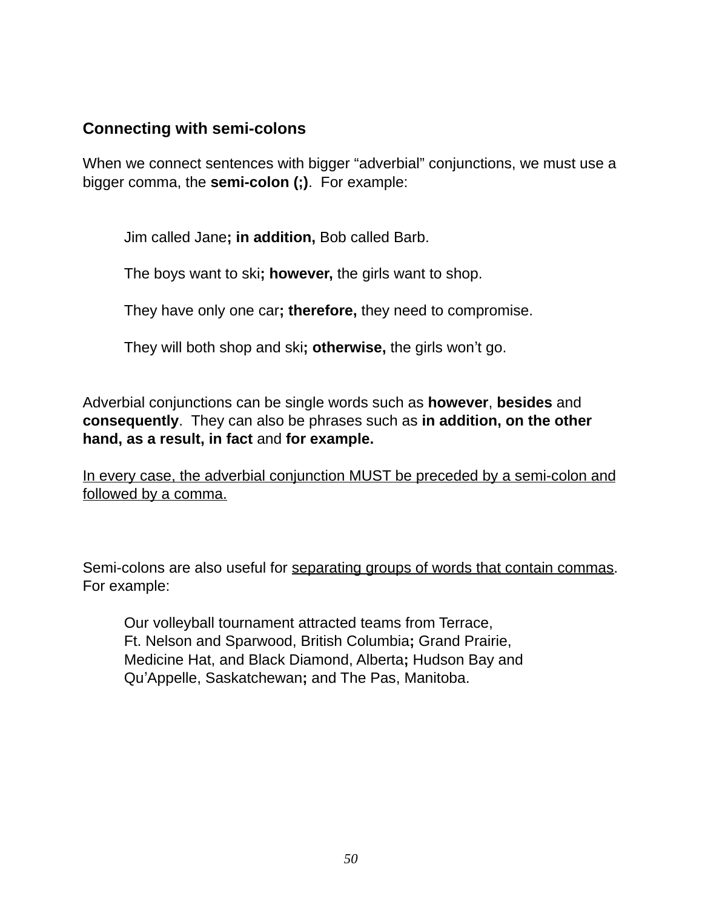## Connecting with semi-colons

When we connect sentences with bigger "adverbial" conjunctions, we must use a bigger comma, the **semi-colon (;)**. For example:

> Jim called Jane**; in addition,** Bob called Barb.
>
> The boys want to ski**; however,** the girls want to shop.
>
> They have only one car**; therefore,** they need to compromise.
>
> They will both shop and ski**; otherwise,** the girls won't go.

Adverbial conjunctions can be single words such as **however**, **besides** and **consequently**. They can also be phrases such as **in addition, on the other hand, as a result, in fact** and **for example.**

<u>In every case, the adverbial conjunction MUST be preceded by a semi-colon and followed by a comma.</u>

Semi-colons are also useful for <u>separating groups of words that contain commas</u>. For example:

> Our volleyball tournament attracted teams from Terrace, Ft. Nelson and Sparwood, British Columbia**;** Grand Prairie, Medicine Hat, and Black Diamond, Alberta**;** Hudson Bay and Qu'Appelle, Saskatchewan**;** and The Pas, Manitoba.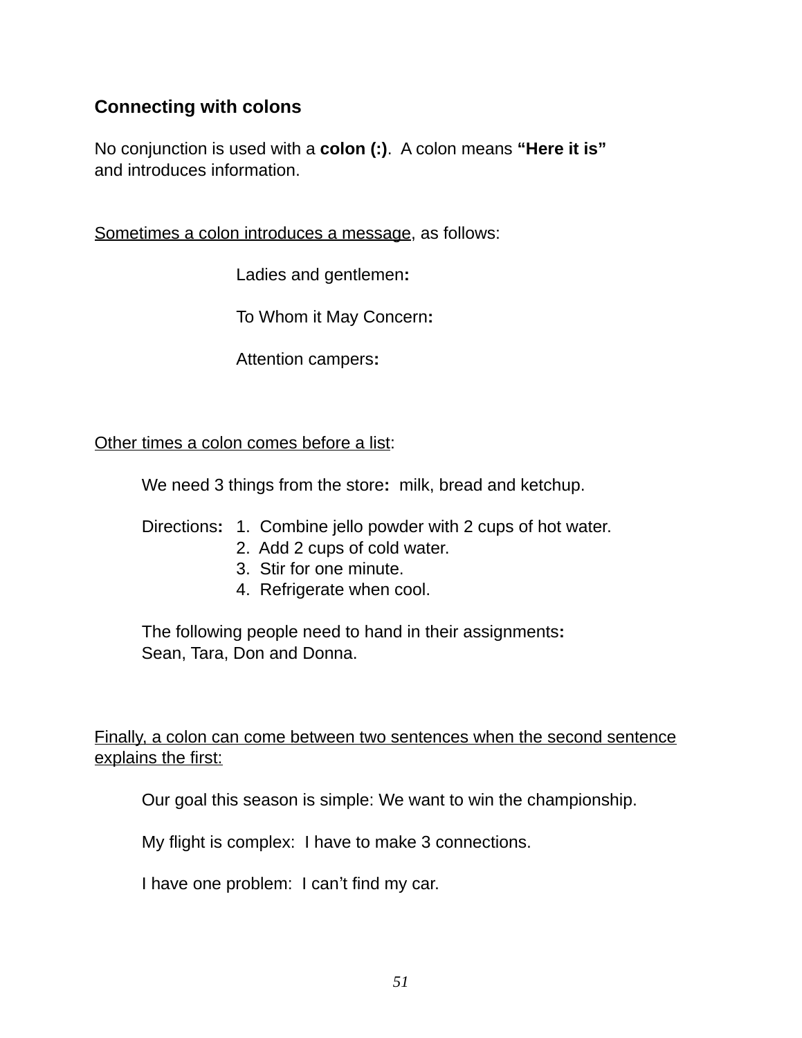## Connecting with colons

No conjunction is used with a **colon (:)**. A colon means **"Here it is"** and introduces information.

Sometimes a colon introduces a message, as follows:

> Ladies and gentlemen**:**
>
> To Whom it May Concern**:**
>
> Attention campers**:**

Other times a colon comes before a list:

> We need 3 things from the store**:** milk, bread and ketchup.
>
> Directions**:** 1. Combine jello powder with 2 cups of hot water.
> 2. Add 2 cups of cold water.
> 3. Stir for one minute.
> 4. Refrigerate when cool.
>
> The following people need to hand in their assignments**:**
> Sean, Tara, Don and Donna.

Finally, a colon can come between two sentences when the second sentence explains the first:

> Our goal this season is simple: We want to win the championship.
>
> My flight is complex: I have to make 3 connections.
>
> I have one problem: I can't find my car.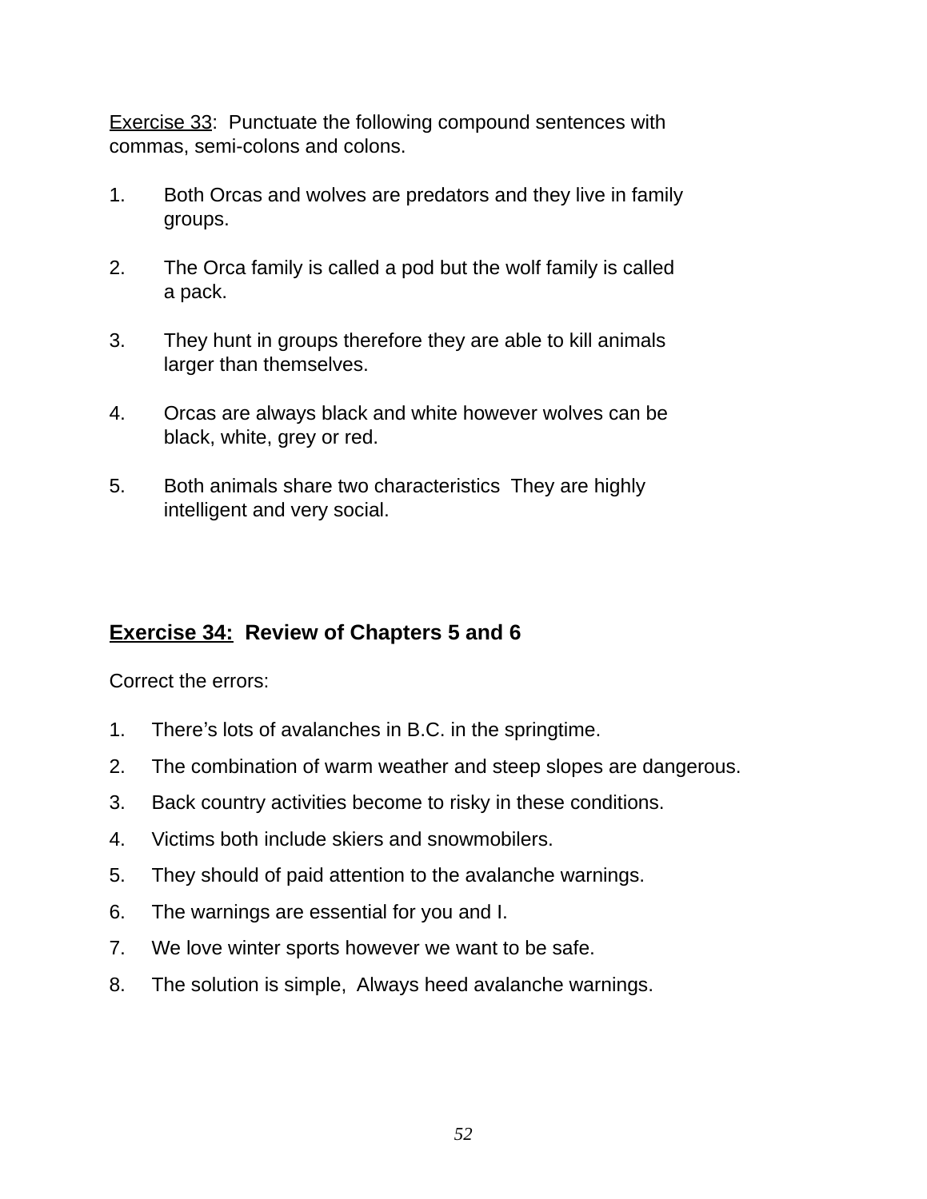Exercise 33: Punctuate the following compound sentences with commas, semi-colons and colons.

1. Both Orcas and wolves are predators and they live in family groups.

2. The Orca family is called a pod but the wolf family is called a pack.

3. They hunt in groups therefore they are able to kill animals larger than themselves.

4. Orcas are always black and white however wolves can be black, white, grey or red.

5. Both animals share two characteristics  They are highly intelligent and very social.

**Exercise 34: Review of Chapters 5 and 6**

Correct the errors:

1. There's lots of avalanches in B.C. in the springtime.
2. The combination of warm weather and steep slopes are dangerous.
3. Back country activities become to risky in these conditions.
4. Victims both include skiers and snowmobilers.
5. They should of paid attention to the avalanche warnings.
6. The warnings are essential for you and I.
7. We love winter sports however we want to be safe.
8. The solution is simple,  Always heed avalanche warnings.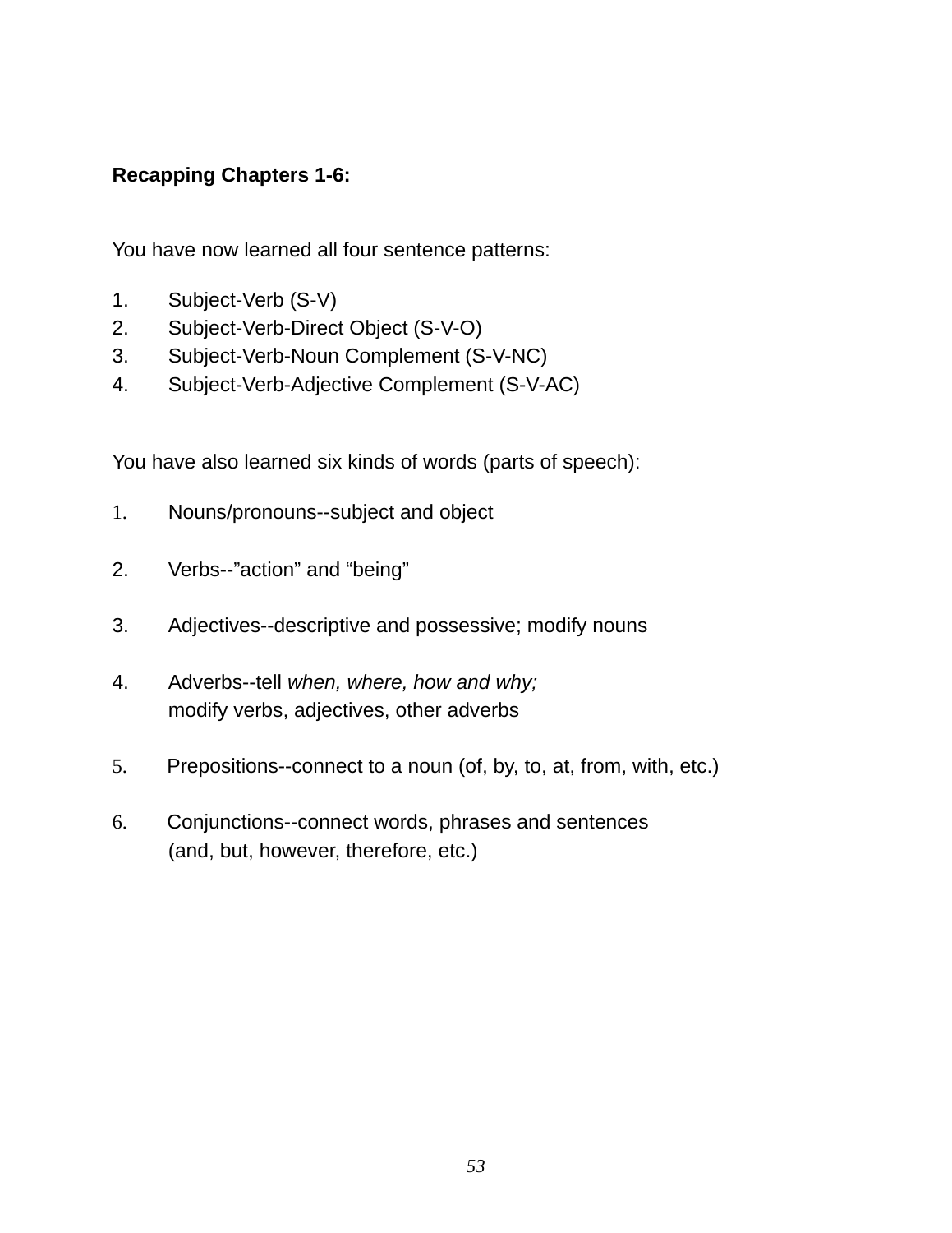**Recapping Chapters 1-6:**

You have now learned all four sentence patterns:

1. Subject-Verb (S-V)
2. Subject-Verb-Direct Object (S-V-O)
3. Subject-Verb-Noun Complement (S-V-NC)
4. Subject-Verb-Adjective Complement (S-V-AC)

You have also learned six kinds of words (parts of speech):

1. Nouns/pronouns--subject and object

2. Verbs--"action" and "being"

3. Adjectives--descriptive and possessive; modify nouns

4. Adverbs--tell *when, where, how and why;*
   modify verbs, adjectives, other adverbs

5. Prepositions--connect to a noun (of, by, to, at, from, with, etc.)

6. Conjunctions--connect words, phrases and sentences
   (and, but, however, therefore, etc.)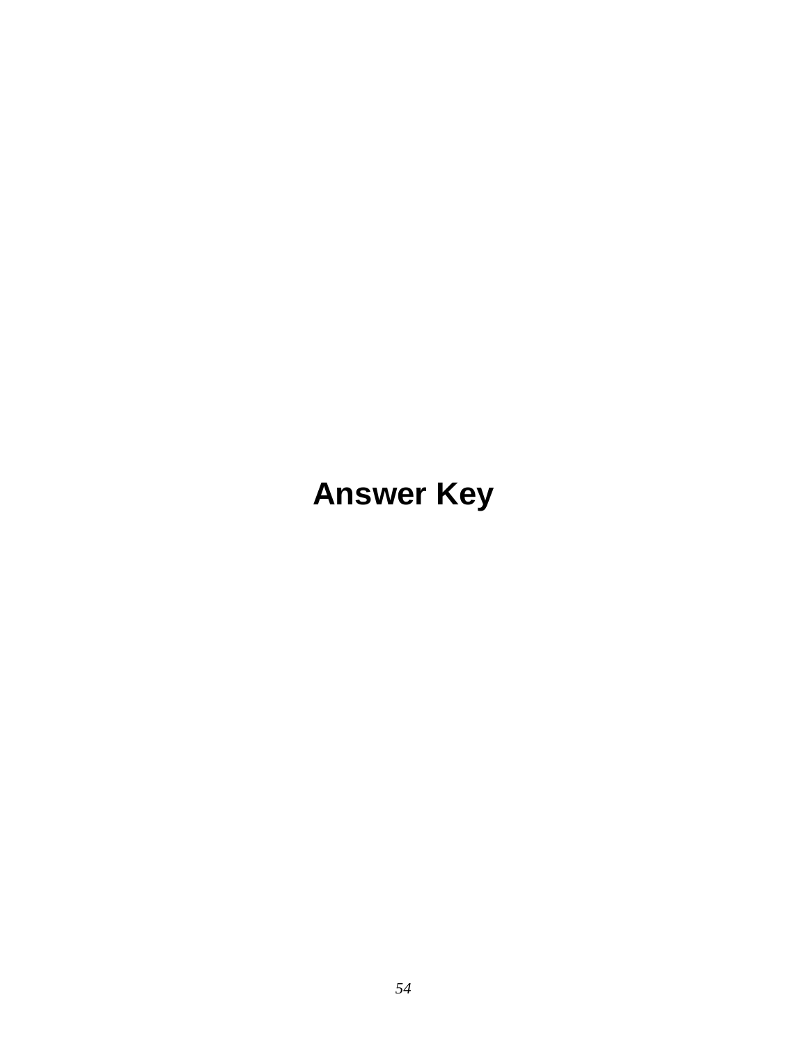# Answer Key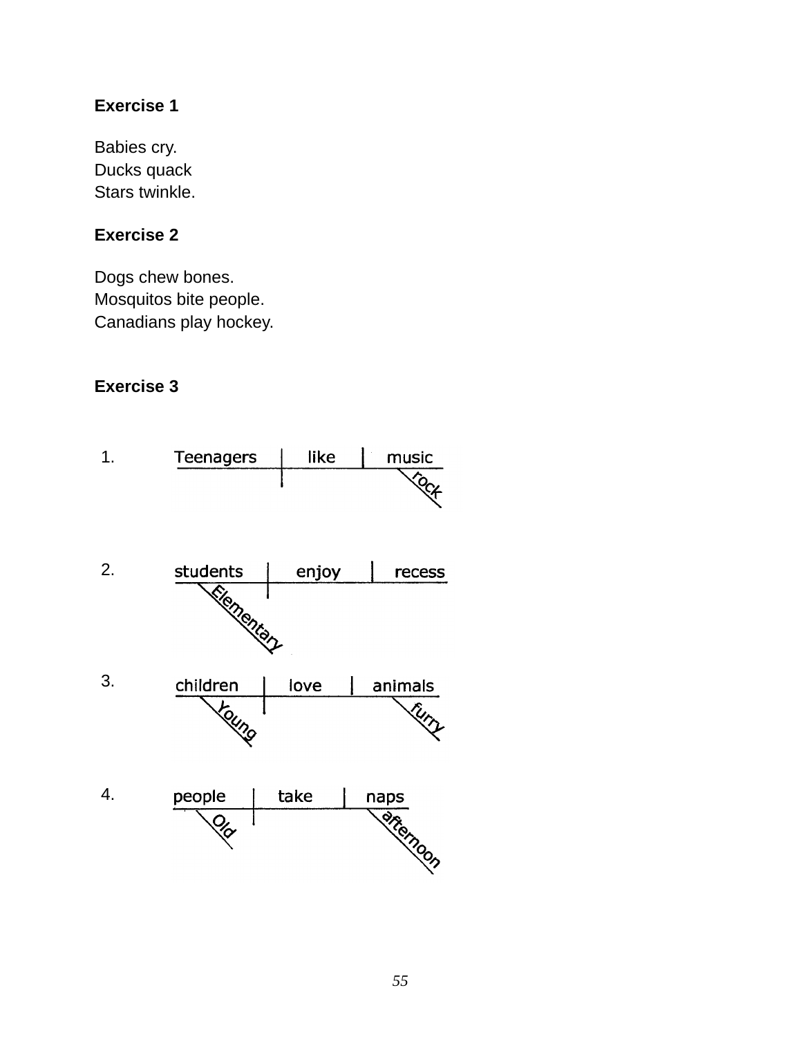**Exercise 1**

Babies cry.
Ducks quack
Stars twinkle.

**Exercise 2**

Dogs chew bones.
Mosquitos bite people.
Canadians play hockey.

**Exercise 3**

1.

```
Teenagers | like | music
                      \rock
```

2.

```
students | enjoy | recess
  \Elementary
```

3.

```
children | love | animals
  \Young              \furry
```

4.

```
people | take | naps
  \Old            \afternoon
```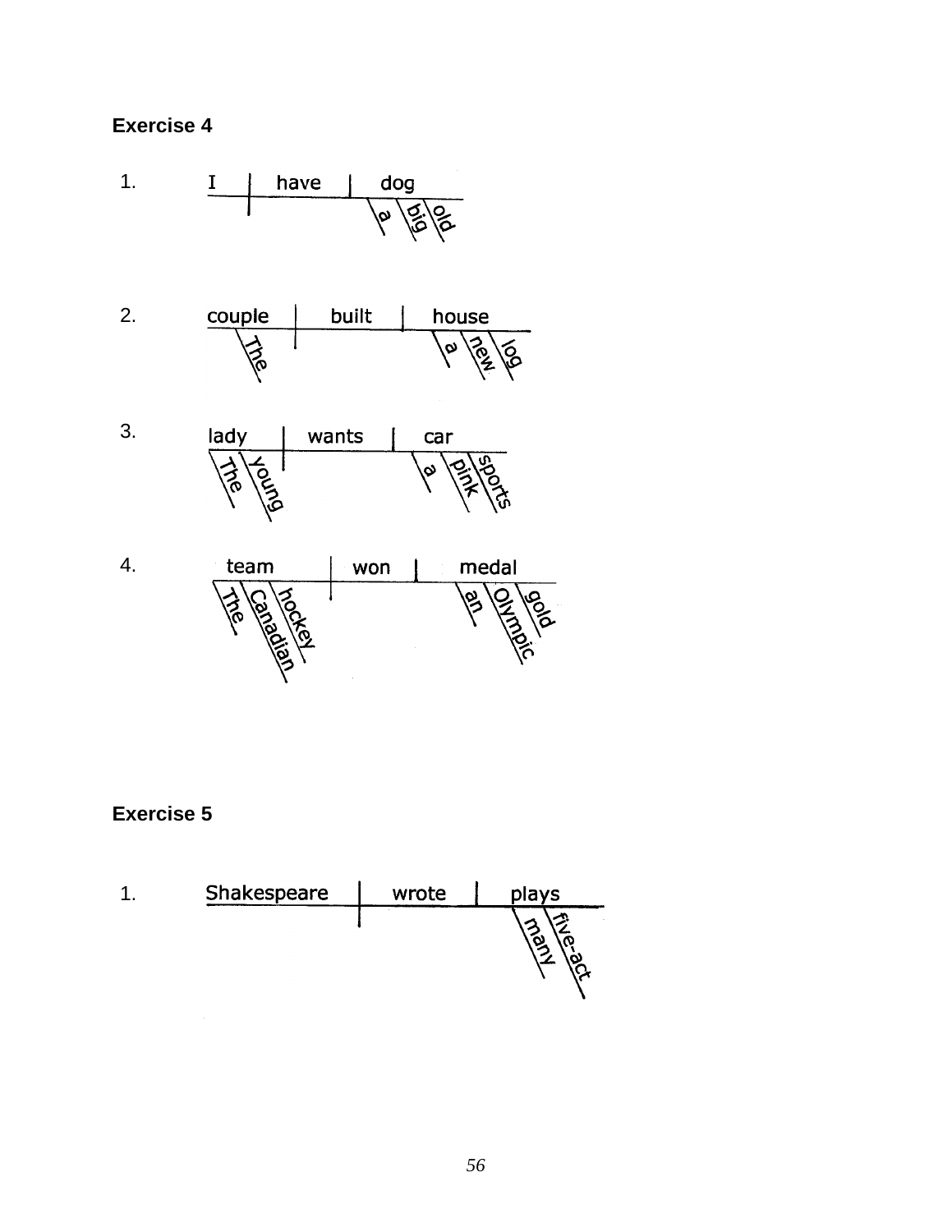## Exercise 4

1. I | have | dog — a, big, old

2. couple | built | house — The; a, new, log

3. lady | wants | car — The, young; a, pink, sports

4. team | won | medal — The, Canadian, hockey; an, Olympic, gold

## Exercise 5

1. Shakespeare | wrote | plays — many, five-act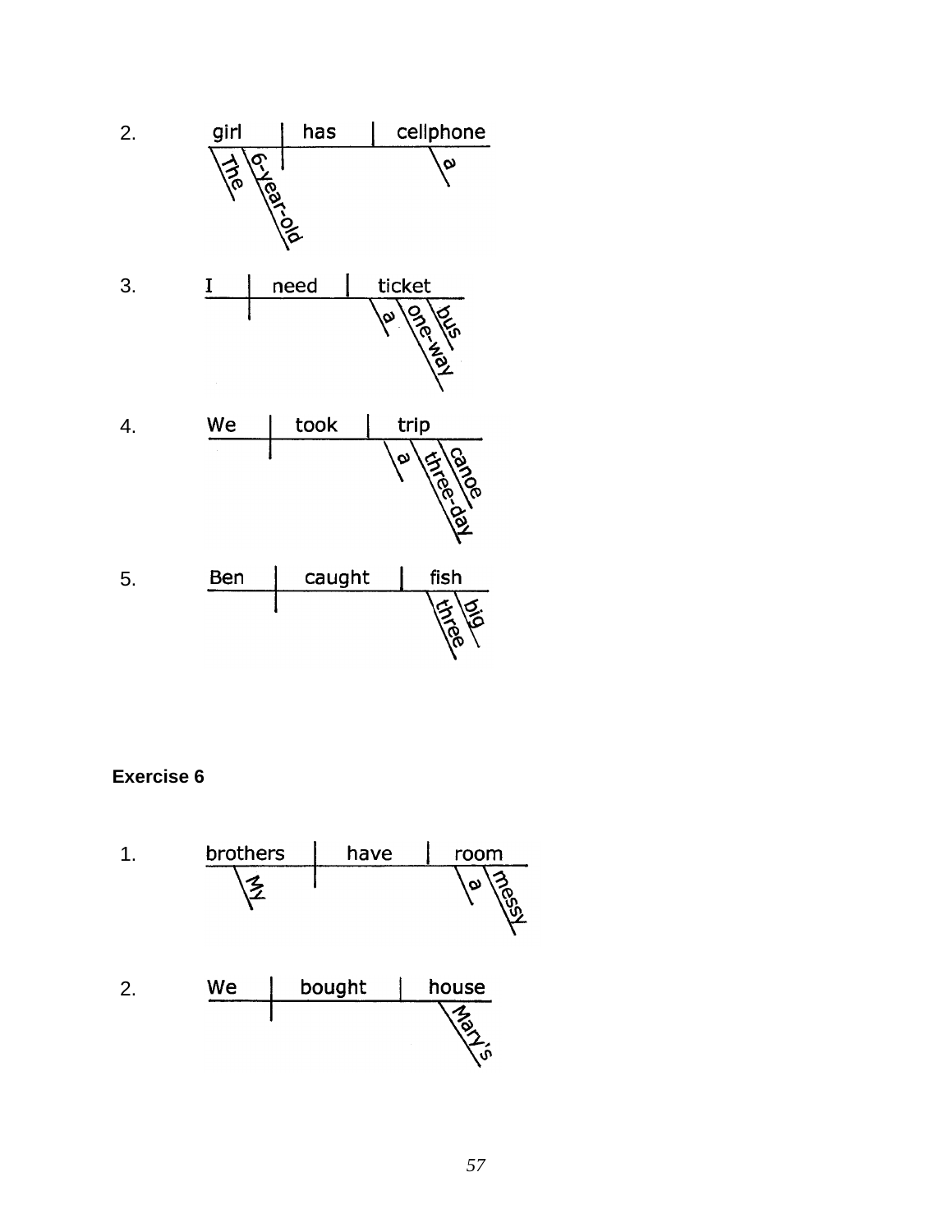2.

```
girl | has | cellphone
-----+-----+----------
\The \6-year-old     \a
```

3.

```
I | need | ticket
--+------+-------
            \a \one-way \bus
```

4.

```
We | took | trip
---+------+-----
             \a \three-day \canoe
```

5.

```
Ben | caught | fish
----+--------+-----
                \three \big
```

**Exercise 6**

1.

```
brothers | have | room
---------+------+-----
\My                \a \messy
```

2.

```
We | bought | house
---+--------+------
                \Mary's
```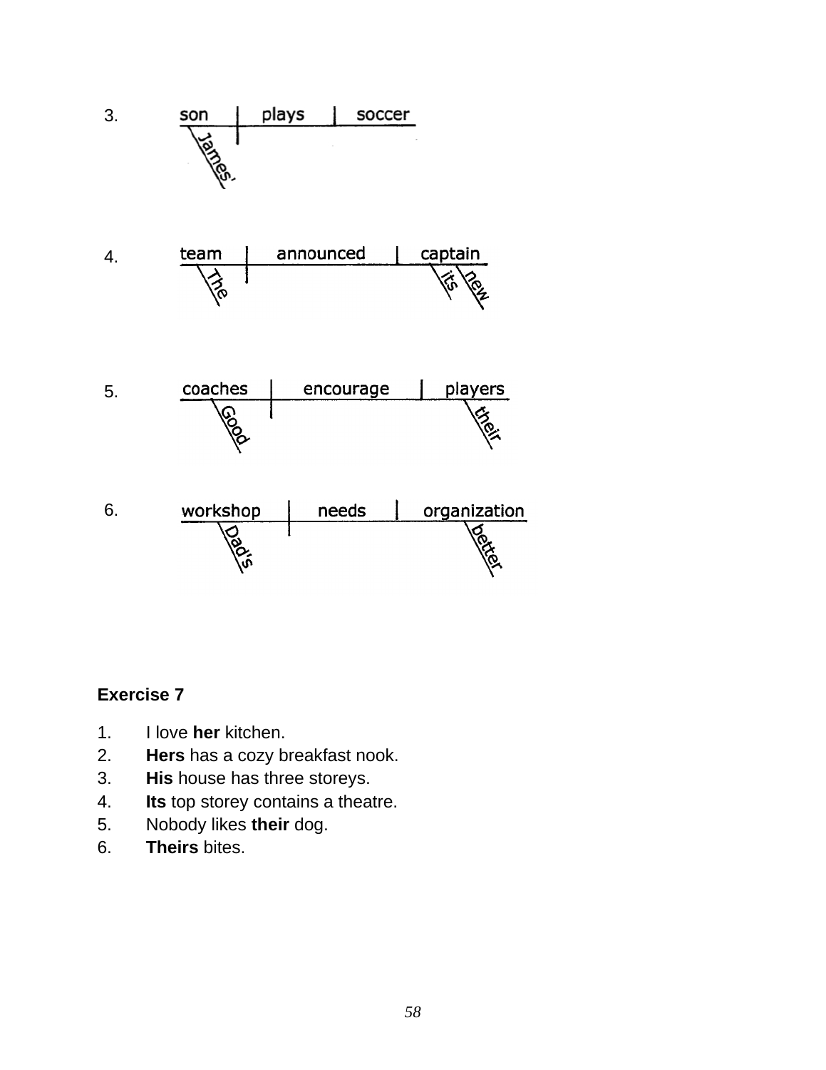3.

son | plays | soccer
James'

4.

team | announced | captain
The, its, new

5.

coaches | encourage | players
Good, their

6.

workshop | needs | organization
Dad's, better

**Exercise 7**

1. I love **her** kitchen.
2. **Hers** has a cozy breakfast nook.
3. **His** house has three storeys.
4. **Its** top storey contains a theatre.
5. Nobody likes **their** dog.
6. **Theirs** bites.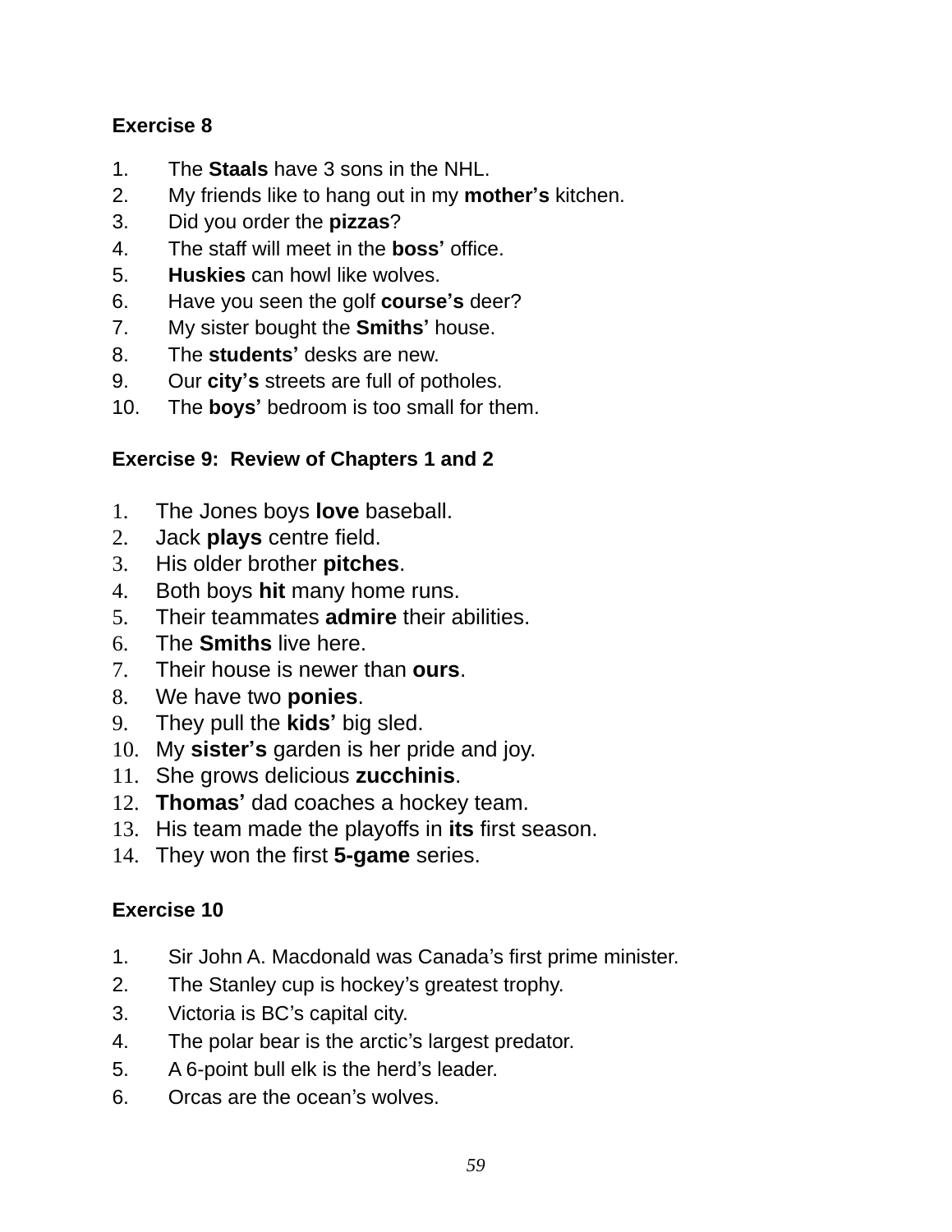**Exercise 8**

1. The **Staals** have 3 sons in the NHL.
2. My friends like to hang out in my **mother's** kitchen.
3. Did you order the **pizzas**?
4. The staff will meet in the **boss'** office.
5. **Huskies** can howl like wolves.
6. Have you seen the golf **course's** deer?
7. My sister bought the **Smiths'** house.
8. The **students'** desks are new.
9. Our **city's** streets are full of potholes.
10. The **boys'** bedroom is too small for them.

**Exercise 9: Review of Chapters 1 and 2**

1. The Jones boys **love** baseball.
2. Jack **plays** centre field.
3. His older brother **pitches**.
4. Both boys **hit** many home runs.
5. Their teammates **admire** their abilities.
6. The **Smiths** live here.
7. Their house is newer than **ours**.
8. We have two **ponies**.
9. They pull the **kids'** big sled.
10. My **sister's** garden is her pride and joy.
11. She grows delicious **zucchinis**.
12. **Thomas'** dad coaches a hockey team.
13. His team made the playoffs in **its** first season.
14. They won the first **5-game** series.

**Exercise 10**

1. Sir John A. Macdonald was Canada's first prime minister.
2. The Stanley cup is hockey's greatest trophy.
3. Victoria is BC's capital city.
4. The polar bear is the arctic's largest predator.
5. A 6-point bull elk is the herd's leader.
6. Orcas are the ocean's wolves.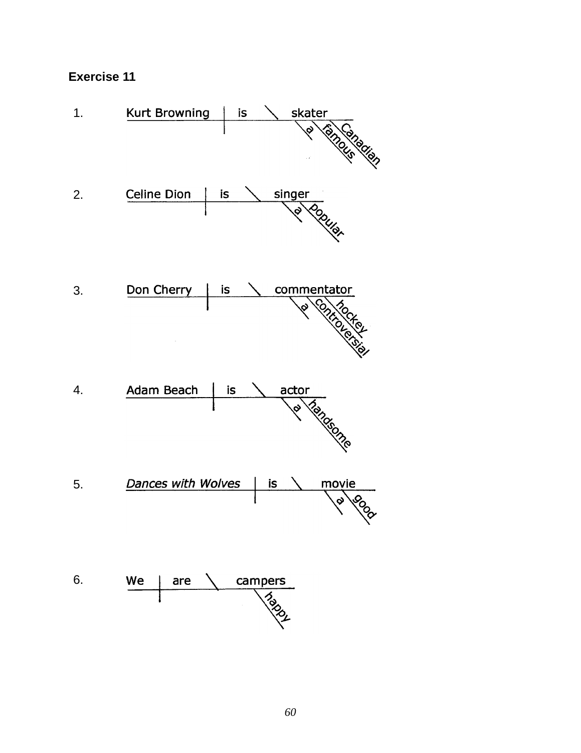## Exercise 11

1. Kurt Browning | is \ skater

   (modifiers: a, famous, Canadian)

2. Celine Dion | is \ singer

   (modifiers: a, popular)

3. Don Cherry | is \ commentator

   (modifiers: a, controversial, hockey)

4. Adam Beach | is \ actor

   (modifiers: a, handsome)

5. *Dances with Wolves* | is \ movie

   (modifiers: a, good)

6. We | are \ campers

   (modifier: happy)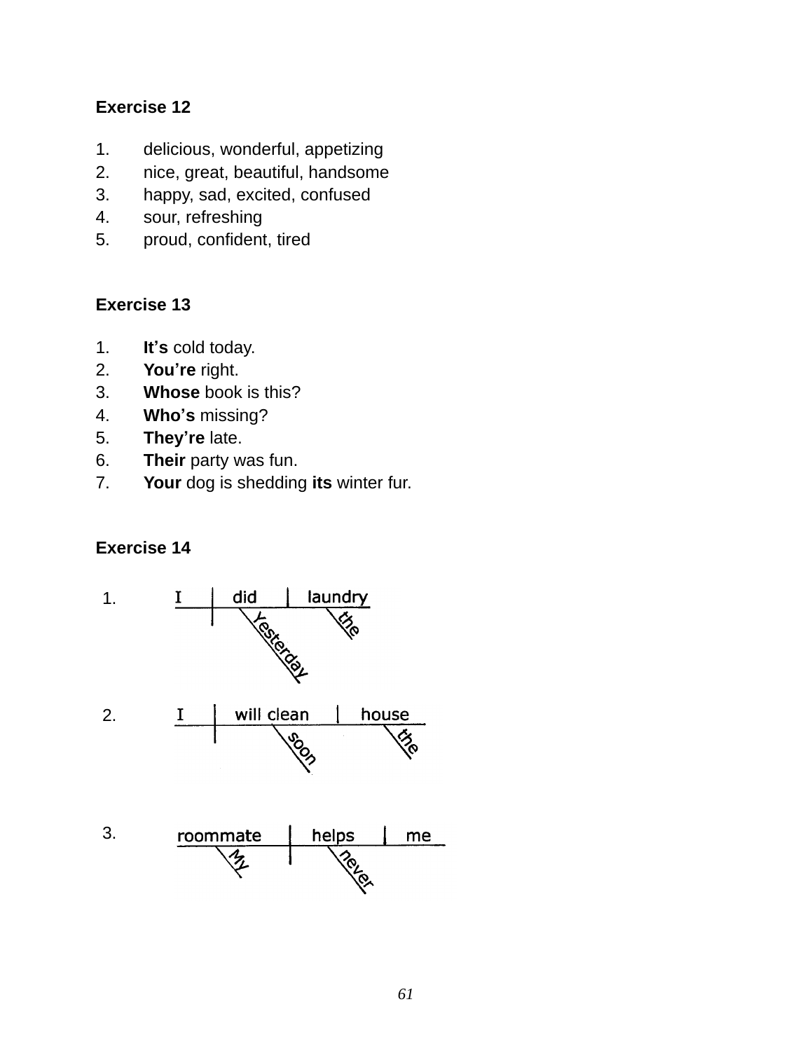**Exercise 12**

1. delicious, wonderful, appetizing
2. nice, great, beautiful, handsome
3. happy, sad, excited, confused
4. sour, refreshing
5. proud, confident, tired

**Exercise 13**

1. **It's** cold today.
2. **You're** right.
3. **Whose** book is this?
4. **Who's** missing?
5. **They're** late.
6. **Their** party was fun.
7. **Your** dog is shedding **its** winter fur.

**Exercise 14**

1.

```
I | did | laundry
     \Yesterday  \the
```

2.

```
I | will clean | house
         \soon       \the
```

3.

```
roommate | helps | me
  \My       \never
```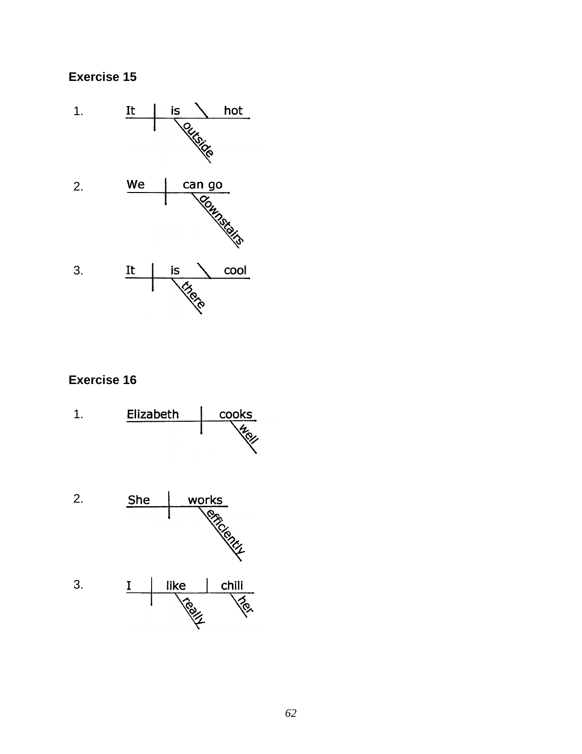## Exercise 15

1. It | is \ hot (outside)

2. We | can go (downstairs)

3. It | is \ cool (there)

## Exercise 16

1. Elizabeth | cooks (well)

2. She | works (efficiently)

3. I | like | chili (really) (her)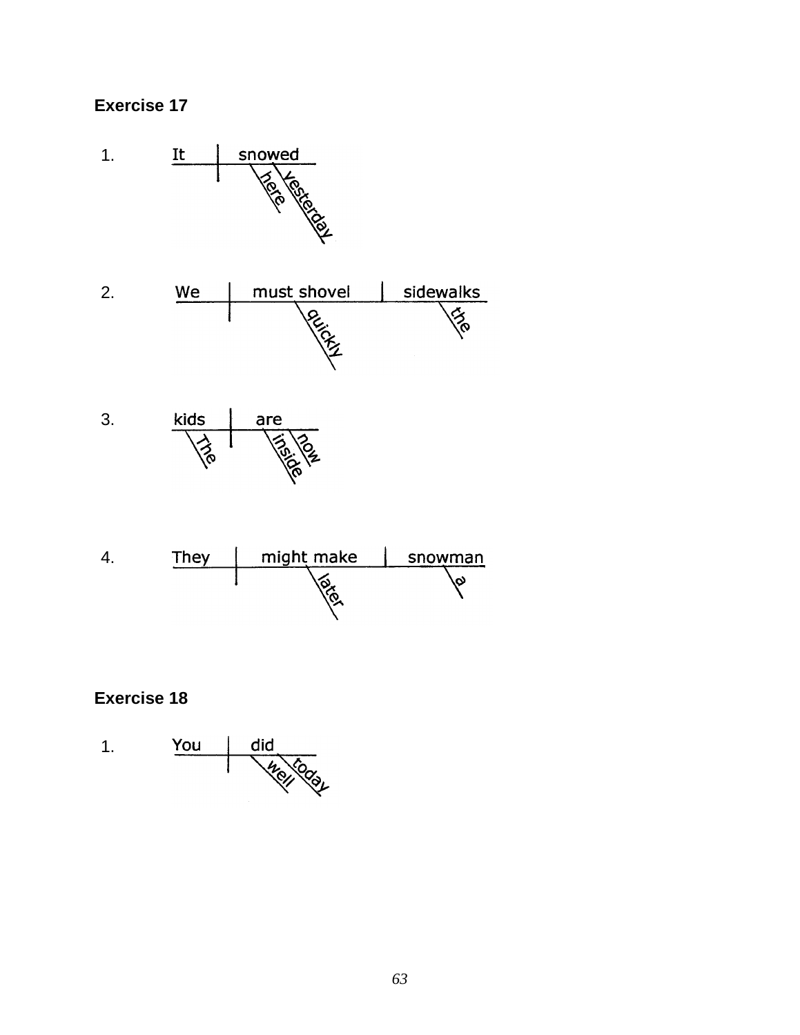**Exercise 17**

1. It | snowed
   - here (modifies snowed)
   - yesterday (modifies snowed)

2. We | must shovel | sidewalks
   - quickly (modifies must shovel)
   - the (modifies sidewalks)

3. kids | are
   - The (modifies kids)
   - inside (modifies are)
   - now (modifies are)

4. They | might make | snowman
   - later (modifies might make)
   - a (modifies snowman)

**Exercise 18**

1. You | did
   - well (modifies did)
   - today (modifies did)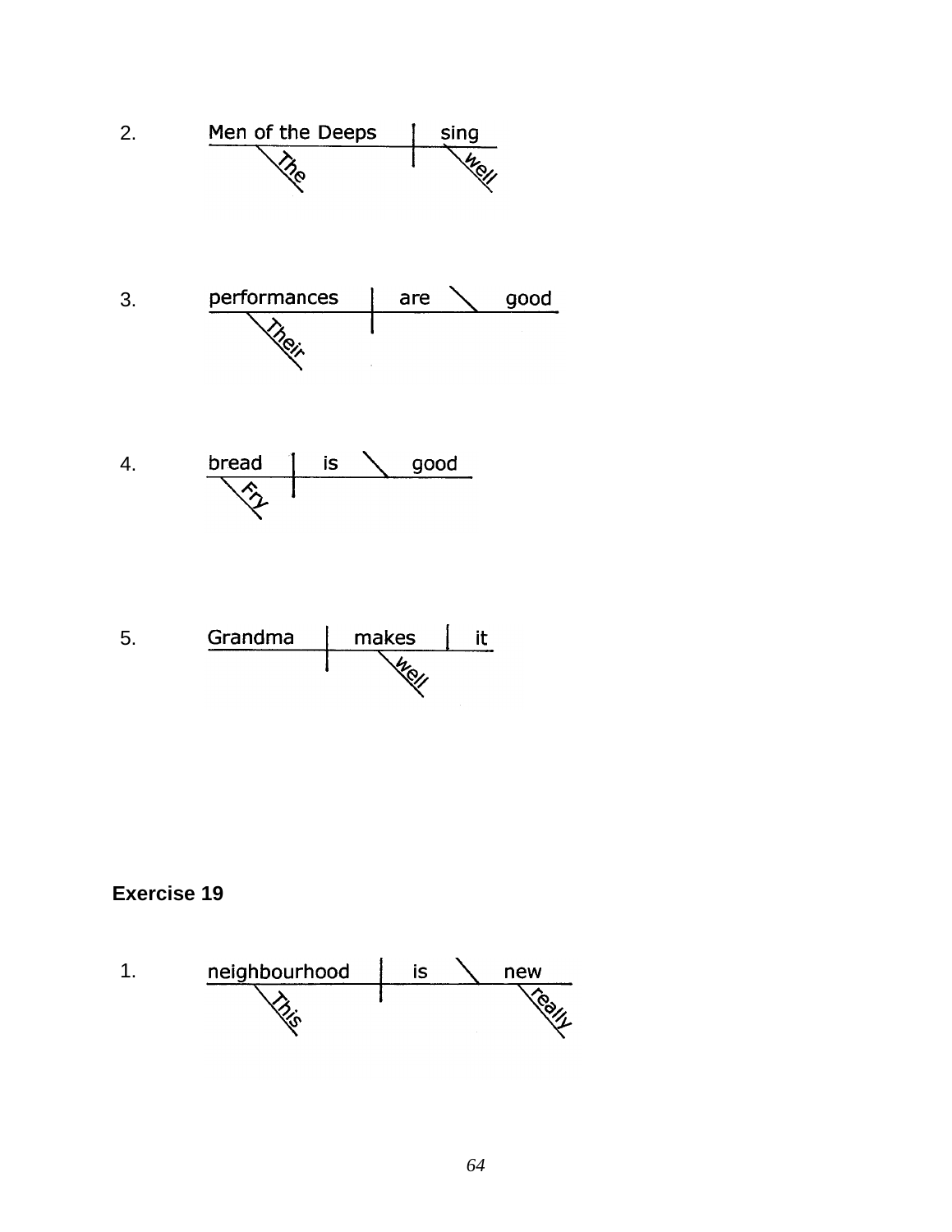2. Men of the Deeps | sing
   - The (modifies Men of the Deeps)
   - well (modifies sing)

3. performances | are \ good
   - Their (modifies performances)

4. bread | is \ good
   - Fry (modifies bread)

5. Grandma | makes | it
   - well (modifies makes)

**Exercise 19**

1. neighbourhood | is \ new
   - This (modifies neighbourhood)
   - really (modifies new)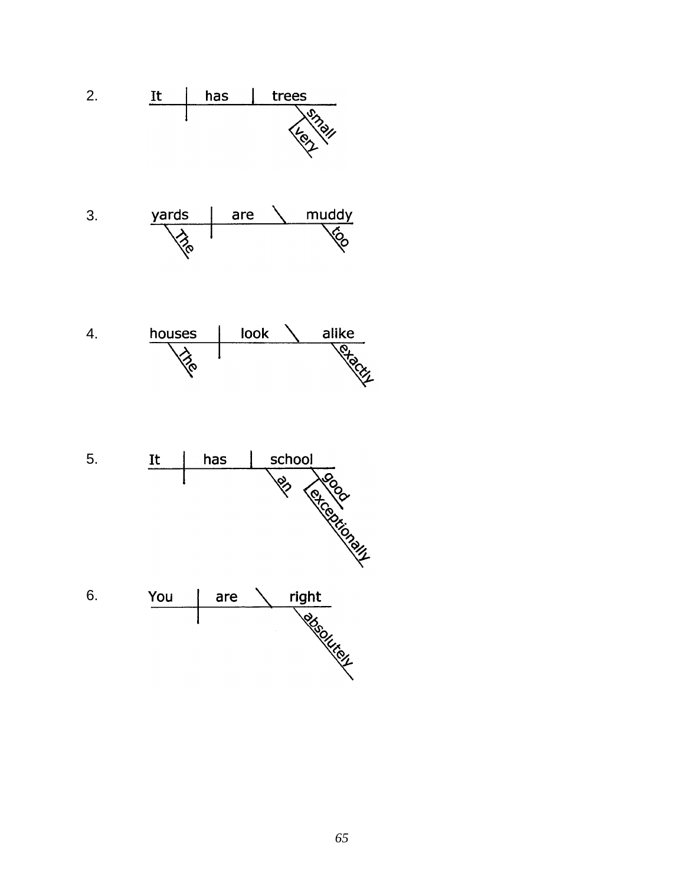2.

```
It | has | trees
            \ small
              \ very
```

3.

```
yards | are \ muddy
  \ The          \ too
```

4.

```
houses | look \ alike
  \ The            \ exactly
```

5.

```
It | has | school
            \ an   \ good
                     \ exceptionally
```

6.

```
You | are \ right
              \ absolutely
```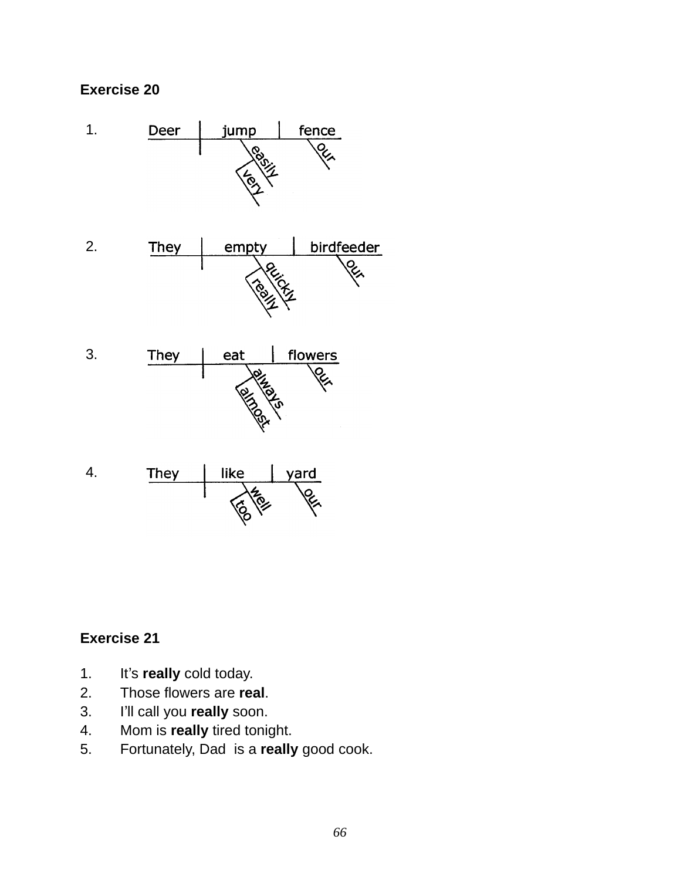**Exercise 20**

1. Deer | jump | fence (easily, very, our)

2. They | empty | birdfeeder (quickly, really, our)

3. They | eat | flowers (always, almost, our)

4. They | like | yard (well, too, our)

**Exercise 21**

1. It's **really** cold today.
2. Those flowers are **real**.
3. I'll call you **really** soon.
4. Mom is **really** tired tonight.
5. Fortunately, Dad is a **really** good cook.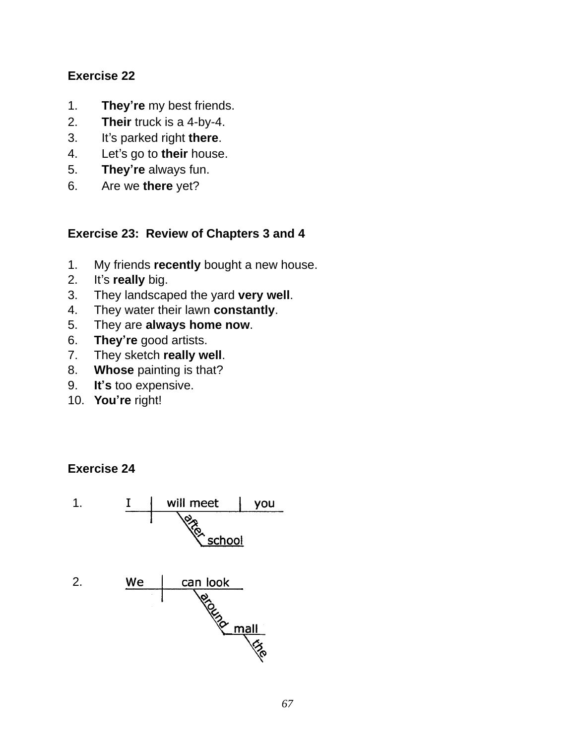**Exercise 22**

1. **They're** my best friends.
2. **Their** truck is a 4-by-4.
3. It's parked right **there**.
4. Let's go to **their** house.
5. **They're** always fun.
6. Are we **there** yet?

**Exercise 23: Review of Chapters 3 and 4**

1. My friends **recently** bought a new house.
2. It's **really** big.
3. They landscaped the yard **very well**.
4. They water their lawn **constantly**.
5. They are **always home now**.
6. **They're** good artists.
7. They sketch **really well**.
8. **Whose** painting is that?
9. **It's** too expensive.
10. **You're** right!

**Exercise 24**

1.

```
I | will meet | you
--+-----------------
  |   \after
  |    \_school
```

2.

```
We | can look
---+---------
   |   \around
   |    \_mall
   |        \the
```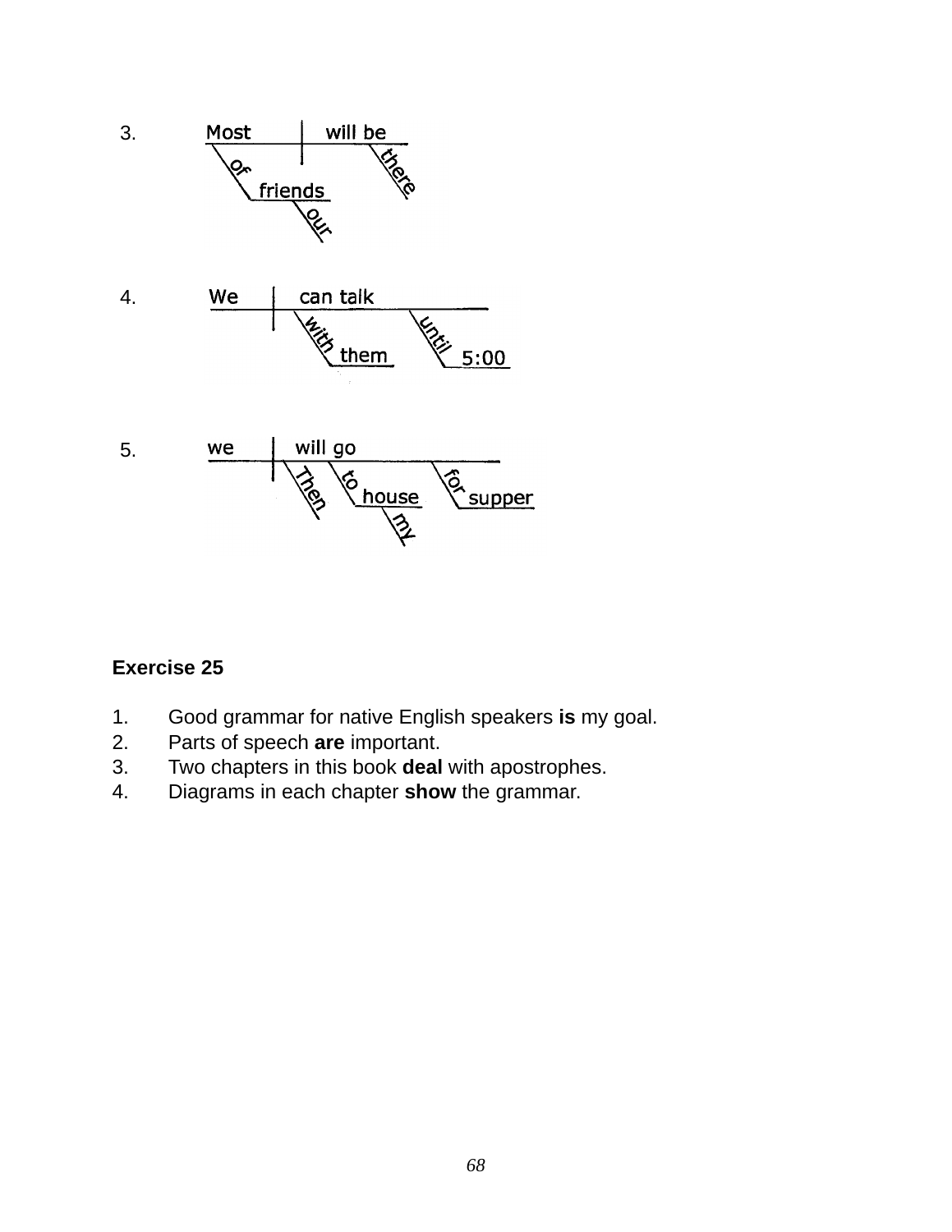3. Most | will be (there) — of friends (our)

4. We | can talk — with them; until 5:00

5. we | will go — Then; to house (my); for supper

**Exercise 25**

1. Good grammar for native English speakers **is** my goal.
2. Parts of speech **are** important.
3. Two chapters in this book **deal** with apostrophes.
4. Diagrams in each chapter **show** the grammar.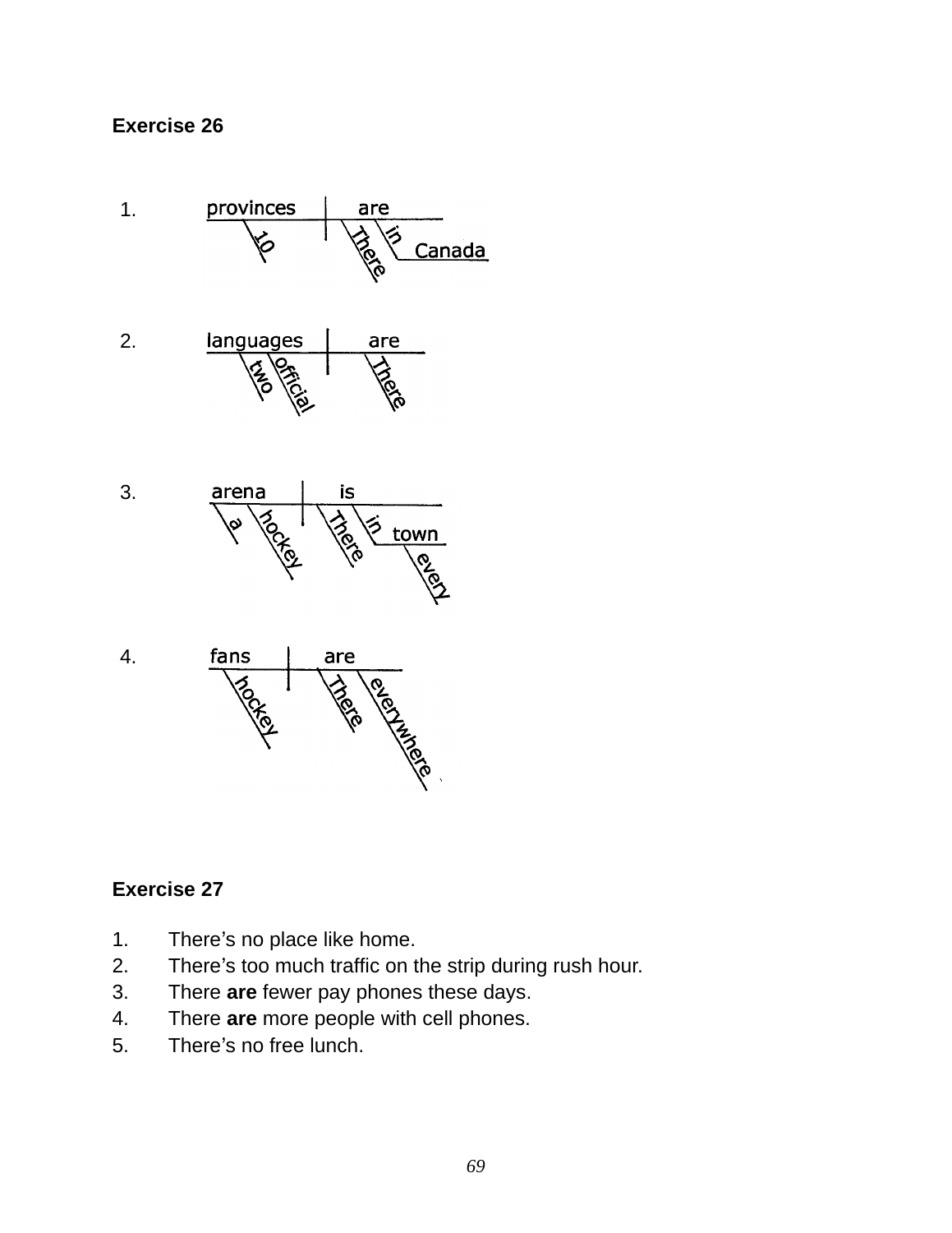**Exercise 26**

1.

2.

3.

4.

**Exercise 27**

1. There's no place like home.
2. There's too much traffic on the strip during rush hour.
3. There **are** fewer pay phones these days.
4. There **are** more people with cell phones.
5. There's no free lunch.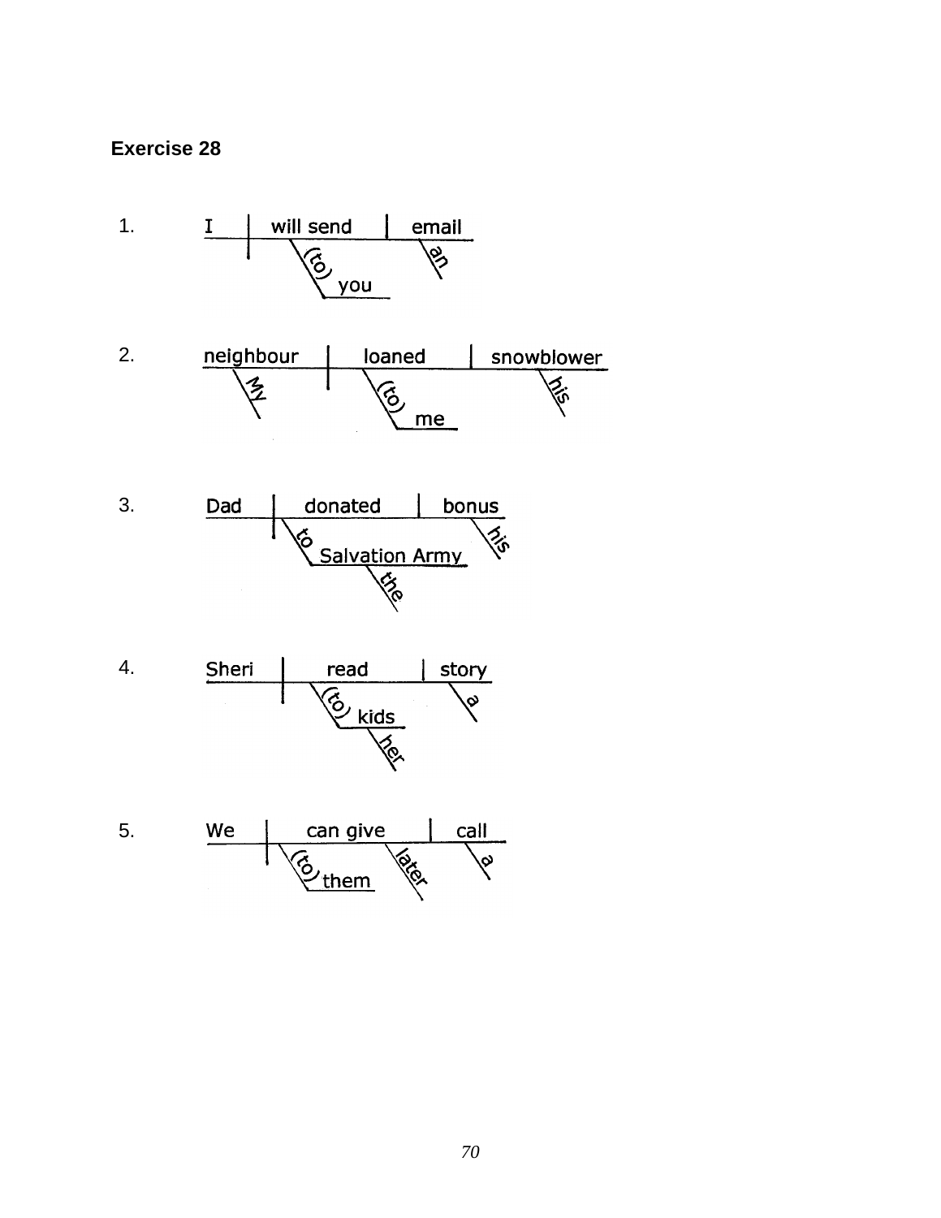**Exercise 28**

1. I | will send | email
   - will send → (to) you
   - email → an

2. neighbour | loaned | snowblower
   - neighbour → My
   - loaned → (to) me
   - snowblower → his

3. Dad | donated | bonus
   - donated → to Salvation Army
     - Salvation Army → the
   - bonus → his

4. Sheri | read | story
   - read → (to) kids
     - kids → her
   - story → a

5. We | can give | call
   - can give → (to) them
   - can give → later
   - call → a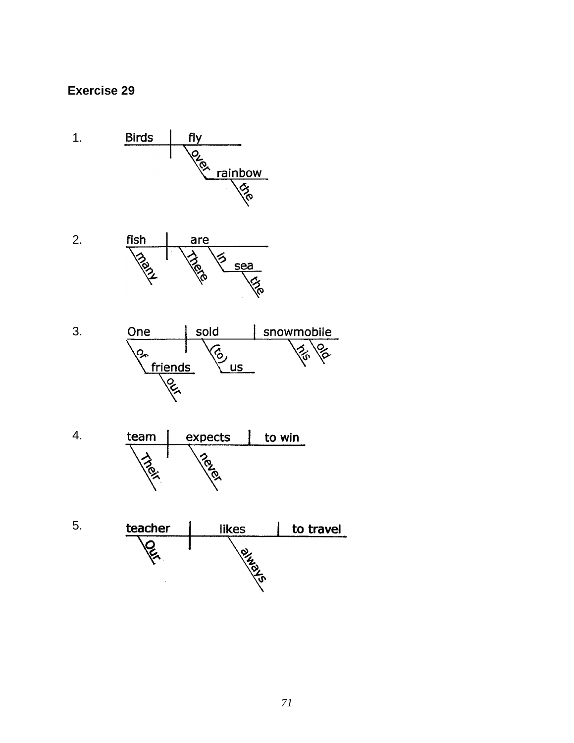### Exercise 29

1. Birds | fly
   - over (rainbow)
     - the

2. fish | are
   - many
   - There
   - in (sea)
     - the

3. One | sold | snowmobile
   - of (friends)
     - our
   - (to) us
   - his
   - old

4. team | expects | to win
   - Their
   - never

5. teacher | likes | to travel
   - Our
   - always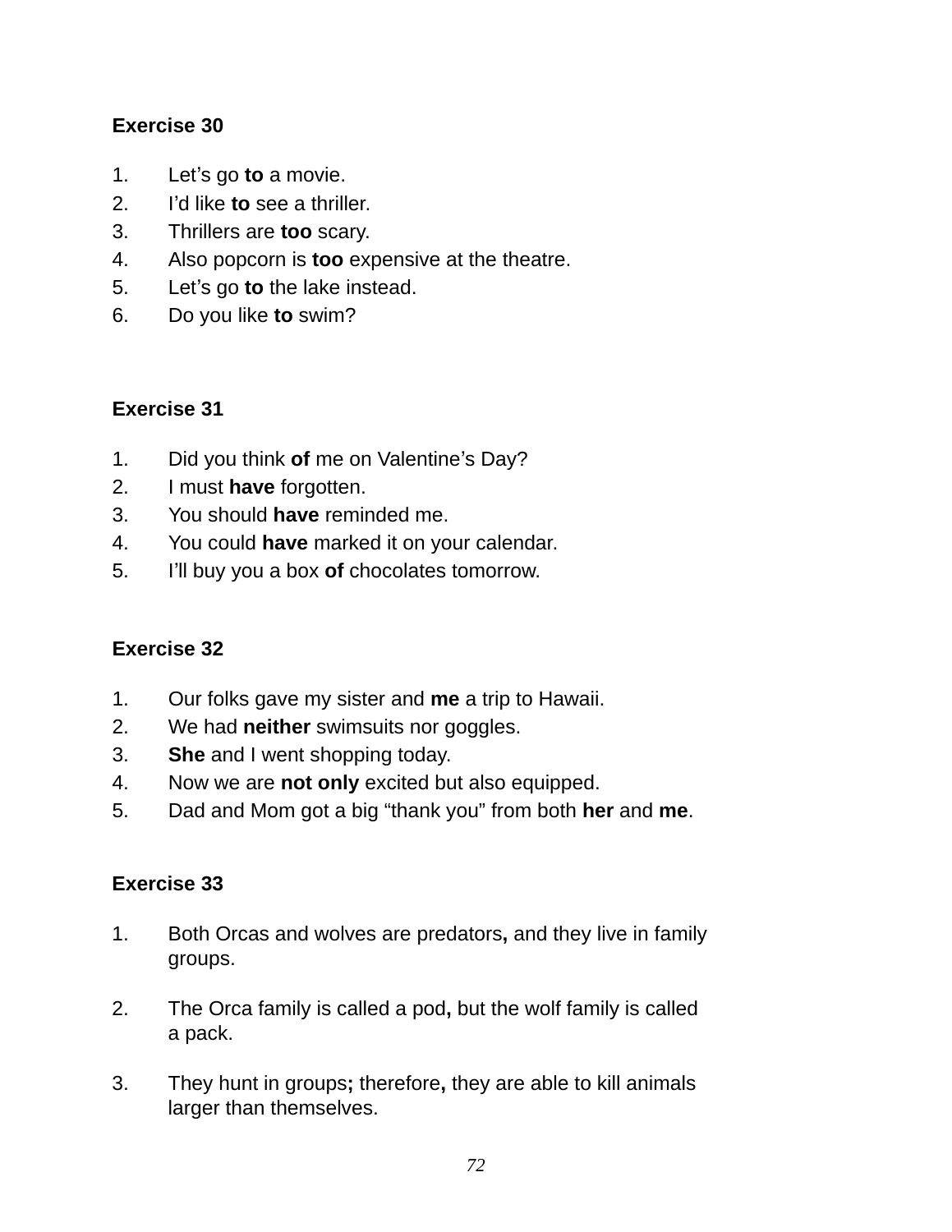**Exercise 30**

1. Let's go **to** a movie.
2. I'd like **to** see a thriller.
3. Thrillers are **too** scary.
4. Also popcorn is **too** expensive at the theatre.
5. Let's go **to** the lake instead.
6. Do you like **to** swim?

**Exercise 31**

1. Did you think **of** me on Valentine's Day?
2. I must **have** forgotten.
3. You should **have** reminded me.
4. You could **have** marked it on your calendar.
5. I'll buy you a box **of** chocolates tomorrow.

**Exercise 32**

1. Our folks gave my sister and **me** a trip to Hawaii.
2. We had **neither** swimsuits nor goggles.
3. **She** and I went shopping today.
4. Now we are **not only** excited but also equipped.
5. Dad and Mom got a big "thank you" from both **her** and **me**.

**Exercise 33**

1. Both Orcas and wolves are predators**,** and they live in family groups.

2. The Orca family is called a pod**,** but the wolf family is called a pack.

3. They hunt in groups**;** therefore**,** they are able to kill animals larger than themselves.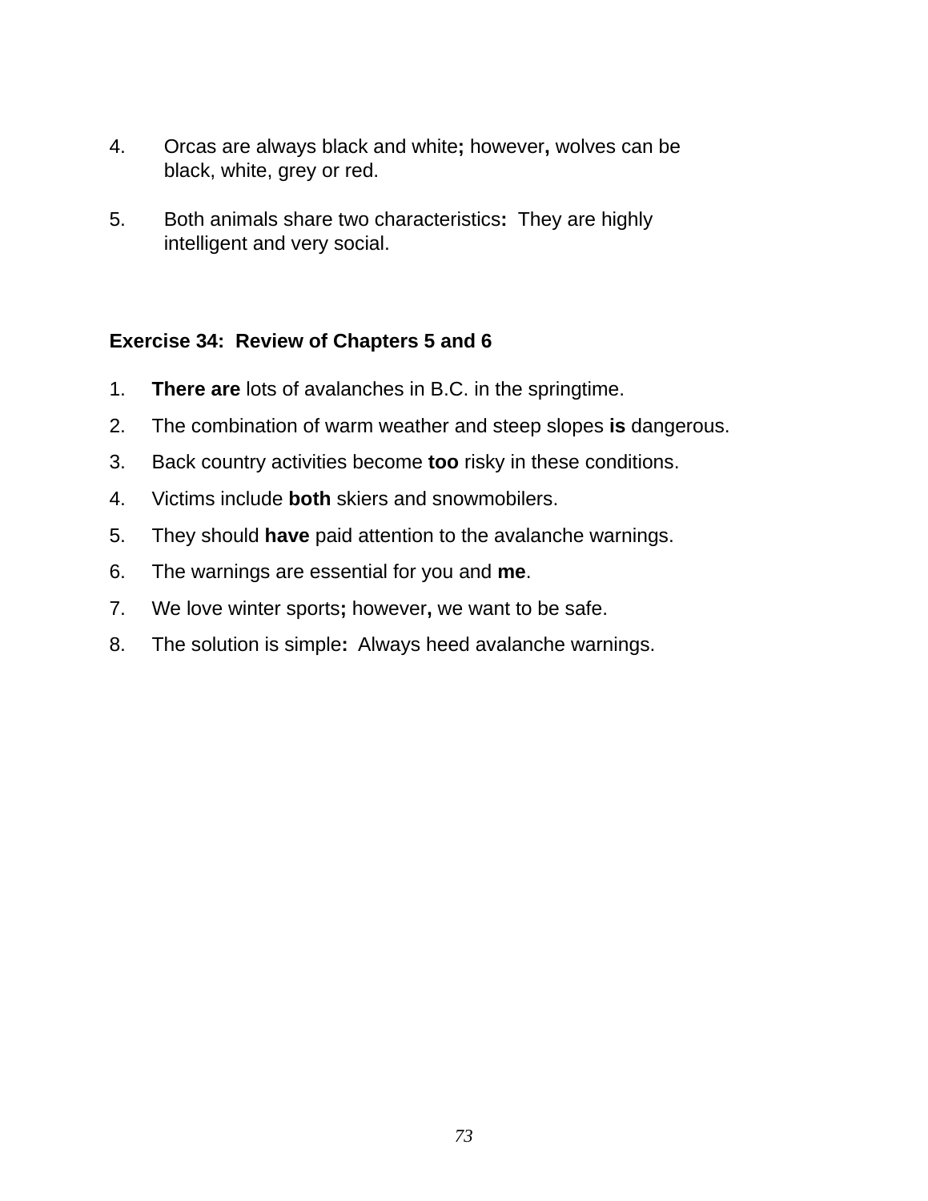4. Orcas are always black and white**;** however**,** wolves can be black, white, grey or red.

5. Both animals share two characteristics**:** They are highly intelligent and very social.

**Exercise 34: Review of Chapters 5 and 6**

1. **There are** lots of avalanches in B.C. in the springtime.
2. The combination of warm weather and steep slopes **is** dangerous.
3. Back country activities become **too** risky in these conditions.
4. Victims include **both** skiers and snowmobilers.
5. They should **have** paid attention to the avalanche warnings.
6. The warnings are essential for you and **me**.
7. We love winter sports**;** however**,** we want to be safe.
8. The solution is simple**:** Always heed avalanche warnings.